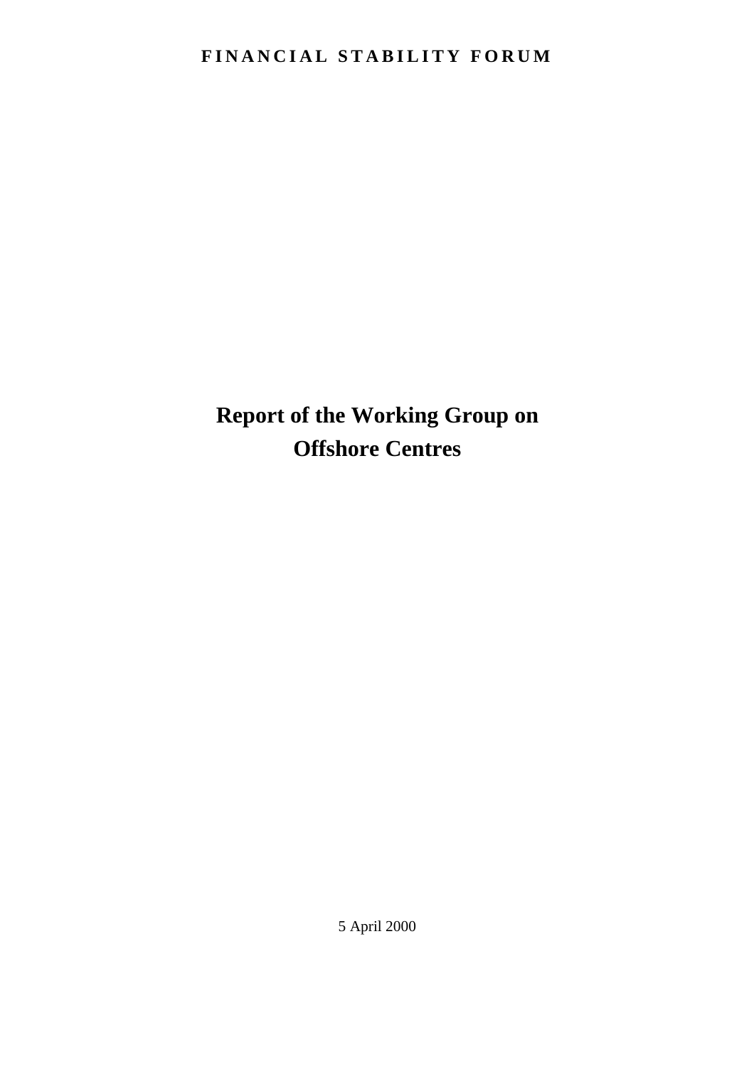**FINANCIAL STABILITY FORUM**

# Report of the Working Group on Offshore Centres

5 April 2000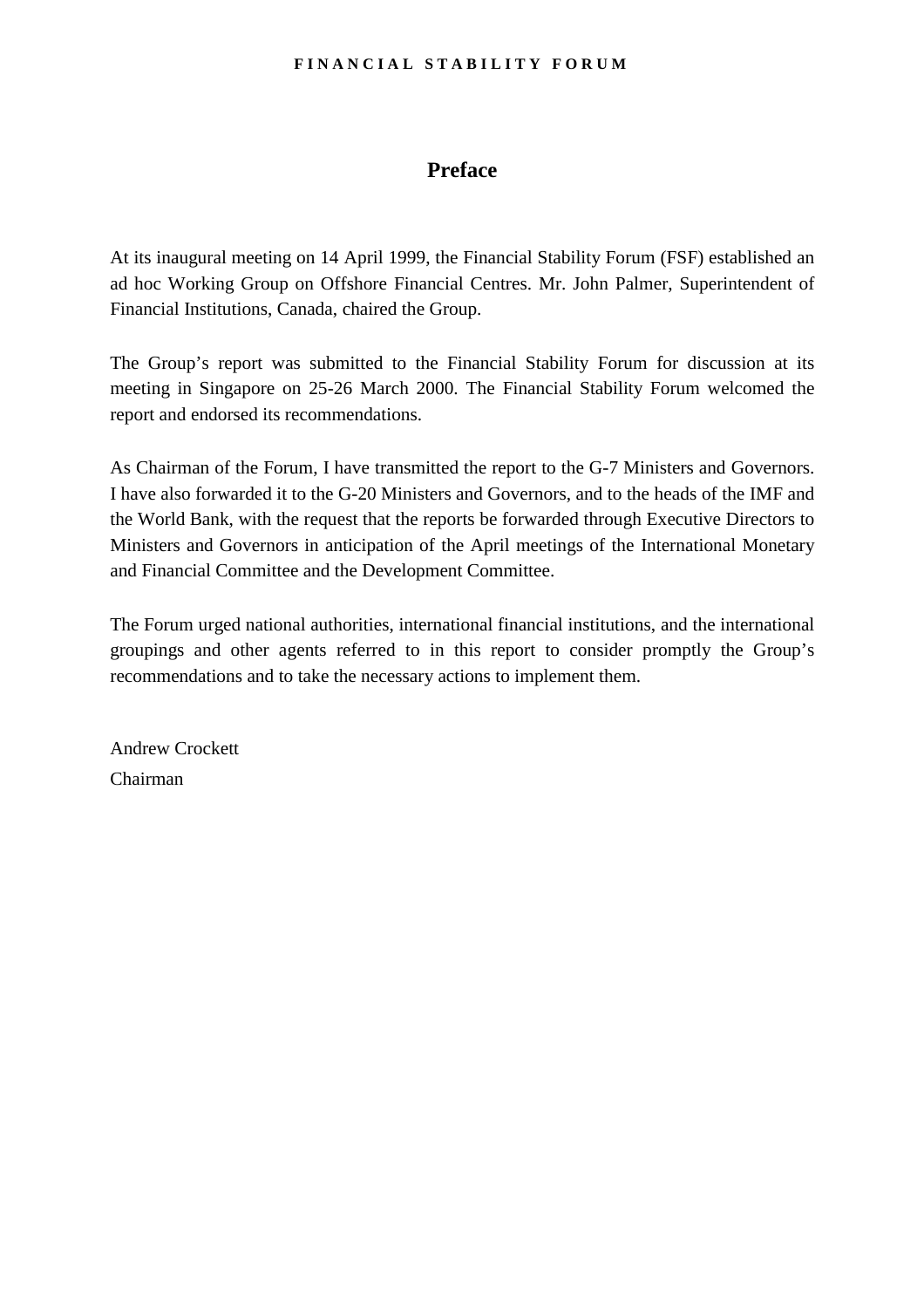# Preface

At its inaugural meeting on 14 April 1999, the Financial Stability Forum (FSF) established an ad hoc Working Group on Offshore Financial Centres. Mr. John Palmer, Superintendent of Financial Institutions, Canada, chaired the Group.

The Group's report was submitted to the Financial Stability Forum for discussion at its meeting in Singapore on 25-26 March 2000. The Financial Stability Forum welcomed the report and endorsed its recommendations.

As Chairman of the Forum, I have transmitted the report to the G-7 Ministers and Governors. I have also forwarded it to the G-20 Ministers and Governors, and to the heads of the IMF and the World Bank, with the request that the reports be forwarded through Executive Directors to Ministers and Governors in anticipation of the April meetings of the International Monetary and Financial Committee and the Development Committee.

The Forum urged national authorities, international financial institutions, and the international groupings and other agents referred to in this report to consider promptly the Group's recommendations and to take the necessary actions to implement them.

Andrew Crockett

Chairman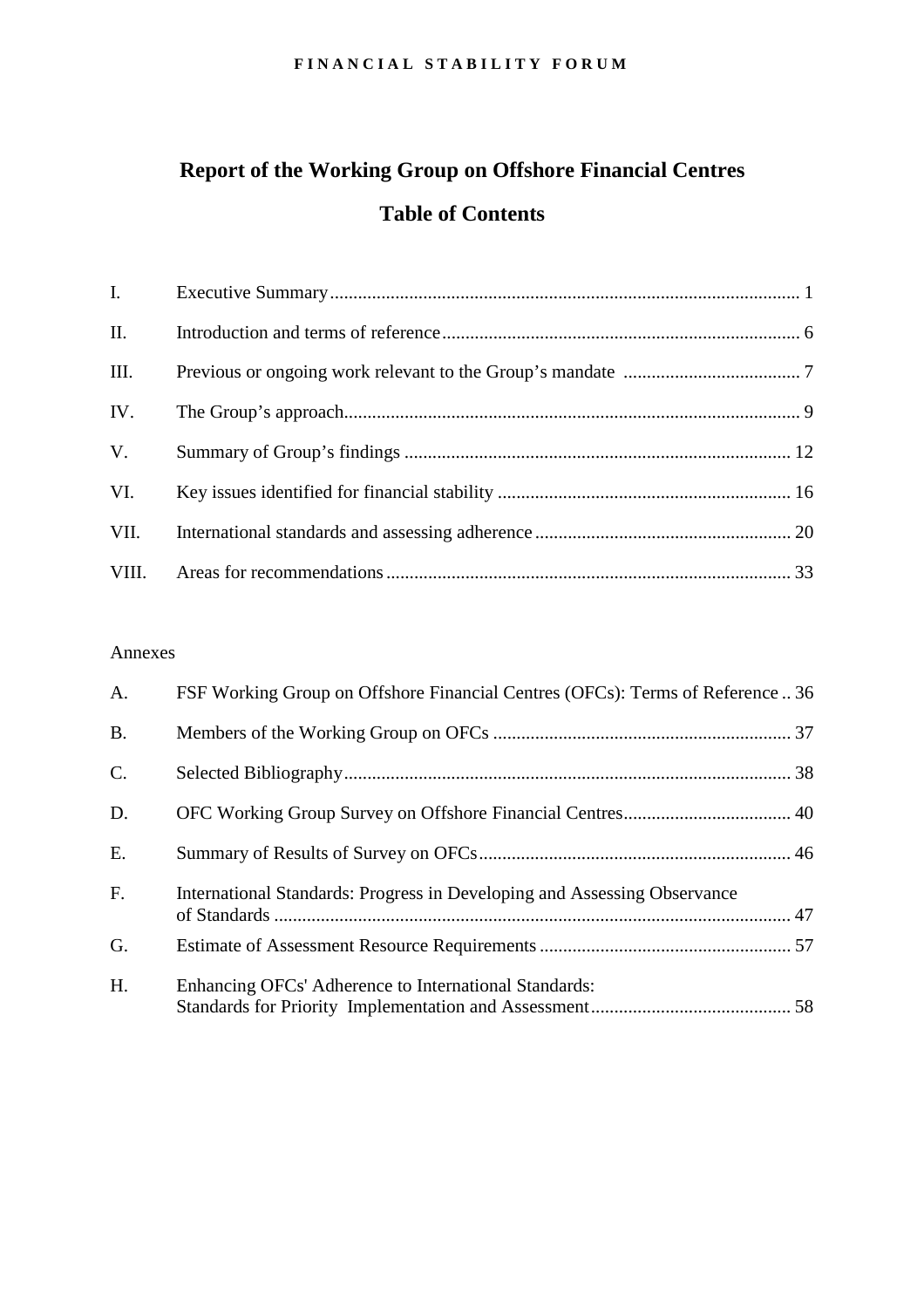FINANCIAL STABILITY FORUM

# Report of the Working Group on Offshore Financial Centres

## Table of Contents

| | | |
|---|---|---|
| I. | Executive Summary | 1 |
| II. | Introduction and terms of reference | 6 |
| III. | Previous or ongoing work relevant to the Group's mandate | 7 |
| IV. | The Group's approach | 9 |
| V. | Summary of Group's findings | 12 |
| VI. | Key issues identified for financial stability | 16 |
| VII. | International standards and assessing adherence | 20 |
| VIII. | Areas for recommendations | 33 |

Annexes

| | | |
|---|---|---|
| A. | FSF Working Group on Offshore Financial Centres (OFCs): Terms of Reference | 36 |
| B. | Members of the Working Group on OFCs | 37 |
| C. | Selected Bibliography | 38 |
| D. | OFC Working Group Survey on Offshore Financial Centres | 40 |
| E. | Summary of Results of Survey on OFCs | 46 |
| F. | International Standards: Progress in Developing and Assessing Observance of Standards | 47 |
| G. | Estimate of Assessment Resource Requirements | 57 |
| H. | Enhancing OFCs' Adherence to International Standards: Standards for Priority Implementation and Assessment | 58 |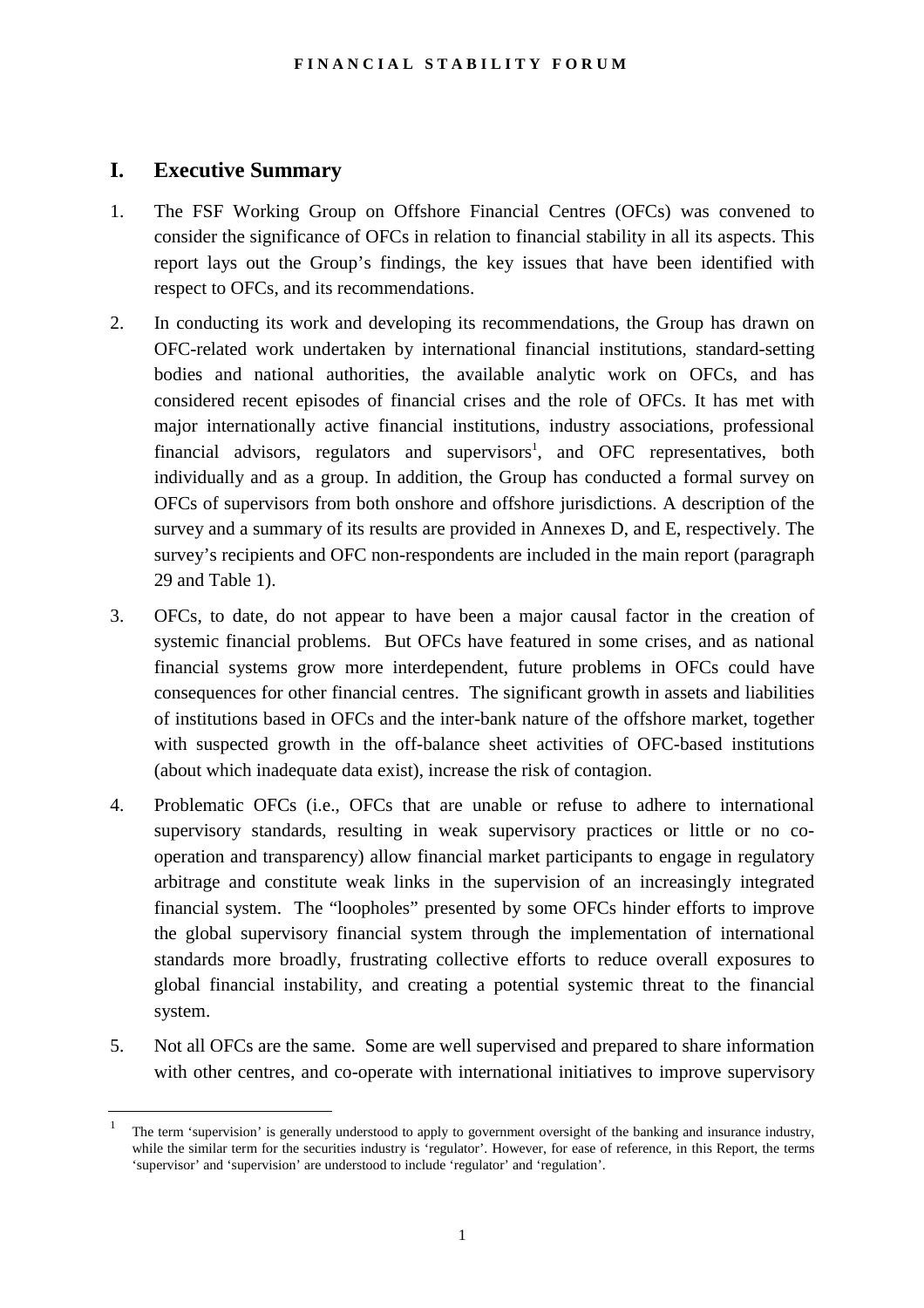# I. Executive Summary

1. The FSF Working Group on Offshore Financial Centres (OFCs) was convened to consider the significance of OFCs in relation to financial stability in all its aspects. This report lays out the Group's findings, the key issues that have been identified with respect to OFCs, and its recommendations.

2. In conducting its work and developing its recommendations, the Group has drawn on OFC-related work undertaken by international financial institutions, standard-setting bodies and national authorities, the available analytic work on OFCs, and has considered recent episodes of financial crises and the role of OFCs. It has met with major internationally active financial institutions, industry associations, professional financial advisors, regulators and supervisors[1], and OFC representatives, both individually and as a group. In addition, the Group has conducted a formal survey on OFCs of supervisors from both onshore and offshore jurisdictions. A description of the survey and a summary of its results are provided in Annexes D, and E, respectively. The survey's recipients and OFC non-respondents are included in the main report (paragraph 29 and Table 1).

3. OFCs, to date, do not appear to have been a major causal factor in the creation of systemic financial problems. But OFCs have featured in some crises, and as national financial systems grow more interdependent, future problems in OFCs could have consequences for other financial centres. The significant growth in assets and liabilities of institutions based in OFCs and the inter-bank nature of the offshore market, together with suspected growth in the off-balance sheet activities of OFC-based institutions (about which inadequate data exist), increase the risk of contagion.

4. Problematic OFCs (i.e., OFCs that are unable or refuse to adhere to international supervisory standards, resulting in weak supervisory practices or little or no co-operation and transparency) allow financial market participants to engage in regulatory arbitrage and constitute weak links in the supervision of an increasingly integrated financial system. The "loopholes" presented by some OFCs hinder efforts to improve the global supervisory financial system through the implementation of international standards more broadly, frustrating collective efforts to reduce overall exposures to global financial instability, and creating a potential systemic threat to the financial system.

5. Not all OFCs are the same. Some are well supervised and prepared to share information with other centres, and co-operate with international initiatives to improve supervisory

[1] The term 'supervision' is generally understood to apply to government oversight of the banking and insurance industry, while the similar term for the securities industry is 'regulator'. However, for ease of reference, in this Report, the terms 'supervisor' and 'supervision' are understood to include 'regulator' and 'regulation'.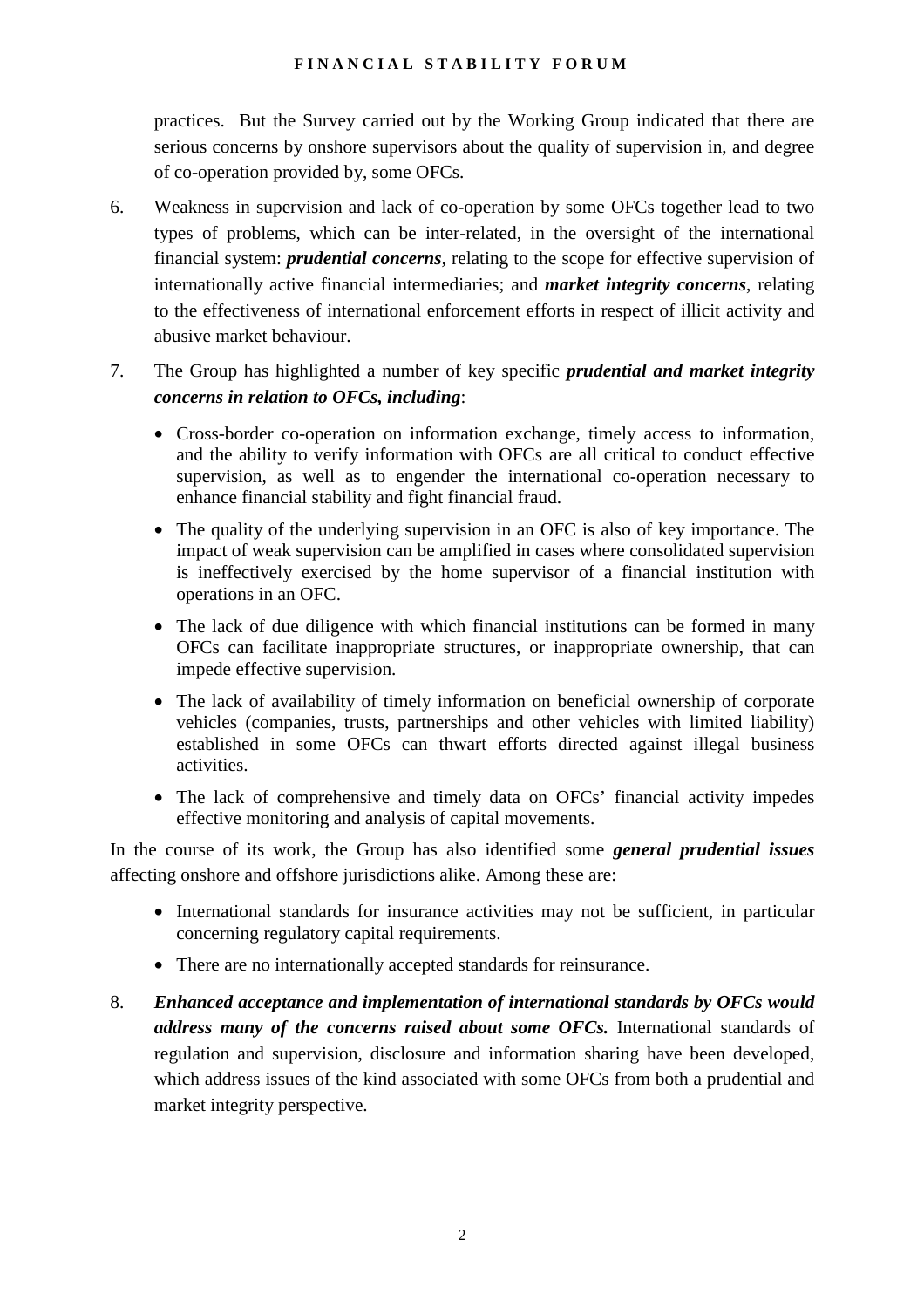practices. But the Survey carried out by the Working Group indicated that there are serious concerns by onshore supervisors about the quality of supervision in, and degree of co-operation provided by, some OFCs.

6. Weakness in supervision and lack of co-operation by some OFCs together lead to two types of problems, which can be inter-related, in the oversight of the international financial system: ***prudential concerns***, relating to the scope for effective supervision of internationally active financial intermediaries; and ***market integrity concerns***, relating to the effectiveness of international enforcement efforts in respect of illicit activity and abusive market behaviour.

7. The Group has highlighted a number of key specific ***prudential and market integrity concerns in relation to OFCs, including***:

   - Cross-border co-operation on information exchange, timely access to information, and the ability to verify information with OFCs are all critical to conduct effective supervision, as well as to engender the international co-operation necessary to enhance financial stability and fight financial fraud.
   - The quality of the underlying supervision in an OFC is also of key importance. The impact of weak supervision can be amplified in cases where consolidated supervision is ineffectively exercised by the home supervisor of a financial institution with operations in an OFC.
   - The lack of due diligence with which financial institutions can be formed in many OFCs can facilitate inappropriate structures, or inappropriate ownership, that can impede effective supervision.
   - The lack of availability of timely information on beneficial ownership of corporate vehicles (companies, trusts, partnerships and other vehicles with limited liability) established in some OFCs can thwart efforts directed against illegal business activities.
   - The lack of comprehensive and timely data on OFCs' financial activity impedes effective monitoring and analysis of capital movements.

In the course of its work, the Group has also identified some ***general prudential issues*** affecting onshore and offshore jurisdictions alike. Among these are:

   - International standards for insurance activities may not be sufficient, in particular concerning regulatory capital requirements.
   - There are no internationally accepted standards for reinsurance.

8. ***Enhanced acceptance and implementation of international standards by OFCs would address many of the concerns raised about some OFCs.*** International standards of regulation and supervision, disclosure and information sharing have been developed, which address issues of the kind associated with some OFCs from both a prudential and market integrity perspective.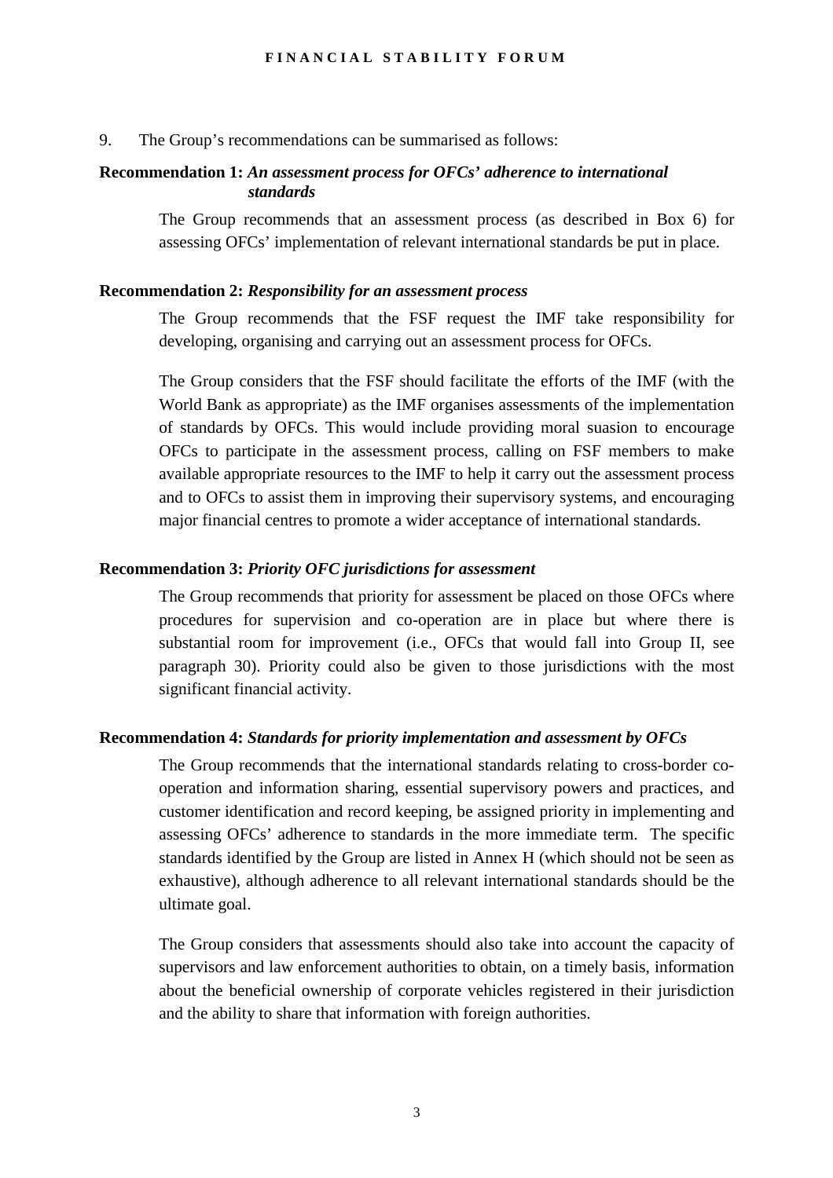9. The Group's recommendations can be summarised as follows:

**Recommendation 1:** ***An assessment process for OFCs' adherence to international standards***

The Group recommends that an assessment process (as described in Box 6) for assessing OFCs' implementation of relevant international standards be put in place.

**Recommendation 2:** ***Responsibility for an assessment process***

The Group recommends that the FSF request the IMF take responsibility for developing, organising and carrying out an assessment process for OFCs.

The Group considers that the FSF should facilitate the efforts of the IMF (with the World Bank as appropriate) as the IMF organises assessments of the implementation of standards by OFCs. This would include providing moral suasion to encourage OFCs to participate in the assessment process, calling on FSF members to make available appropriate resources to the IMF to help it carry out the assessment process and to OFCs to assist them in improving their supervisory systems, and encouraging major financial centres to promote a wider acceptance of international standards.

**Recommendation 3:** ***Priority OFC jurisdictions for assessment***

The Group recommends that priority for assessment be placed on those OFCs where procedures for supervision and co-operation are in place but where there is substantial room for improvement (i.e., OFCs that would fall into Group II, see paragraph 30). Priority could also be given to those jurisdictions with the most significant financial activity.

**Recommendation 4:** ***Standards for priority implementation and assessment by OFCs***

The Group recommends that the international standards relating to cross-border co-operation and information sharing, essential supervisory powers and practices, and customer identification and record keeping, be assigned priority in implementing and assessing OFCs' adherence to standards in the more immediate term. The specific standards identified by the Group are listed in Annex H (which should not be seen as exhaustive), although adherence to all relevant international standards should be the ultimate goal.

The Group considers that assessments should also take into account the capacity of supervisors and law enforcement authorities to obtain, on a timely basis, information about the beneficial ownership of corporate vehicles registered in their jurisdiction and the ability to share that information with foreign authorities.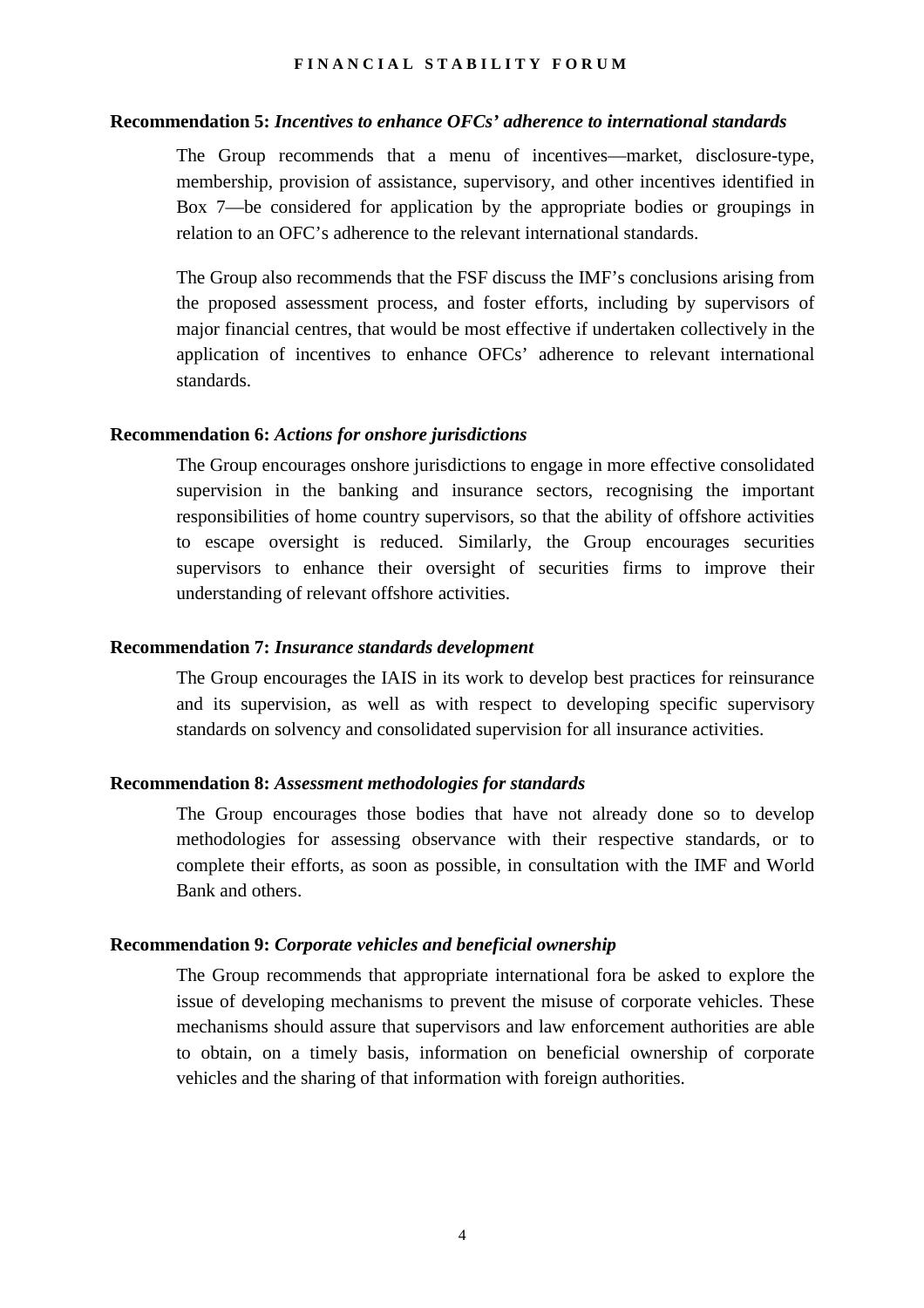**Recommendation 5:** ***Incentives to enhance OFCs' adherence to international standards***

The Group recommends that a menu of incentives—market, disclosure-type, membership, provision of assistance, supervisory, and other incentives identified in Box 7—be considered for application by the appropriate bodies or groupings in relation to an OFC's adherence to the relevant international standards.

The Group also recommends that the FSF discuss the IMF's conclusions arising from the proposed assessment process, and foster efforts, including by supervisors of major financial centres, that would be most effective if undertaken collectively in the application of incentives to enhance OFCs' adherence to relevant international standards.

**Recommendation 6:** ***Actions for onshore jurisdictions***

The Group encourages onshore jurisdictions to engage in more effective consolidated supervision in the banking and insurance sectors, recognising the important responsibilities of home country supervisors, so that the ability of offshore activities to escape oversight is reduced. Similarly, the Group encourages securities supervisors to enhance their oversight of securities firms to improve their understanding of relevant offshore activities.

**Recommendation 7:** ***Insurance standards development***

The Group encourages the IAIS in its work to develop best practices for reinsurance and its supervision, as well as with respect to developing specific supervisory standards on solvency and consolidated supervision for all insurance activities.

**Recommendation 8:** ***Assessment methodologies for standards***

The Group encourages those bodies that have not already done so to develop methodologies for assessing observance with their respective standards, or to complete their efforts, as soon as possible, in consultation with the IMF and World Bank and others.

**Recommendation 9:** ***Corporate vehicles and beneficial ownership***

The Group recommends that appropriate international fora be asked to explore the issue of developing mechanisms to prevent the misuse of corporate vehicles. These mechanisms should assure that supervisors and law enforcement authorities are able to obtain, on a timely basis, information on beneficial ownership of corporate vehicles and the sharing of that information with foreign authorities.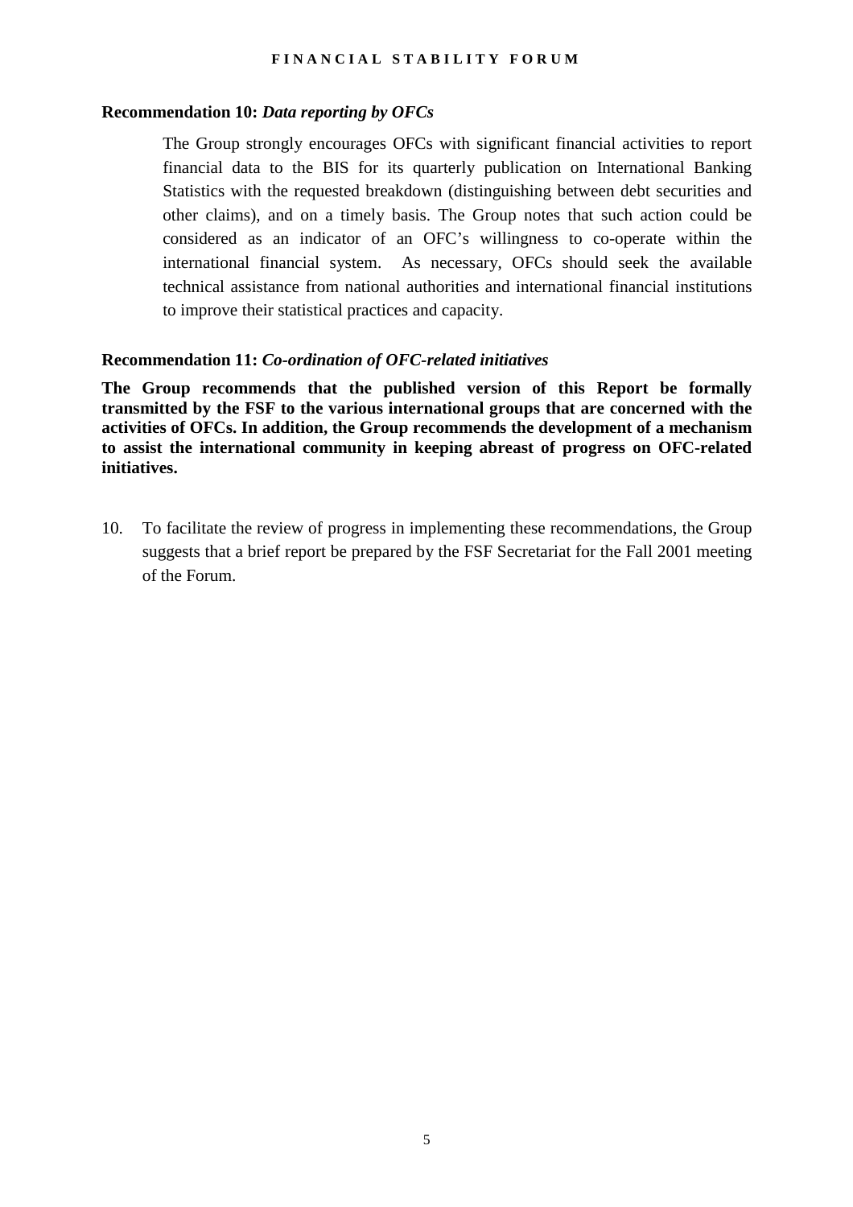**Recommendation 10:** ***Data reporting by OFCs***

> The Group strongly encourages OFCs with significant financial activities to report financial data to the BIS for its quarterly publication on International Banking Statistics with the requested breakdown (distinguishing between debt securities and other claims), and on a timely basis. The Group notes that such action could be considered as an indicator of an OFC's willingness to co-operate within the international financial system. As necessary, OFCs should seek the available technical assistance from national authorities and international financial institutions to improve their statistical practices and capacity.

**Recommendation 11:** ***Co-ordination of OFC-related initiatives***

**The Group recommends that the published version of this Report be formally transmitted by the FSF to the various international groups that are concerned with the activities of OFCs. In addition, the Group recommends the development of a mechanism to assist the international community in keeping abreast of progress on OFC-related initiatives.**

10. To facilitate the review of progress in implementing these recommendations, the Group suggests that a brief report be prepared by the FSF Secretariat for the Fall 2001 meeting of the Forum.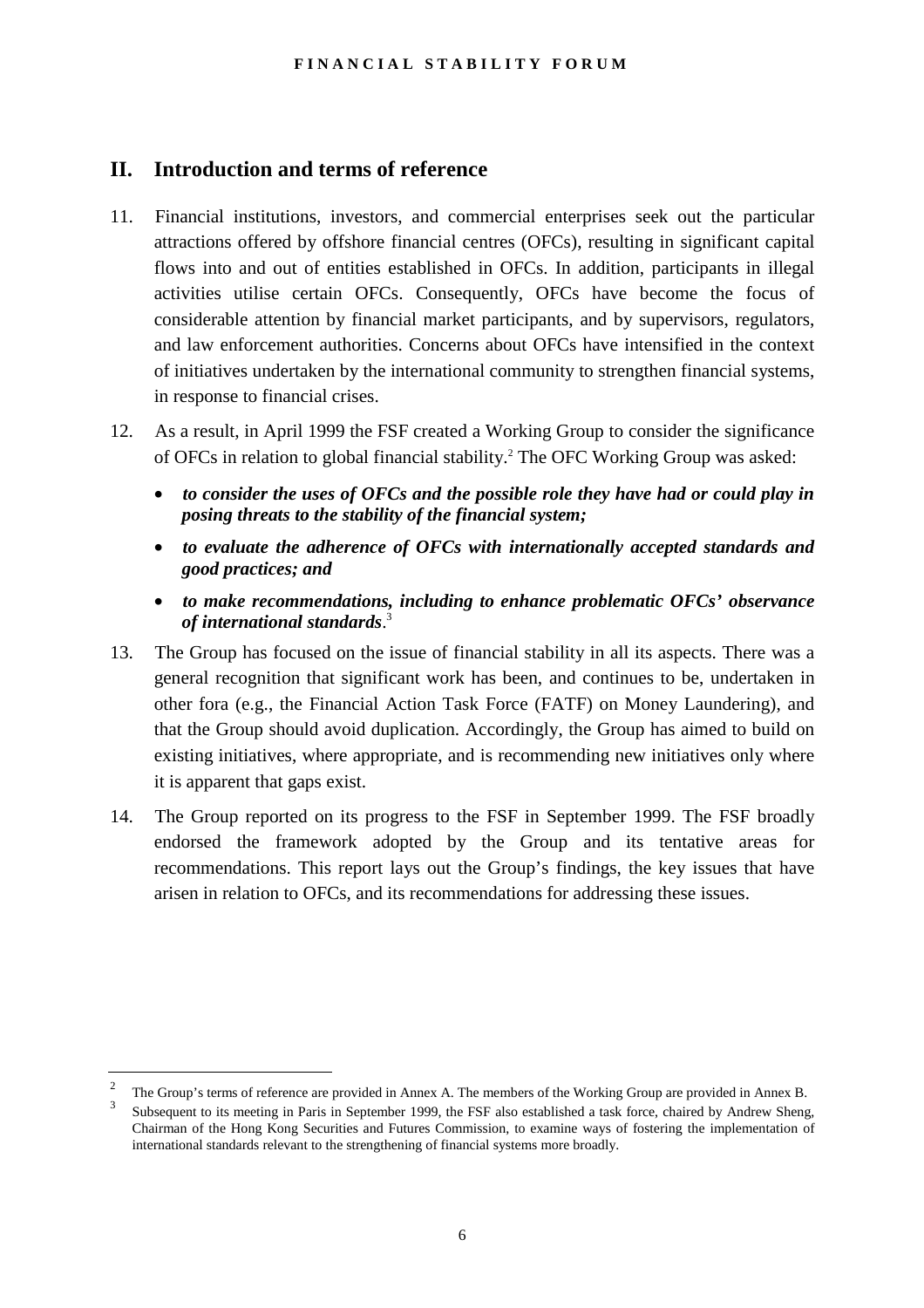## II. Introduction and terms of reference

11. Financial institutions, investors, and commercial enterprises seek out the particular attractions offered by offshore financial centres (OFCs), resulting in significant capital flows into and out of entities established in OFCs. In addition, participants in illegal activities utilise certain OFCs. Consequently, OFCs have become the focus of considerable attention by financial market participants, and by supervisors, regulators, and law enforcement authorities. Concerns about OFCs have intensified in the context of initiatives undertaken by the international community to strengthen financial systems, in response to financial crises.

12. As a result, in April 1999 the FSF created a Working Group to consider the significance of OFCs in relation to global financial stability.[2] The OFC Working Group was asked:

   - ***to consider the uses of OFCs and the possible role they have had or could play in posing threats to the stability of the financial system;***
   - ***to evaluate the adherence of OFCs with internationally accepted standards and good practices; and***
   - ***to make recommendations, including to enhance problematic OFCs' observance of international standards***.[3]

13. The Group has focused on the issue of financial stability in all its aspects. There was a general recognition that significant work has been, and continues to be, undertaken in other fora (e.g., the Financial Action Task Force (FATF) on Money Laundering), and that the Group should avoid duplication. Accordingly, the Group has aimed to build on existing initiatives, where appropriate, and is recommending new initiatives only where it is apparent that gaps exist.

14. The Group reported on its progress to the FSF in September 1999. The FSF broadly endorsed the framework adopted by the Group and its tentative areas for recommendations. This report lays out the Group's findings, the key issues that have arisen in relation to OFCs, and its recommendations for addressing these issues.

---

[2] The Group's terms of reference are provided in Annex A. The members of the Working Group are provided in Annex B.

[3] Subsequent to its meeting in Paris in September 1999, the FSF also established a task force, chaired by Andrew Sheng, Chairman of the Hong Kong Securities and Futures Commission, to examine ways of fostering the implementation of international standards relevant to the strengthening of financial systems more broadly.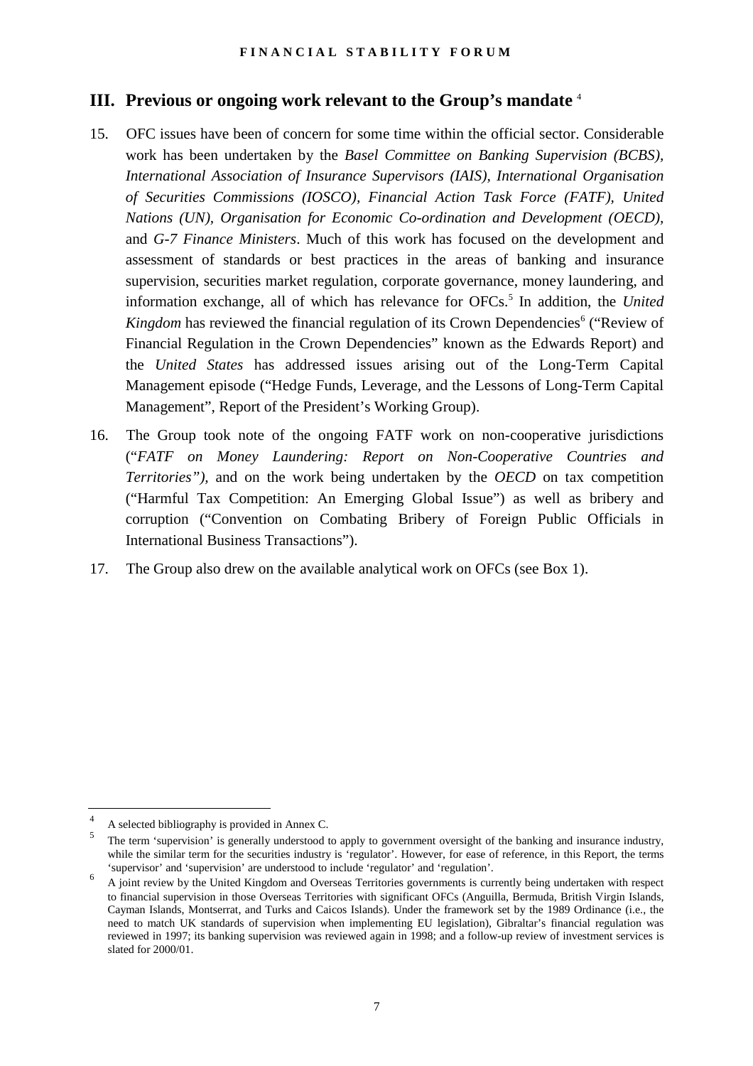## III. Previous or ongoing work relevant to the Group's mandate [4]

15. OFC issues have been of concern for some time within the official sector. Considerable work has been undertaken by the *Basel Committee on Banking Supervision (BCBS), International Association of Insurance Supervisors (IAIS), International Organisation of Securities Commissions (IOSCO), Financial Action Task Force (FATF), United Nations (UN), Organisation for Economic Co-ordination and Development (OECD)*, and *G-7 Finance Ministers*. Much of this work has focused on the development and assessment of standards or best practices in the areas of banking and insurance supervision, securities market regulation, corporate governance, money laundering, and information exchange, all of which has relevance for OFCs.[5] In addition, the *United Kingdom* has reviewed the financial regulation of its Crown Dependencies[6] ("Review of Financial Regulation in the Crown Dependencies" known as the Edwards Report) and the *United States* has addressed issues arising out of the Long-Term Capital Management episode ("Hedge Funds, Leverage, and the Lessons of Long-Term Capital Management", Report of the President's Working Group).

16. The Group took note of the ongoing FATF work on non-cooperative jurisdictions ("*FATF on Money Laundering: Report on Non-Cooperative Countries and Territories")*, and on the work being undertaken by the *OECD* on tax competition ("Harmful Tax Competition: An Emerging Global Issue") as well as bribery and corruption ("Convention on Combating Bribery of Foreign Public Officials in International Business Transactions").

17. The Group also drew on the available analytical work on OFCs (see Box 1).

---

[4] A selected bibliography is provided in Annex C.

[5] The term 'supervision' is generally understood to apply to government oversight of the banking and insurance industry, while the similar term for the securities industry is 'regulator'. However, for ease of reference, in this Report, the terms 'supervisor' and 'supervision' are understood to include 'regulator' and 'regulation'.

[6] A joint review by the United Kingdom and Overseas Territories governments is currently being undertaken with respect to financial supervision in those Overseas Territories with significant OFCs (Anguilla, Bermuda, British Virgin Islands, Cayman Islands, Montserrat, and Turks and Caicos Islands). Under the framework set by the 1989 Ordinance (i.e., the need to match UK standards of supervision when implementing EU legislation), Gibraltar's financial regulation was reviewed in 1997; its banking supervision was reviewed again in 1998; and a follow-up review of investment services is slated for 2000/01.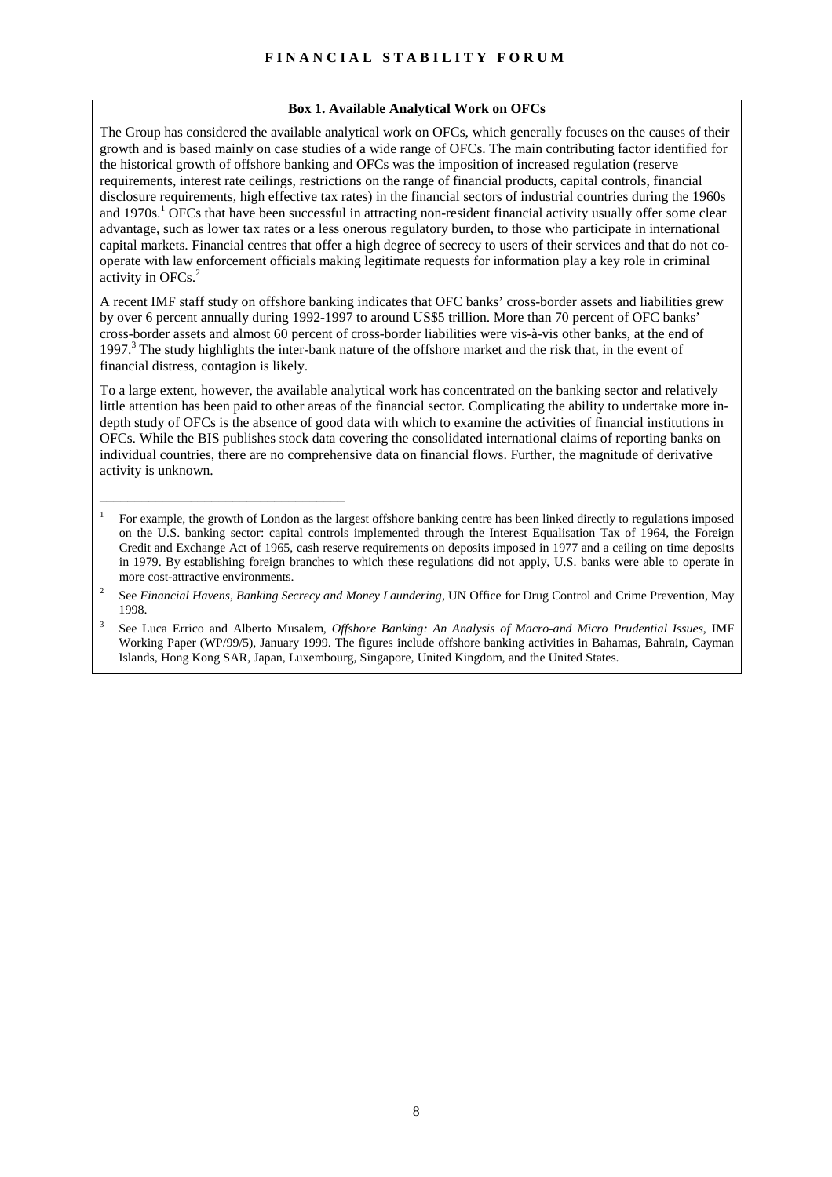**Box 1. Available Analytical Work on OFCs**

The Group has considered the available analytical work on OFCs, which generally focuses on the causes of their growth and is based mainly on case studies of a wide range of OFCs. The main contributing factor identified for the historical growth of offshore banking and OFCs was the imposition of increased regulation (reserve requirements, interest rate ceilings, restrictions on the range of financial products, capital controls, financial disclosure requirements, high effective tax rates) in the financial sectors of industrial countries during the 1960s and 1970s.[1] OFCs that have been successful in attracting non-resident financial activity usually offer some clear advantage, such as lower tax rates or a less onerous regulatory burden, to those who participate in international capital markets. Financial centres that offer a high degree of secrecy to users of their services and that do not co-operate with law enforcement officials making legitimate requests for information play a key role in criminal activity in OFCs.[2]

A recent IMF staff study on offshore banking indicates that OFC banks' cross-border assets and liabilities grew by over 6 percent annually during 1992-1997 to around US$5 trillion. More than 70 percent of OFC banks' cross-border assets and almost 60 percent of cross-border liabilities were vis-à-vis other banks, at the end of 1997.[3] The study highlights the inter-bank nature of the offshore market and the risk that, in the event of financial distress, contagion is likely.

To a large extent, however, the available analytical work has concentrated on the banking sector and relatively little attention has been paid to other areas of the financial sector. Complicating the ability to undertake more in-depth study of OFCs is the absence of good data with which to examine the activities of financial institutions in OFCs. While the BIS publishes stock data covering the consolidated international claims of reporting banks on individual countries, there are no comprehensive data on financial flows. Further, the magnitude of derivative activity is unknown.

---

[1] For example, the growth of London as the largest offshore banking centre has been linked directly to regulations imposed on the U.S. banking sector: capital controls implemented through the Interest Equalisation Tax of 1964, the Foreign Credit and Exchange Act of 1965, cash reserve requirements on deposits imposed in 1977 and a ceiling on time deposits in 1979. By establishing foreign branches to which these regulations did not apply, U.S. banks were able to operate in more cost-attractive environments.

[2] See *Financial Havens, Banking Secrecy and Money Laundering*, UN Office for Drug Control and Crime Prevention, May 1998.

[3] See Luca Errico and Alberto Musalem, *Offshore Banking: An Analysis of Macro-and Micro Prudential Issues*, IMF Working Paper (WP/99/5), January 1999. The figures include offshore banking activities in Bahamas, Bahrain, Cayman Islands, Hong Kong SAR, Japan, Luxembourg, Singapore, United Kingdom, and the United States.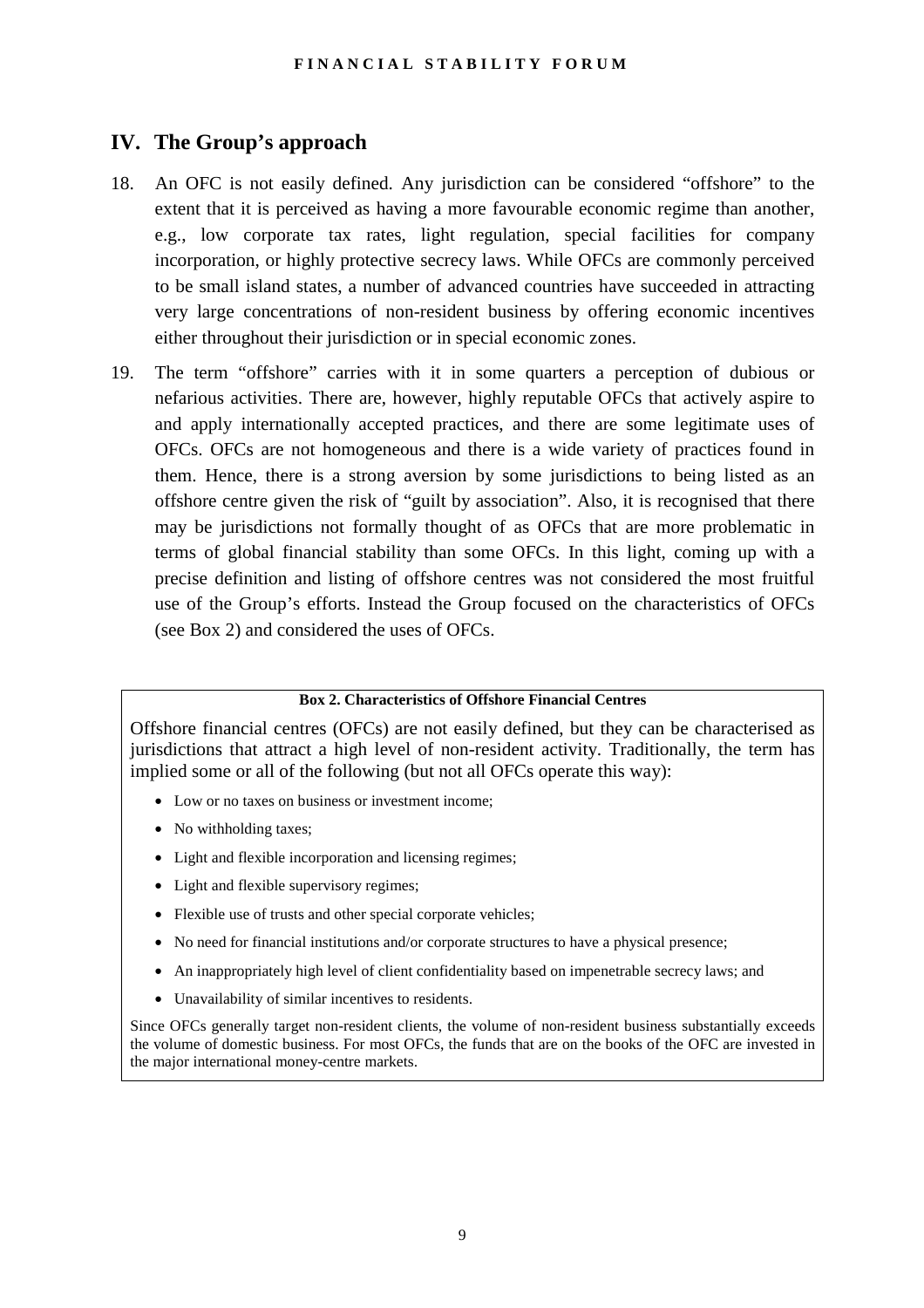## IV. The Group's approach

18. An OFC is not easily defined. Any jurisdiction can be considered "offshore" to the extent that it is perceived as having a more favourable economic regime than another, e.g., low corporate tax rates, light regulation, special facilities for company incorporation, or highly protective secrecy laws. While OFCs are commonly perceived to be small island states, a number of advanced countries have succeeded in attracting very large concentrations of non-resident business by offering economic incentives either throughout their jurisdiction or in special economic zones.

19. The term "offshore" carries with it in some quarters a perception of dubious or nefarious activities. There are, however, highly reputable OFCs that actively aspire to and apply internationally accepted practices, and there are some legitimate uses of OFCs. OFCs are not homogeneous and there is a wide variety of practices found in them. Hence, there is a strong aversion by some jurisdictions to being listed as an offshore centre given the risk of "guilt by association". Also, it is recognised that there may be jurisdictions not formally thought of as OFCs that are more problematic in terms of global financial stability than some OFCs. In this light, coming up with a precise definition and listing of offshore centres was not considered the most fruitful use of the Group's efforts. Instead the Group focused on the characteristics of OFCs (see Box 2) and considered the uses of OFCs.

**Box 2. Characteristics of Offshore Financial Centres**

Offshore financial centres (OFCs) are not easily defined, but they can be characterised as jurisdictions that attract a high level of non-resident activity. Traditionally, the term has implied some or all of the following (but not all OFCs operate this way):

- Low or no taxes on business or investment income;
- No withholding taxes;
- Light and flexible incorporation and licensing regimes;
- Light and flexible supervisory regimes;
- Flexible use of trusts and other special corporate vehicles;
- No need for financial institutions and/or corporate structures to have a physical presence;
- An inappropriately high level of client confidentiality based on impenetrable secrecy laws; and
- Unavailability of similar incentives to residents.

Since OFCs generally target non-resident clients, the volume of non-resident business substantially exceeds the volume of domestic business. For most OFCs, the funds that are on the books of the OFC are invested in the major international money-centre markets.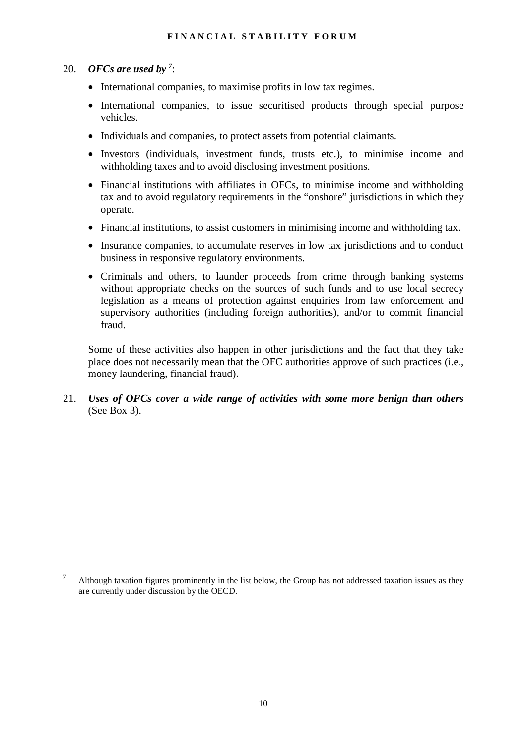20. ***OFCs are used by*** [7]:

- International companies, to maximise profits in low tax regimes.
- International companies, to issue securitised products through special purpose vehicles.
- Individuals and companies, to protect assets from potential claimants.
- Investors (individuals, investment funds, trusts etc.), to minimise income and withholding taxes and to avoid disclosing investment positions.
- Financial institutions with affiliates in OFCs, to minimise income and withholding tax and to avoid regulatory requirements in the "onshore" jurisdictions in which they operate.
- Financial institutions, to assist customers in minimising income and withholding tax.
- Insurance companies, to accumulate reserves in low tax jurisdictions and to conduct business in responsive regulatory environments.
- Criminals and others, to launder proceeds from crime through banking systems without appropriate checks on the sources of such funds and to use local secrecy legislation as a means of protection against enquiries from law enforcement and supervisory authorities (including foreign authorities), and/or to commit financial fraud.

Some of these activities also happen in other jurisdictions and the fact that they take place does not necessarily mean that the OFC authorities approve of such practices (i.e., money laundering, financial fraud).

21. ***Uses of OFCs cover a wide range of activities with some more benign than others*** (See Box 3).

---

[7] Although taxation figures prominently in the list below, the Group has not addressed taxation issues as they are currently under discussion by the OECD.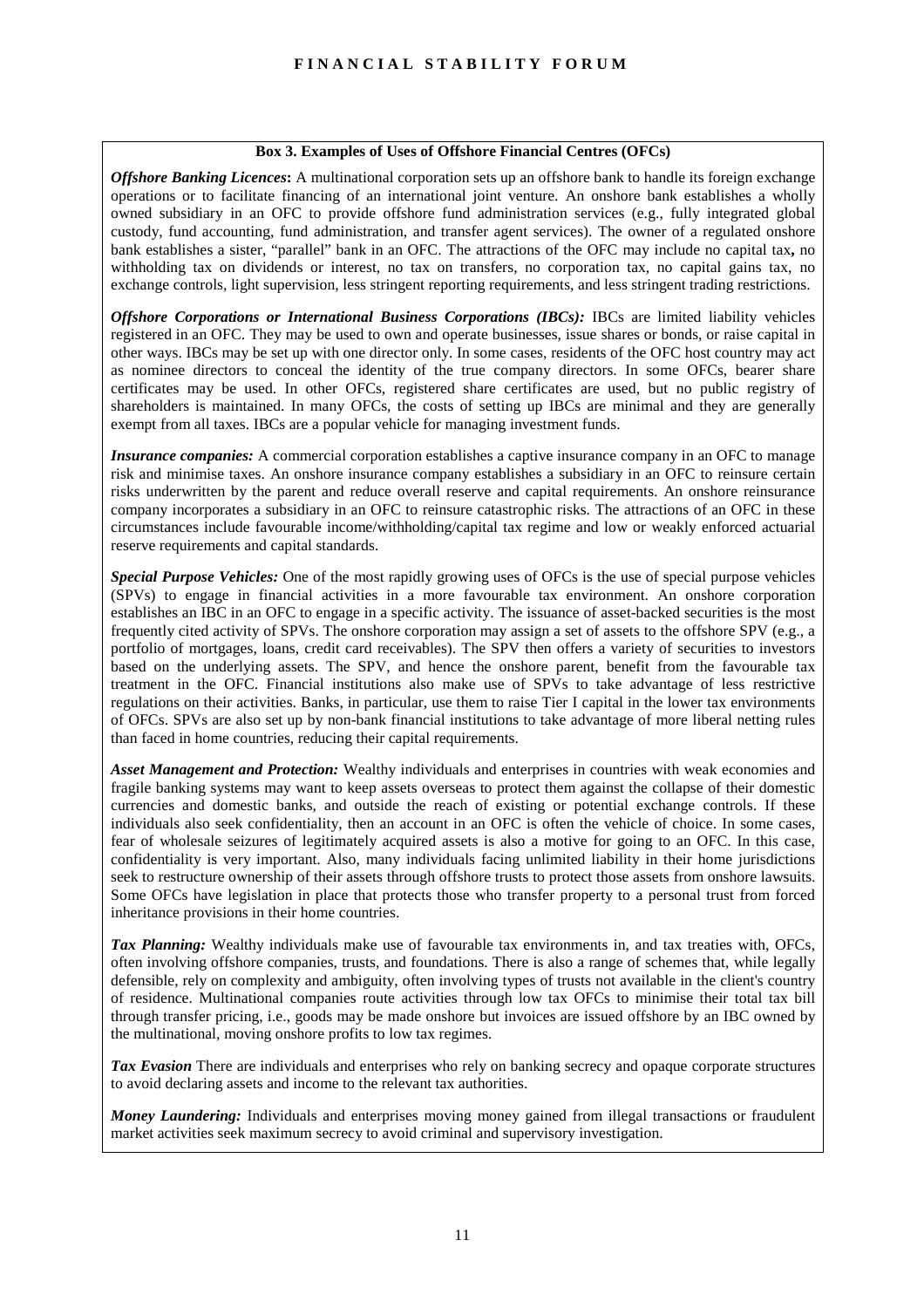**Box 3. Examples of Uses of Offshore Financial Centres (OFCs)**

***Offshore Banking Licences*:** A multinational corporation sets up an offshore bank to handle its foreign exchange operations or to facilitate financing of an international joint venture. An onshore bank establishes a wholly owned subsidiary in an OFC to provide offshore fund administration services (e.g., fully integrated global custody, fund accounting, fund administration, and transfer agent services). The owner of a regulated onshore bank establishes a sister, "parallel" bank in an OFC. The attractions of the OFC may include no capital tax**,** no withholding tax on dividends or interest, no tax on transfers, no corporation tax, no capital gains tax, no exchange controls, light supervision, less stringent reporting requirements, and less stringent trading restrictions.

***Offshore Corporations or International Business Corporations (IBCs):*** IBCs are limited liability vehicles registered in an OFC. They may be used to own and operate businesses, issue shares or bonds, or raise capital in other ways. IBCs may be set up with one director only. In some cases, residents of the OFC host country may act as nominee directors to conceal the identity of the true company directors. In some OFCs, bearer share certificates may be used. In other OFCs, registered share certificates are used, but no public registry of shareholders is maintained. In many OFCs, the costs of setting up IBCs are minimal and they are generally exempt from all taxes. IBCs are a popular vehicle for managing investment funds.

***Insurance companies:*** A commercial corporation establishes a captive insurance company in an OFC to manage risk and minimise taxes. An onshore insurance company establishes a subsidiary in an OFC to reinsure certain risks underwritten by the parent and reduce overall reserve and capital requirements. An onshore reinsurance company incorporates a subsidiary in an OFC to reinsure catastrophic risks. The attractions of an OFC in these circumstances include favourable income/withholding/capital tax regime and low or weakly enforced actuarial reserve requirements and capital standards.

***Special Purpose Vehicles:*** One of the most rapidly growing uses of OFCs is the use of special purpose vehicles (SPVs) to engage in financial activities in a more favourable tax environment. An onshore corporation establishes an IBC in an OFC to engage in a specific activity. The issuance of asset-backed securities is the most frequently cited activity of SPVs. The onshore corporation may assign a set of assets to the offshore SPV (e.g., a portfolio of mortgages, loans, credit card receivables). The SPV then offers a variety of securities to investors based on the underlying assets. The SPV, and hence the onshore parent, benefit from the favourable tax treatment in the OFC. Financial institutions also make use of SPVs to take advantage of less restrictive regulations on their activities. Banks, in particular, use them to raise Tier I capital in the lower tax environments of OFCs. SPVs are also set up by non-bank financial institutions to take advantage of more liberal netting rules than faced in home countries, reducing their capital requirements.

***Asset Management and Protection:*** Wealthy individuals and enterprises in countries with weak economies and fragile banking systems may want to keep assets overseas to protect them against the collapse of their domestic currencies and domestic banks, and outside the reach of existing or potential exchange controls. If these individuals also seek confidentiality, then an account in an OFC is often the vehicle of choice. In some cases, fear of wholesale seizures of legitimately acquired assets is also a motive for going to an OFC. In this case, confidentiality is very important. Also, many individuals facing unlimited liability in their home jurisdictions seek to restructure ownership of their assets through offshore trusts to protect those assets from onshore lawsuits. Some OFCs have legislation in place that protects those who transfer property to a personal trust from forced inheritance provisions in their home countries.

***Tax Planning:*** Wealthy individuals make use of favourable tax environments in, and tax treaties with, OFCs, often involving offshore companies, trusts, and foundations. There is also a range of schemes that, while legally defensible, rely on complexity and ambiguity, often involving types of trusts not available in the client's country of residence. Multinational companies route activities through low tax OFCs to minimise their total tax bill through transfer pricing, i.e., goods may be made onshore but invoices are issued offshore by an IBC owned by the multinational, moving onshore profits to low tax regimes.

***Tax Evasion*** There are individuals and enterprises who rely on banking secrecy and opaque corporate structures to avoid declaring assets and income to the relevant tax authorities.

***Money Laundering:*** Individuals and enterprises moving money gained from illegal transactions or fraudulent market activities seek maximum secrecy to avoid criminal and supervisory investigation.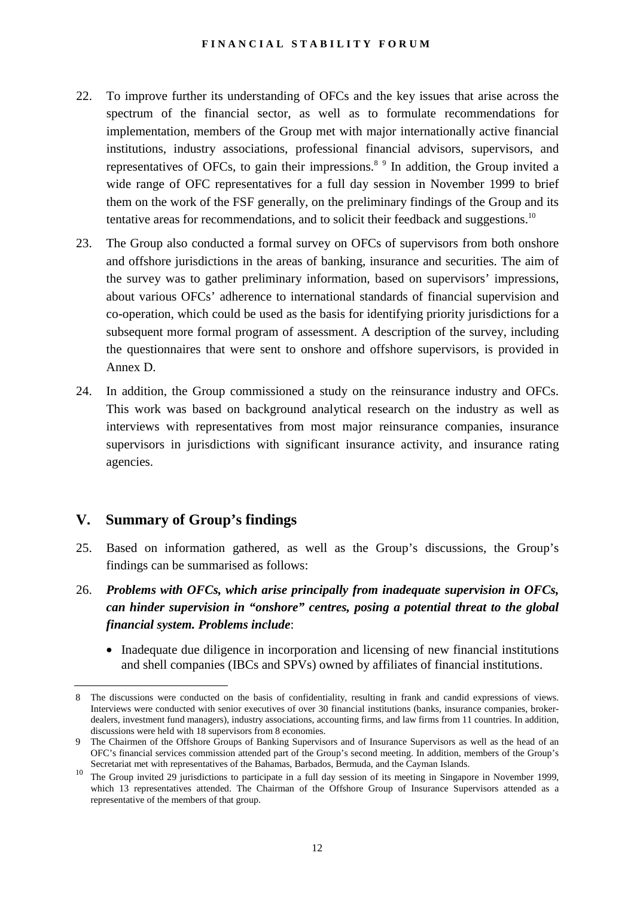22. To improve further its understanding of OFCs and the key issues that arise across the spectrum of the financial sector, as well as to formulate recommendations for implementation, members of the Group met with major internationally active financial institutions, industry associations, professional financial advisors, supervisors, and representatives of OFCs, to gain their impressions.[8] [9] In addition, the Group invited a wide range of OFC representatives for a full day session in November 1999 to brief them on the work of the FSF generally, on the preliminary findings of the Group and its tentative areas for recommendations, and to solicit their feedback and suggestions.[10]

23. The Group also conducted a formal survey on OFCs of supervisors from both onshore and offshore jurisdictions in the areas of banking, insurance and securities. The aim of the survey was to gather preliminary information, based on supervisors' impressions, about various OFCs' adherence to international standards of financial supervision and co-operation, which could be used as the basis for identifying priority jurisdictions for a subsequent more formal program of assessment. A description of the survey, including the questionnaires that were sent to onshore and offshore supervisors, is provided in Annex D.

24. In addition, the Group commissioned a study on the reinsurance industry and OFCs. This work was based on background analytical research on the industry as well as interviews with representatives from most major reinsurance companies, insurance supervisors in jurisdictions with significant insurance activity, and insurance rating agencies.

## V. Summary of Group's findings

25. Based on information gathered, as well as the Group's discussions, the Group's findings can be summarised as follows:

26. ***Problems with OFCs, which arise principally from inadequate supervision in OFCs, can hinder supervision in "onshore" centres, posing a potential threat to the global financial system. Problems include***:

- Inadequate due diligence in incorporation and licensing of new financial institutions and shell companies (IBCs and SPVs) owned by affiliates of financial institutions.

---

8 The discussions were conducted on the basis of confidentiality, resulting in frank and candid expressions of views. Interviews were conducted with senior executives of over 30 financial institutions (banks, insurance companies, broker-dealers, investment fund managers), industry associations, accounting firms, and law firms from 11 countries. In addition, discussions were held with 18 supervisors from 8 economies.

9 The Chairmen of the Offshore Groups of Banking Supervisors and of Insurance Supervisors as well as the head of an OFC's financial services commission attended part of the Group's second meeting. In addition, members of the Group's Secretariat met with representatives of the Bahamas, Barbados, Bermuda, and the Cayman Islands.

10 The Group invited 29 jurisdictions to participate in a full day session of its meeting in Singapore in November 1999, which 13 representatives attended. The Chairman of the Offshore Group of Insurance Supervisors attended as a representative of the members of that group.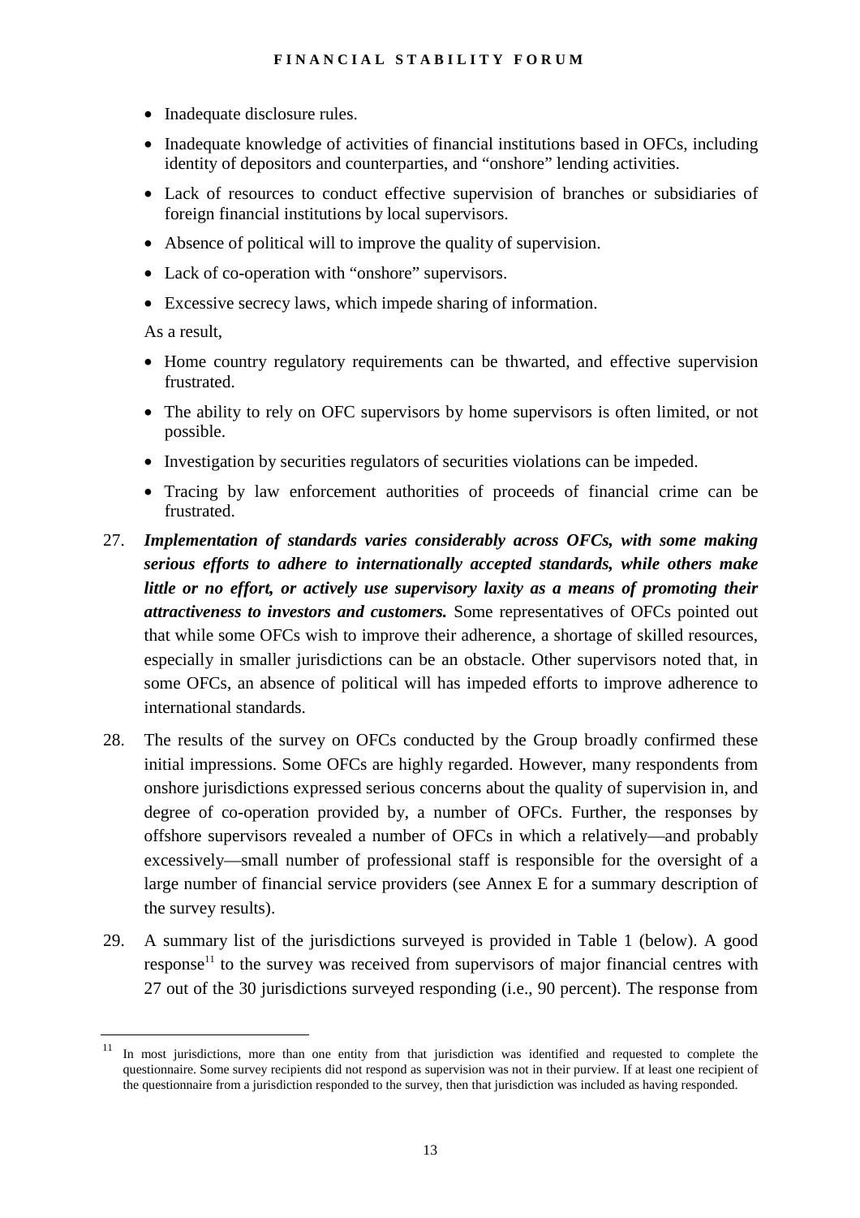- Inadequate disclosure rules.
- Inadequate knowledge of activities of financial institutions based in OFCs, including identity of depositors and counterparties, and "onshore" lending activities.
- Lack of resources to conduct effective supervision of branches or subsidiaries of foreign financial institutions by local supervisors.
- Absence of political will to improve the quality of supervision.
- Lack of co-operation with "onshore" supervisors.
- Excessive secrecy laws, which impede sharing of information.

As a result,

- Home country regulatory requirements can be thwarted, and effective supervision frustrated.
- The ability to rely on OFC supervisors by home supervisors is often limited, or not possible.
- Investigation by securities regulators of securities violations can be impeded.
- Tracing by law enforcement authorities of proceeds of financial crime can be frustrated.

27. ***Implementation of standards varies considerably across OFCs, with some making serious efforts to adhere to internationally accepted standards, while others make little or no effort, or actively use supervisory laxity as a means of promoting their attractiveness to investors and customers.*** Some representatives of OFCs pointed out that while some OFCs wish to improve their adherence, a shortage of skilled resources, especially in smaller jurisdictions can be an obstacle. Other supervisors noted that, in some OFCs, an absence of political will has impeded efforts to improve adherence to international standards.

28. The results of the survey on OFCs conducted by the Group broadly confirmed these initial impressions. Some OFCs are highly regarded. However, many respondents from onshore jurisdictions expressed serious concerns about the quality of supervision in, and degree of co-operation provided by, a number of OFCs. Further, the responses by offshore supervisors revealed a number of OFCs in which a relatively—and probably excessively—small number of professional staff is responsible for the oversight of a large number of financial service providers (see Annex E for a summary description of the survey results).

29. A summary list of the jurisdictions surveyed is provided in Table 1 (below). A good response[11] to the survey was received from supervisors of major financial centres with 27 out of the 30 jurisdictions surveyed responding (i.e., 90 percent). The response from

[11] In most jurisdictions, more than one entity from that jurisdiction was identified and requested to complete the questionnaire. Some survey recipients did not respond as supervision was not in their purview. If at least one recipient of the questionnaire from a jurisdiction responded to the survey, then that jurisdiction was included as having responded.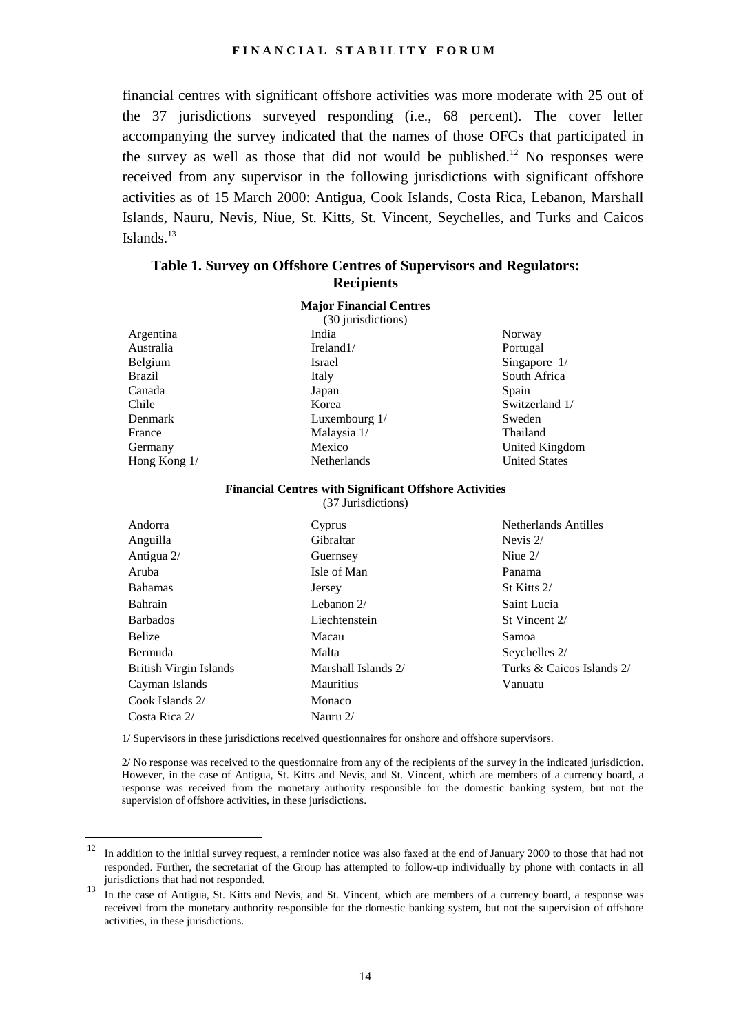financial centres with significant offshore activities was more moderate with 25 out of the 37 jurisdictions surveyed responding (i.e., 68 percent). The cover letter accompanying the survey indicated that the names of those OFCs that participated in the survey as well as those that did not would be published.[12] No responses were received from any supervisor in the following jurisdictions with significant offshore activities as of 15 March 2000: Antigua, Cook Islands, Costa Rica, Lebanon, Marshall Islands, Nauru, Nevis, Niue, St. Kitts, St. Vincent, Seychelles, and Turks and Caicos Islands.[13]

**Table 1. Survey on Offshore Centres of Supervisors and Regulators: Recipients**

**Major Financial Centres**
(30 jurisdictions)

| | | |
|---|---|---|
| Argentina | India | Norway |
| Australia | Ireland1/ | Portugal |
| Belgium | Israel | Singapore 1/ |
| Brazil | Italy | South Africa |
| Canada | Japan | Spain |
| Chile | Korea | Switzerland 1/ |
| Denmark | Luxembourg 1/ | Sweden |
| France | Malaysia 1/ | Thailand |
| Germany | Mexico | United Kingdom |
| Hong Kong 1/ | Netherlands | United States |

**Financial Centres with Significant Offshore Activities**
(37 Jurisdictions)

| | | |
|---|---|---|
| Andorra | Cyprus | Netherlands Antilles |
| Anguilla | Gibraltar | Nevis 2/ |
| Antigua 2/ | Guernsey | Niue 2/ |
| Aruba | Isle of Man | Panama |
| Bahamas | Jersey | St Kitts 2/ |
| Bahrain | Lebanon 2/ | Saint Lucia |
| Barbados | Liechtenstein | St Vincent 2/ |
| Belize | Macau | Samoa |
| Bermuda | Malta | Seychelles 2/ |
| British Virgin Islands | Marshall Islands 2/ | Turks & Caicos Islands 2/ |
| Cayman Islands | Mauritius | Vanuatu |
| Cook Islands 2/ | Monaco | |
| Costa Rica 2/ | Nauru 2/ | |

1/ Supervisors in these jurisdictions received questionnaires for onshore and offshore supervisors.

2/ No response was received to the questionnaire from any of the recipients of the survey in the indicated jurisdiction. However, in the case of Antigua, St. Kitts and Nevis, and St. Vincent, which are members of a currency board, a response was received from the monetary authority responsible for the domestic banking system, but not the supervision of offshore activities, in these jurisdictions.

[12] In addition to the initial survey request, a reminder notice was also faxed at the end of January 2000 to those that had not responded. Further, the secretariat of the Group has attempted to follow-up individually by phone with contacts in all jurisdictions that had not responded.

[13] In the case of Antigua, St. Kitts and Nevis, and St. Vincent, which are members of a currency board, a response was received from the monetary authority responsible for the domestic banking system, but not the supervision of offshore activities, in these jurisdictions.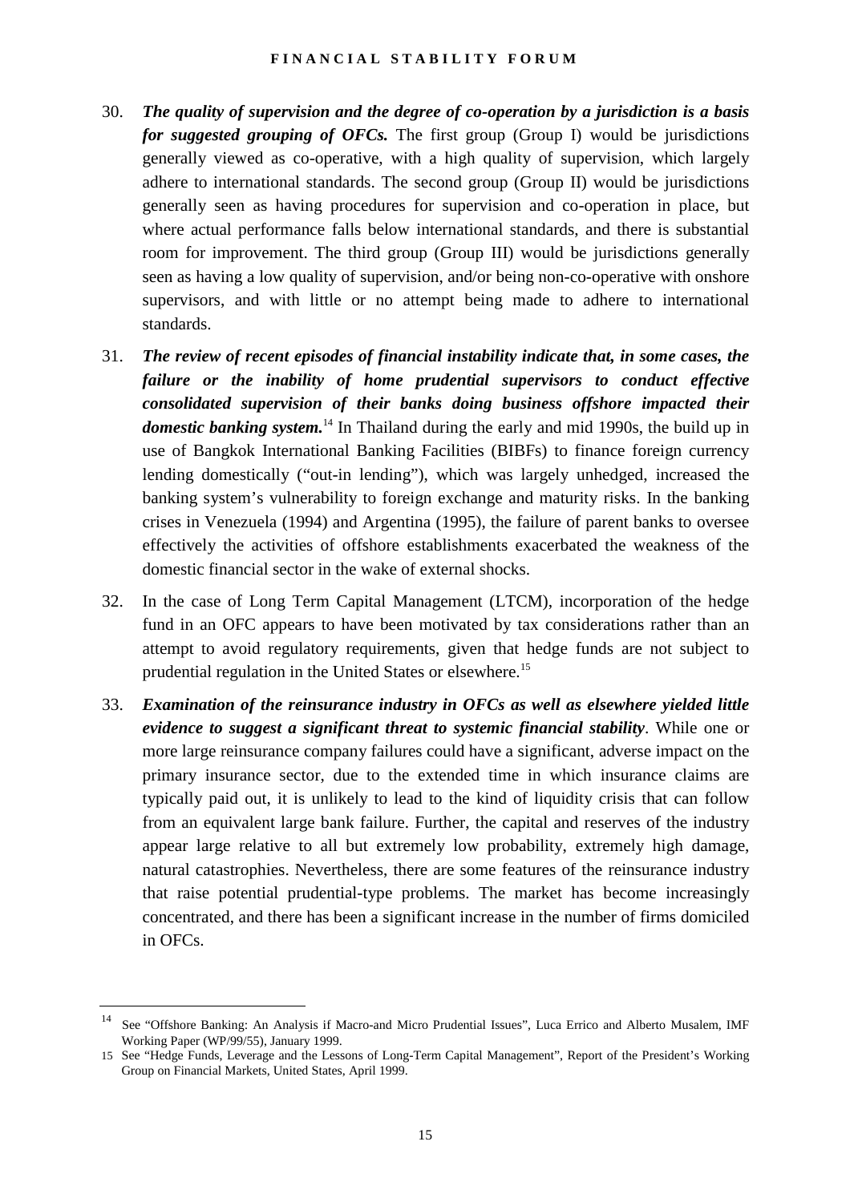30. ***The quality of supervision and the degree of co-operation by a jurisdiction is a basis for suggested grouping of OFCs.*** The first group (Group I) would be jurisdictions generally viewed as co-operative, with a high quality of supervision, which largely adhere to international standards. The second group (Group II) would be jurisdictions generally seen as having procedures for supervision and co-operation in place, but where actual performance falls below international standards, and there is substantial room for improvement. The third group (Group III) would be jurisdictions generally seen as having a low quality of supervision, and/or being non-co-operative with onshore supervisors, and with little or no attempt being made to adhere to international standards.

31. ***The review of recent episodes of financial instability indicate that, in some cases, the failure or the inability of home prudential supervisors to conduct effective consolidated supervision of their banks doing business offshore impacted their domestic banking system.***[14] In Thailand during the early and mid 1990s, the build up in use of Bangkok International Banking Facilities (BIBFs) to finance foreign currency lending domestically ("out-in lending"), which was largely unhedged, increased the banking system's vulnerability to foreign exchange and maturity risks. In the banking crises in Venezuela (1994) and Argentina (1995), the failure of parent banks to oversee effectively the activities of offshore establishments exacerbated the weakness of the domestic financial sector in the wake of external shocks.

32. In the case of Long Term Capital Management (LTCM), incorporation of the hedge fund in an OFC appears to have been motivated by tax considerations rather than an attempt to avoid regulatory requirements, given that hedge funds are not subject to prudential regulation in the United States or elsewhere.[15]

33. ***Examination of the reinsurance industry in OFCs as well as elsewhere yielded little evidence to suggest a significant threat to systemic financial stability***. While one or more large reinsurance company failures could have a significant, adverse impact on the primary insurance sector, due to the extended time in which insurance claims are typically paid out, it is unlikely to lead to the kind of liquidity crisis that can follow from an equivalent large bank failure. Further, the capital and reserves of the industry appear large relative to all but extremely low probability, extremely high damage, natural catastrophies. Nevertheless, there are some features of the reinsurance industry that raise potential prudential-type problems. The market has become increasingly concentrated, and there has been a significant increase in the number of firms domiciled in OFCs.

---

[14] See "Offshore Banking: An Analysis if Macro-and Micro Prudential Issues", Luca Errico and Alberto Musalem, IMF Working Paper (WP/99/55), January 1999.

[15] See "Hedge Funds, Leverage and the Lessons of Long-Term Capital Management", Report of the President's Working Group on Financial Markets, United States, April 1999.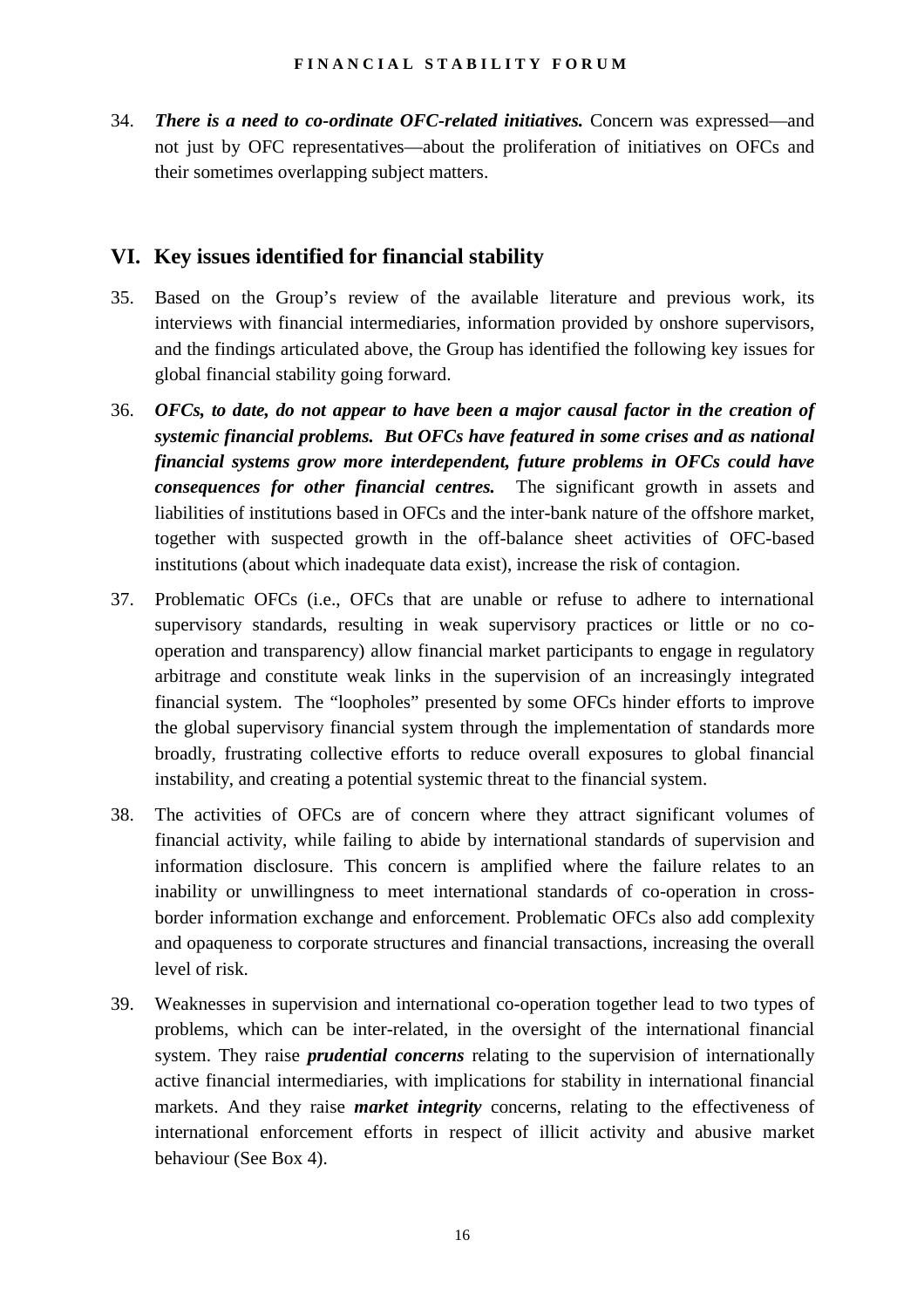34. ***There is a need to co-ordinate OFC-related initiatives.*** Concern was expressed—and not just by OFC representatives—about the proliferation of initiatives on OFCs and their sometimes overlapping subject matters.

## VI. Key issues identified for financial stability

35. Based on the Group's review of the available literature and previous work, its interviews with financial intermediaries, information provided by onshore supervisors, and the findings articulated above, the Group has identified the following key issues for global financial stability going forward.

36. ***OFCs, to date, do not appear to have been a major causal factor in the creation of systemic financial problems. But OFCs have featured in some crises and as national financial systems grow more interdependent, future problems in OFCs could have consequences for other financial centres.*** The significant growth in assets and liabilities of institutions based in OFCs and the inter-bank nature of the offshore market, together with suspected growth in the off-balance sheet activities of OFC-based institutions (about which inadequate data exist), increase the risk of contagion.

37. Problematic OFCs (i.e., OFCs that are unable or refuse to adhere to international supervisory standards, resulting in weak supervisory practices or little or no co-operation and transparency) allow financial market participants to engage in regulatory arbitrage and constitute weak links in the supervision of an increasingly integrated financial system. The "loopholes" presented by some OFCs hinder efforts to improve the global supervisory financial system through the implementation of standards more broadly, frustrating collective efforts to reduce overall exposures to global financial instability, and creating a potential systemic threat to the financial system.

38. The activities of OFCs are of concern where they attract significant volumes of financial activity, while failing to abide by international standards of supervision and information disclosure. This concern is amplified where the failure relates to an inability or unwillingness to meet international standards of co-operation in cross-border information exchange and enforcement. Problematic OFCs also add complexity and opaqueness to corporate structures and financial transactions, increasing the overall level of risk.

39. Weaknesses in supervision and international co-operation together lead to two types of problems, which can be inter-related, in the oversight of the international financial system. They raise ***prudential concerns*** relating to the supervision of internationally active financial intermediaries, with implications for stability in international financial markets. And they raise ***market integrity*** concerns, relating to the effectiveness of international enforcement efforts in respect of illicit activity and abusive market behaviour (See Box 4).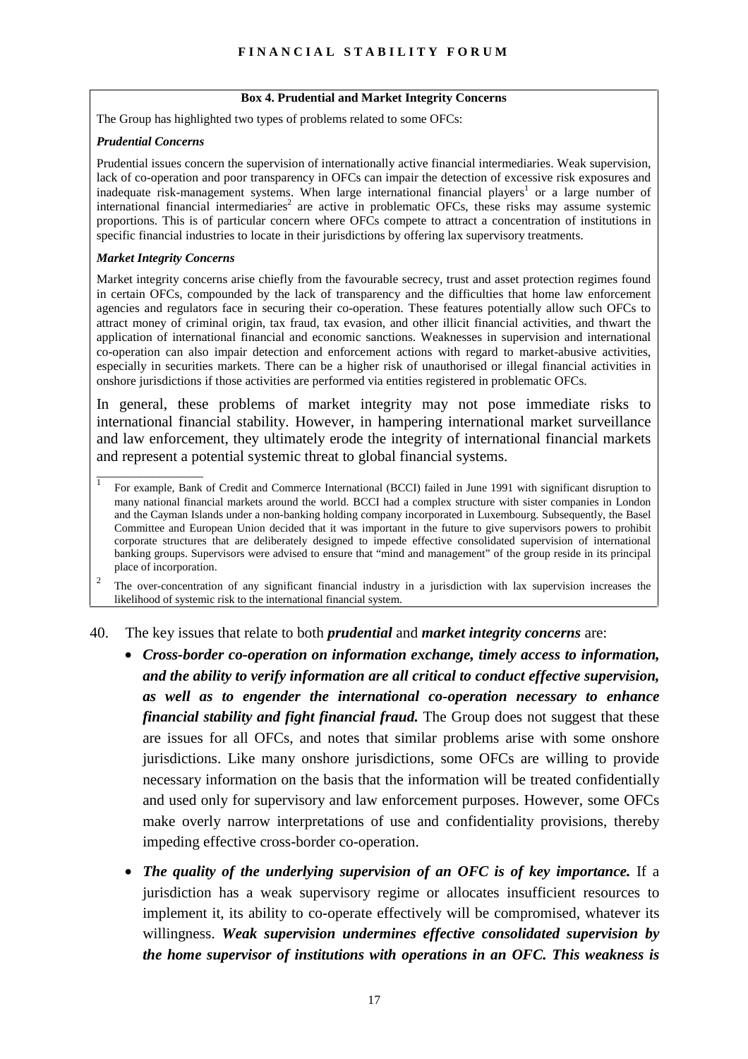**Box 4. Prudential and Market Integrity Concerns**

The Group has highlighted two types of problems related to some OFCs:

***Prudential Concerns***

Prudential issues concern the supervision of internationally active financial intermediaries. Weak supervision, lack of co-operation and poor transparency in OFCs can impair the detection of excessive risk exposures and inadequate risk-management systems. When large international financial players[1] or a large number of international financial intermediaries[2] are active in problematic OFCs, these risks may assume systemic proportions. This is of particular concern where OFCs compete to attract a concentration of institutions in specific financial industries to locate in their jurisdictions by offering lax supervisory treatments.

***Market Integrity Concerns***

Market integrity concerns arise chiefly from the favourable secrecy, trust and asset protection regimes found in certain OFCs, compounded by the lack of transparency and the difficulties that home law enforcement agencies and regulators face in securing their co-operation. These features potentially allow such OFCs to attract money of criminal origin, tax fraud, tax evasion, and other illicit financial activities, and thwart the application of international financial and economic sanctions. Weaknesses in supervision and international co-operation can also impair detection and enforcement actions with regard to market-abusive activities, especially in securities markets. There can be a higher risk of unauthorised or illegal financial activities in onshore jurisdictions if those activities are performed via entities registered in problematic OFCs.

In general, these problems of market integrity may not pose immediate risks to international financial stability. However, in hampering international market surveillance and law enforcement, they ultimately erode the integrity of international financial markets and represent a potential systemic threat to global financial systems.

---

[1] For example, Bank of Credit and Commerce International (BCCI) failed in June 1991 with significant disruption to many national financial markets around the world. BCCI had a complex structure with sister companies in London and the Cayman Islands under a non-banking holding company incorporated in Luxembourg. Subsequently, the Basel Committee and European Union decided that it was important in the future to give supervisors powers to prohibit corporate structures that are deliberately designed to impede effective consolidated supervision of international banking groups. Supervisors were advised to ensure that "mind and management" of the group reside in its principal place of incorporation.

[2] The over-concentration of any significant financial industry in a jurisdiction with lax supervision increases the likelihood of systemic risk to the international financial system.

40. The key issues that relate to both ***prudential*** and ***market integrity concerns*** are:

- ***Cross-border co-operation on information exchange, timely access to information, and the ability to verify information are all critical to conduct effective supervision, as well as to engender the international co-operation necessary to enhance financial stability and fight financial fraud.*** The Group does not suggest that these are issues for all OFCs, and notes that similar problems arise with some onshore jurisdictions. Like many onshore jurisdictions, some OFCs are willing to provide necessary information on the basis that the information will be treated confidentially and used only for supervisory and law enforcement purposes. However, some OFCs make overly narrow interpretations of use and confidentiality provisions, thereby impeding effective cross-border co-operation.

- ***The quality of the underlying supervision of an OFC is of key importance.*** If a jurisdiction has a weak supervisory regime or allocates insufficient resources to implement it, its ability to co-operate effectively will be compromised, whatever its willingness. ***Weak supervision undermines effective consolidated supervision by the home supervisor of institutions with operations in an OFC. This weakness is***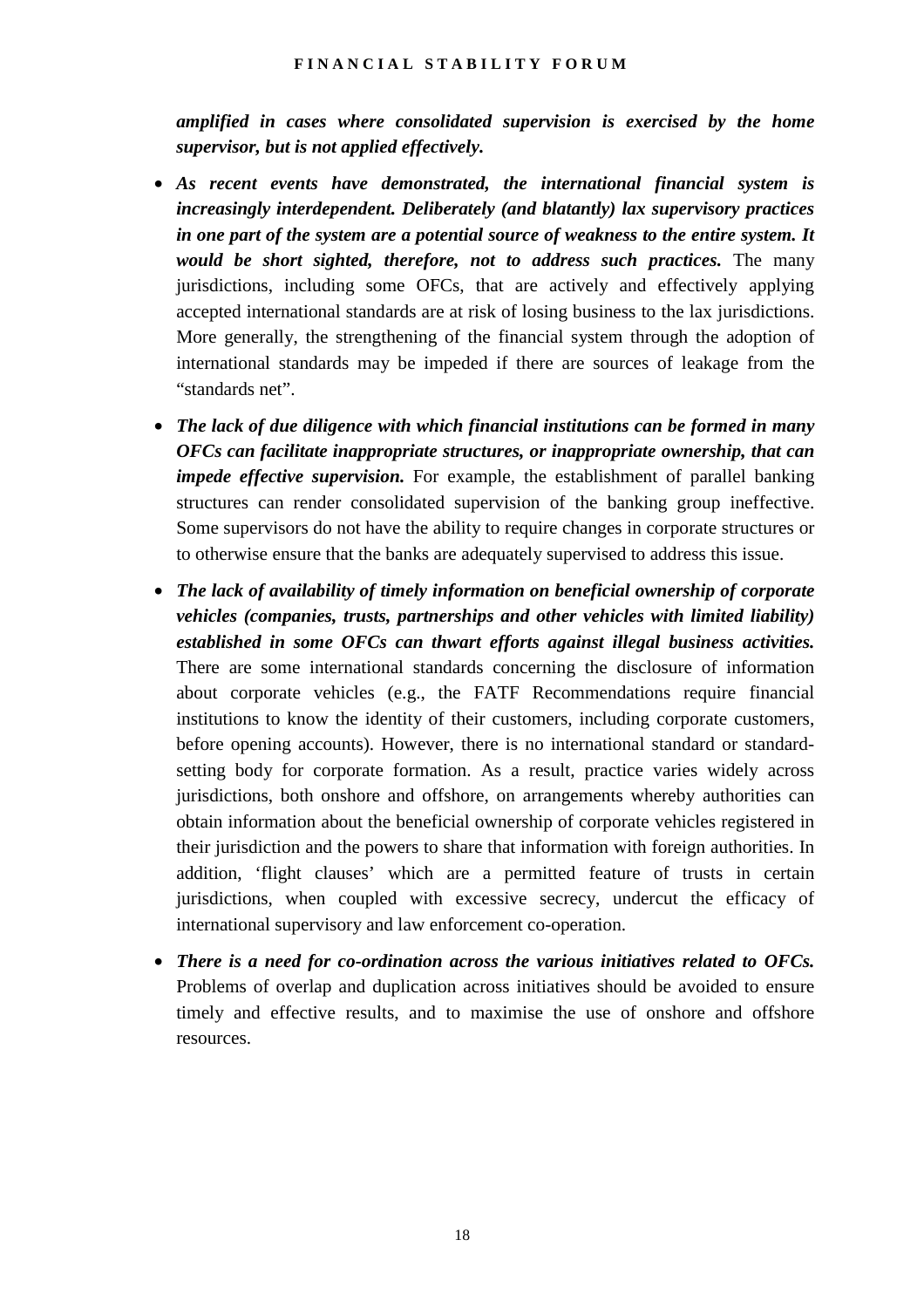***amplified in cases where consolidated supervision is exercised by the home supervisor, but is not applied effectively.***

- ***As recent events have demonstrated, the international financial system is increasingly interdependent. Deliberately (and blatantly) lax supervisory practices in one part of the system are a potential source of weakness to the entire system. It would be short sighted, therefore, not to address such practices.*** The many jurisdictions, including some OFCs, that are actively and effectively applying accepted international standards are at risk of losing business to the lax jurisdictions. More generally, the strengthening of the financial system through the adoption of international standards may be impeded if there are sources of leakage from the "standards net".

- ***The lack of due diligence with which financial institutions can be formed in many OFCs can facilitate inappropriate structures, or inappropriate ownership, that can impede effective supervision.*** For example, the establishment of parallel banking structures can render consolidated supervision of the banking group ineffective. Some supervisors do not have the ability to require changes in corporate structures or to otherwise ensure that the banks are adequately supervised to address this issue.

- ***The lack of availability of timely information on beneficial ownership of corporate vehicles (companies, trusts, partnerships and other vehicles with limited liability) established in some OFCs can thwart efforts against illegal business activities.*** There are some international standards concerning the disclosure of information about corporate vehicles (e.g., the FATF Recommendations require financial institutions to know the identity of their customers, including corporate customers, before opening accounts). However, there is no international standard or standard-setting body for corporate formation. As a result, practice varies widely across jurisdictions, both onshore and offshore, on arrangements whereby authorities can obtain information about the beneficial ownership of corporate vehicles registered in their jurisdiction and the powers to share that information with foreign authorities. In addition, 'flight clauses' which are a permitted feature of trusts in certain jurisdictions, when coupled with excessive secrecy, undercut the efficacy of international supervisory and law enforcement co-operation.

- ***There is a need for co-ordination across the various initiatives related to OFCs.*** Problems of overlap and duplication across initiatives should be avoided to ensure timely and effective results, and to maximise the use of onshore and offshore resources.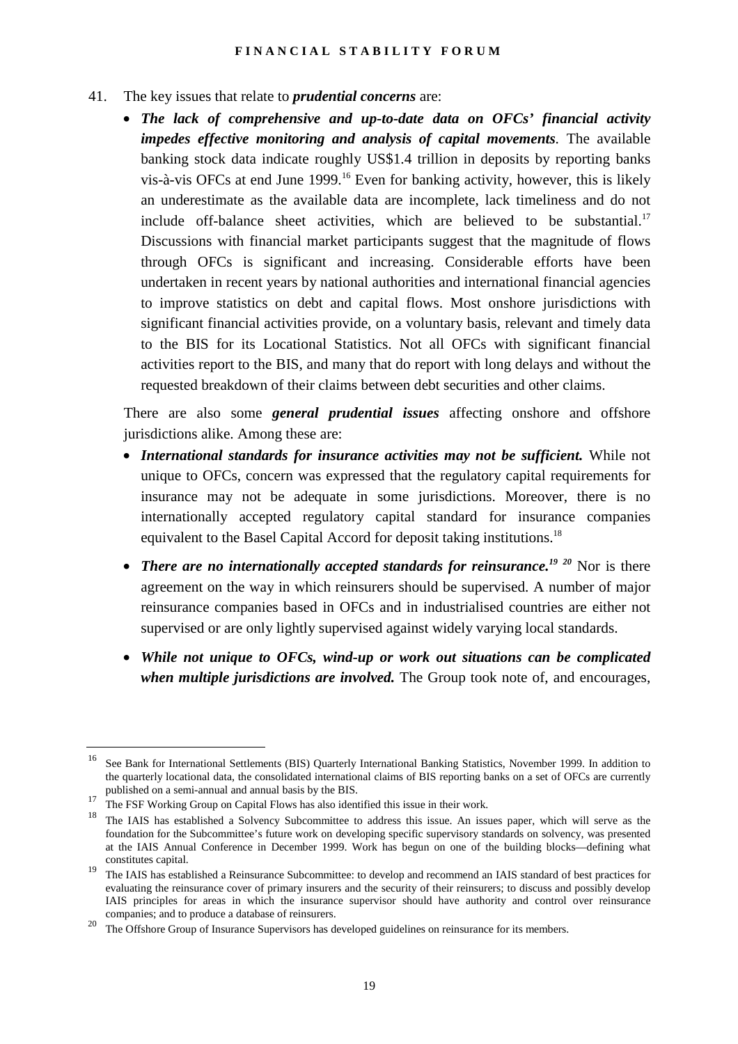41. The key issues that relate to ***prudential concerns*** are:

- ***The lack of comprehensive and up-to-date data on OFCs' financial activity impedes effective monitoring and analysis of capital movements**.* The available banking stock data indicate roughly US$1.4 trillion in deposits by reporting banks vis-à-vis OFCs at end June 1999.[16] Even for banking activity, however, this is likely an underestimate as the available data are incomplete, lack timeliness and do not include off-balance sheet activities, which are believed to be substantial.[17] Discussions with financial market participants suggest that the magnitude of flows through OFCs is significant and increasing. Considerable efforts have been undertaken in recent years by national authorities and international financial agencies to improve statistics on debt and capital flows. Most onshore jurisdictions with significant financial activities provide, on a voluntary basis, relevant and timely data to the BIS for its Locational Statistics. Not all OFCs with significant financial activities report to the BIS, and many that do report with long delays and without the requested breakdown of their claims between debt securities and other claims.

There are also some ***general prudential issues*** affecting onshore and offshore jurisdictions alike. Among these are:

- ***International standards for insurance activities may not be sufficient.*** While not unique to OFCs, concern was expressed that the regulatory capital requirements for insurance may not be adequate in some jurisdictions. Moreover, there is no internationally accepted regulatory capital standard for insurance companies equivalent to the Basel Capital Accord for deposit taking institutions.[18]

- ***There are no internationally accepted standards for reinsurance.***[19] [20] Nor is there agreement on the way in which reinsurers should be supervised. A number of major reinsurance companies based in OFCs and in industrialised countries are either not supervised or are only lightly supervised against widely varying local standards.

- ***While not unique to OFCs, wind-up or work out situations can be complicated when multiple jurisdictions are involved.*** The Group took note of, and encourages,

---

[16] See Bank for International Settlements (BIS) Quarterly International Banking Statistics, November 1999. In addition to the quarterly locational data, the consolidated international claims of BIS reporting banks on a set of OFCs are currently published on a semi-annual and annual basis by the BIS.

[17] The FSF Working Group on Capital Flows has also identified this issue in their work.

[18] The IAIS has established a Solvency Subcommittee to address this issue. An issues paper, which will serve as the foundation for the Subcommittee's future work on developing specific supervisory standards on solvency, was presented at the IAIS Annual Conference in December 1999. Work has begun on one of the building blocks—defining what constitutes capital.

[19] The IAIS has established a Reinsurance Subcommittee: to develop and recommend an IAIS standard of best practices for evaluating the reinsurance cover of primary insurers and the security of their reinsurers; to discuss and possibly develop IAIS principles for areas in which the insurance supervisor should have authority and control over reinsurance companies; and to produce a database of reinsurers.

[20] The Offshore Group of Insurance Supervisors has developed guidelines on reinsurance for its members.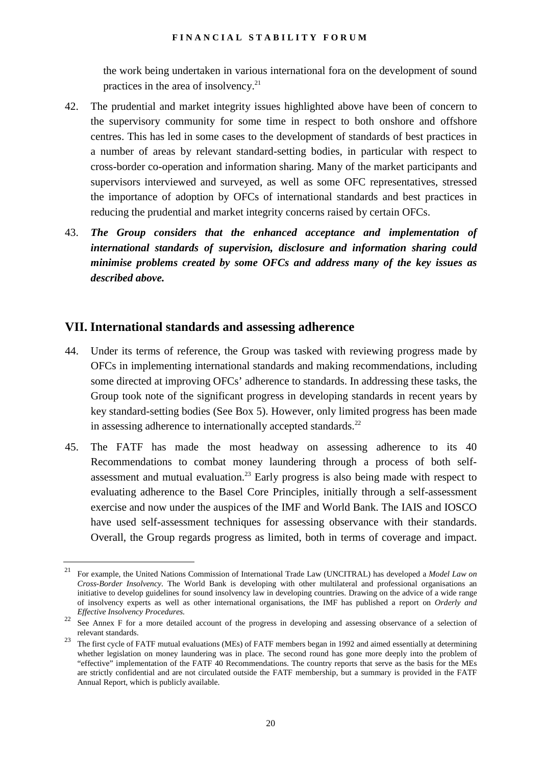the work being undertaken in various international fora on the development of sound practices in the area of insolvency.[21]

42. The prudential and market integrity issues highlighted above have been of concern to the supervisory community for some time in respect to both onshore and offshore centres. This has led in some cases to the development of standards of best practices in a number of areas by relevant standard-setting bodies, in particular with respect to cross-border co-operation and information sharing. Many of the market participants and supervisors interviewed and surveyed, as well as some OFC representatives, stressed the importance of adoption by OFCs of international standards and best practices in reducing the prudential and market integrity concerns raised by certain OFCs.

43. ***The Group considers that the enhanced acceptance and implementation of international standards of supervision, disclosure and information sharing could minimise problems created by some OFCs and address many of the key issues as described above.***

## VII. International standards and assessing adherence

44. Under its terms of reference, the Group was tasked with reviewing progress made by OFCs in implementing international standards and making recommendations, including some directed at improving OFCs' adherence to standards. In addressing these tasks, the Group took note of the significant progress in developing standards in recent years by key standard-setting bodies (See Box 5). However, only limited progress has been made in assessing adherence to internationally accepted standards.[22]

45. The FATF has made the most headway on assessing adherence to its 40 Recommendations to combat money laundering through a process of both self-assessment and mutual evaluation.[23] Early progress is also being made with respect to evaluating adherence to the Basel Core Principles, initially through a self-assessment exercise and now under the auspices of the IMF and World Bank. The IAIS and IOSCO have used self-assessment techniques for assessing observance with their standards. Overall, the Group regards progress as limited, both in terms of coverage and impact.

---

[21] For example, the United Nations Commission of International Trade Law (UNCITRAL) has developed a *Model Law on Cross-Border Insolvency*. The World Bank is developing with other multilateral and professional organisations an initiative to develop guidelines for sound insolvency law in developing countries. Drawing on the advice of a wide range of insolvency experts as well as other international organisations, the IMF has published a report on *Orderly and Effective Insolvency Procedures.*

[22] See Annex F for a more detailed account of the progress in developing and assessing observance of a selection of relevant standards.

[23] The first cycle of FATF mutual evaluations (MEs) of FATF members began in 1992 and aimed essentially at determining whether legislation on money laundering was in place. The second round has gone more deeply into the problem of "effective" implementation of the FATF 40 Recommendations. The country reports that serve as the basis for the MEs are strictly confidential and are not circulated outside the FATF membership, but a summary is provided in the FATF Annual Report, which is publicly available.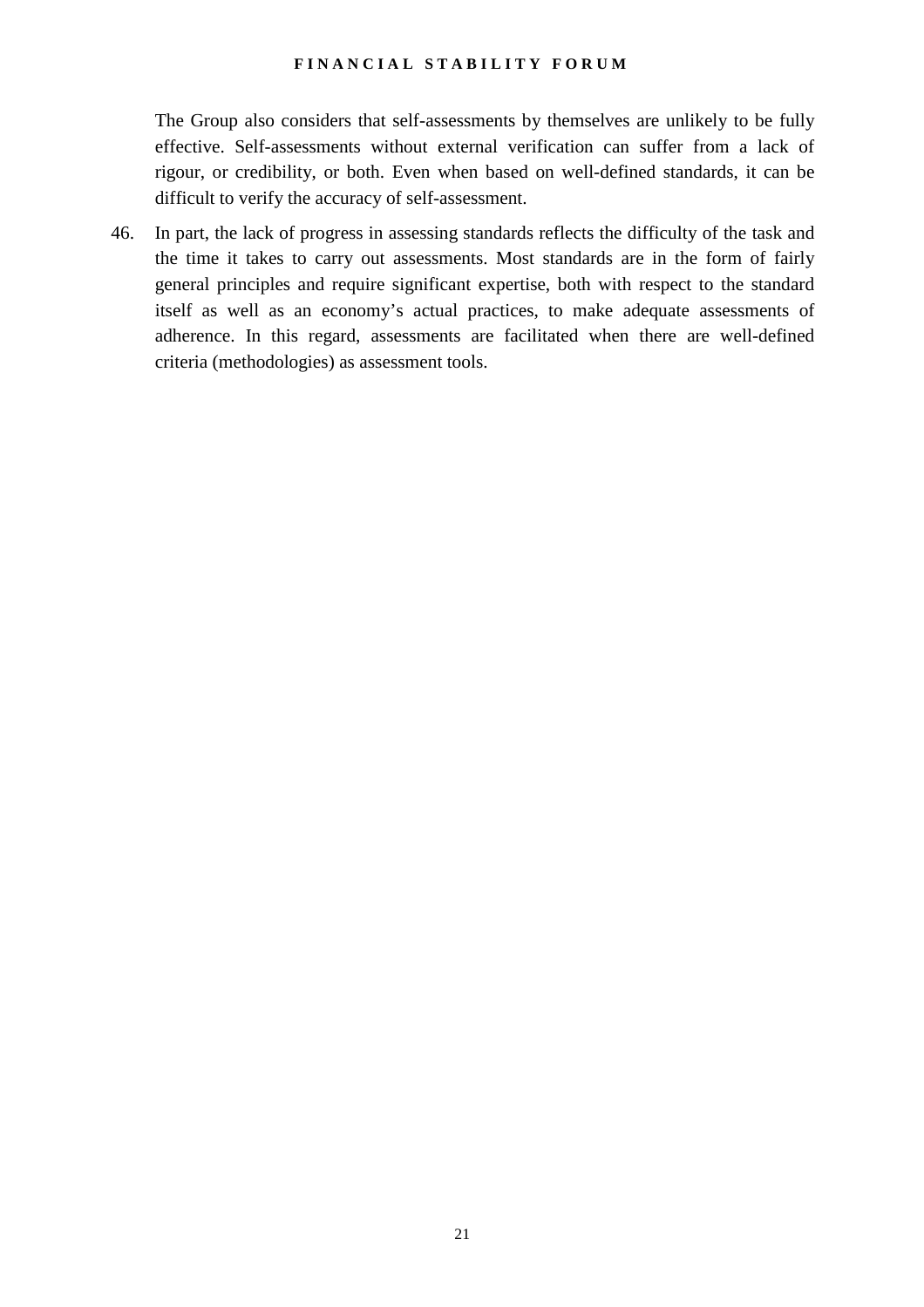The Group also considers that self-assessments by themselves are unlikely to be fully effective. Self-assessments without external verification can suffer from a lack of rigour, or credibility, or both. Even when based on well-defined standards, it can be difficult to verify the accuracy of self-assessment.

46. In part, the lack of progress in assessing standards reflects the difficulty of the task and the time it takes to carry out assessments. Most standards are in the form of fairly general principles and require significant expertise, both with respect to the standard itself as well as an economy's actual practices, to make adequate assessments of adherence. In this regard, assessments are facilitated when there are well-defined criteria (methodologies) as assessment tools.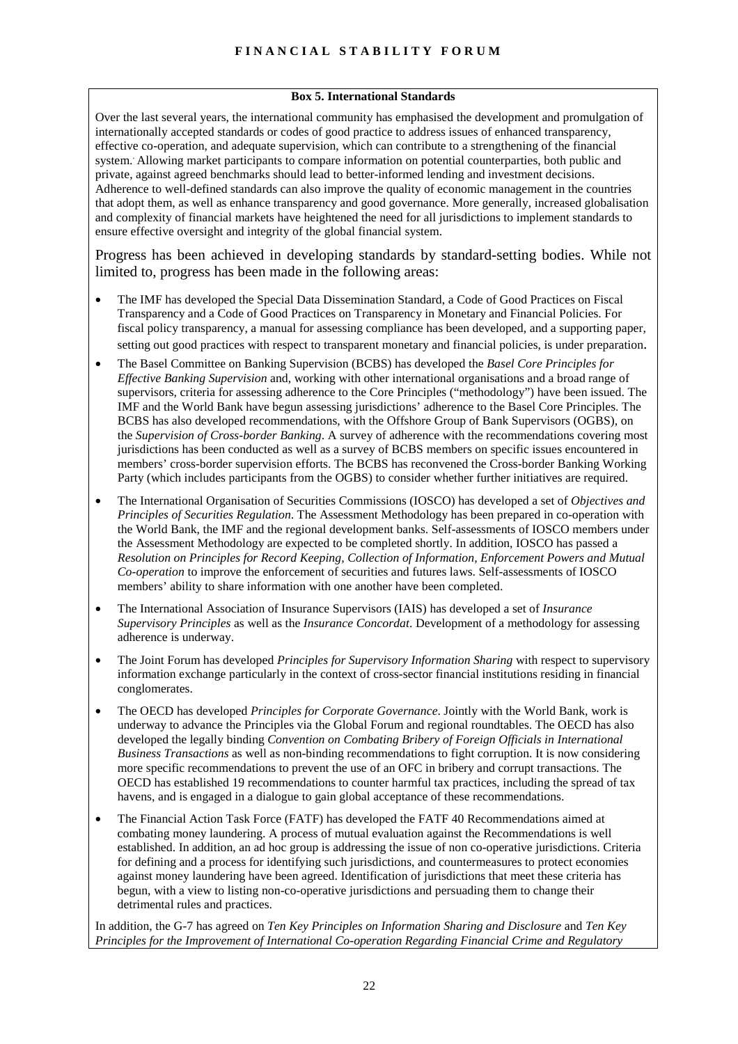**Box 5. International Standards**

Over the last several years, the international community has emphasised the development and promulgation of internationally accepted standards or codes of good practice to address issues of enhanced transparency, effective co-operation, and adequate supervision, which can contribute to a strengthening of the financial system. Allowing market participants to compare information on potential counterparties, both public and private, against agreed benchmarks should lead to better-informed lending and investment decisions. Adherence to well-defined standards can also improve the quality of economic management in the countries that adopt them, as well as enhance transparency and good governance. More generally, increased globalisation and complexity of financial markets have heightened the need for all jurisdictions to implement standards to ensure effective oversight and integrity of the global financial system.

Progress has been achieved in developing standards by standard-setting bodies. While not limited to, progress has been made in the following areas:

- The IMF has developed the Special Data Dissemination Standard, a Code of Good Practices on Fiscal Transparency and a Code of Good Practices on Transparency in Monetary and Financial Policies. For fiscal policy transparency, a manual for assessing compliance has been developed, and a supporting paper, setting out good practices with respect to transparent monetary and financial policies, is under preparation.
- The Basel Committee on Banking Supervision (BCBS) has developed the *Basel Core Principles for Effective Banking Supervision* and, working with other international organisations and a broad range of supervisors, criteria for assessing adherence to the Core Principles ("methodology") have been issued. The IMF and the World Bank have begun assessing jurisdictions' adherence to the Basel Core Principles. The BCBS has also developed recommendations, with the Offshore Group of Bank Supervisors (OGBS), on the *Supervision of Cross-border Banking*. A survey of adherence with the recommendations covering most jurisdictions has been conducted as well as a survey of BCBS members on specific issues encountered in members' cross-border supervision efforts. The BCBS has reconvened the Cross-border Banking Working Party (which includes participants from the OGBS) to consider whether further initiatives are required.
- The International Organisation of Securities Commissions (IOSCO) has developed a set of *Objectives and Principles of Securities Regulation*. The Assessment Methodology has been prepared in co-operation with the World Bank, the IMF and the regional development banks. Self-assessments of IOSCO members under the Assessment Methodology are expected to be completed shortly. In addition, IOSCO has passed a *Resolution on Principles for Record Keeping, Collection of Information, Enforcement Powers and Mutual Co-operation* to improve the enforcement of securities and futures laws. Self-assessments of IOSCO members' ability to share information with one another have been completed.
- The International Association of Insurance Supervisors (IAIS) has developed a set of *Insurance Supervisory Principles* as well as the *Insurance Concordat*. Development of a methodology for assessing adherence is underway.
- The Joint Forum has developed *Principles for Supervisory Information Sharing* with respect to supervisory information exchange particularly in the context of cross-sector financial institutions residing in financial conglomerates.
- The OECD has developed *Principles for Corporate Governance*. Jointly with the World Bank, work is underway to advance the Principles via the Global Forum and regional roundtables. The OECD has also developed the legally binding *Convention on Combating Bribery of Foreign Officials in International Business Transactions* as well as non-binding recommendations to fight corruption. It is now considering more specific recommendations to prevent the use of an OFC in bribery and corrupt transactions. The OECD has established 19 recommendations to counter harmful tax practices, including the spread of tax havens, and is engaged in a dialogue to gain global acceptance of these recommendations.
- The Financial Action Task Force (FATF) has developed the FATF 40 Recommendations aimed at combating money laundering. A process of mutual evaluation against the Recommendations is well established. In addition, an ad hoc group is addressing the issue of non co-operative jurisdictions. Criteria for defining and a process for identifying such jurisdictions, and countermeasures to protect economies against money laundering have been agreed. Identification of jurisdictions that meet these criteria has begun, with a view to listing non-co-operative jurisdictions and persuading them to change their detrimental rules and practices.

In addition, the G-7 has agreed on *Ten Key Principles on Information Sharing and Disclosure* and *Ten Key Principles for the Improvement of International Co-operation Regarding Financial Crime and Regulatory*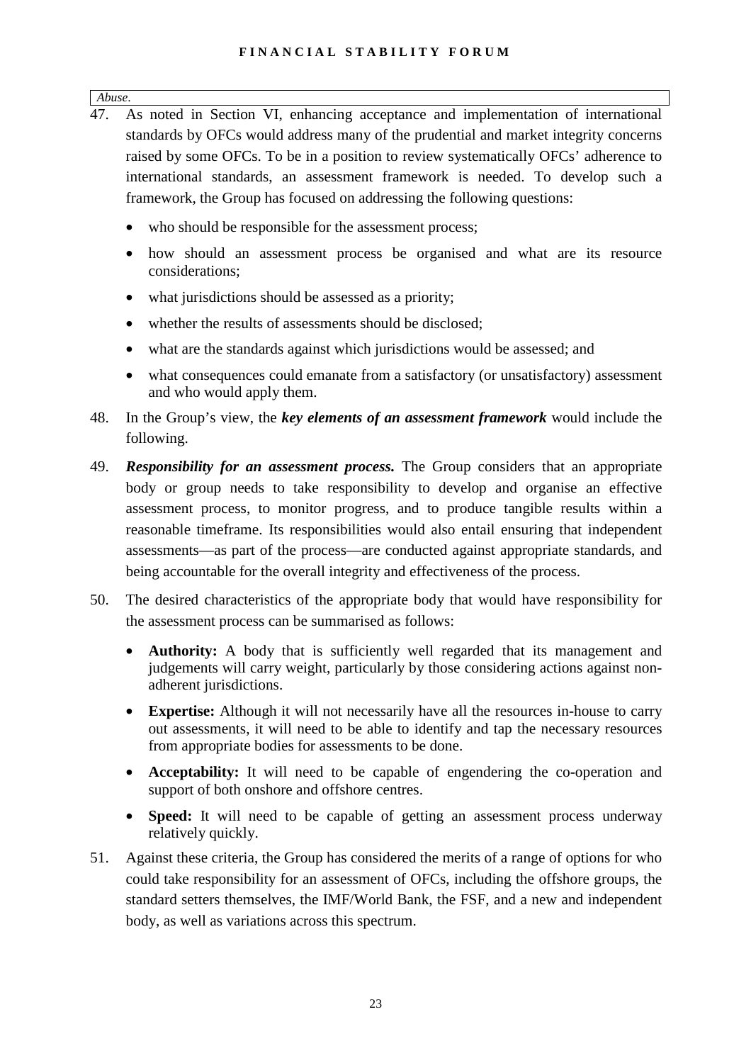*Abuse.*

47. As noted in Section VI, enhancing acceptance and implementation of international standards by OFCs would address many of the prudential and market integrity concerns raised by some OFCs. To be in a position to review systematically OFCs' adherence to international standards, an assessment framework is needed. To develop such a framework, the Group has focused on addressing the following questions:

   - who should be responsible for the assessment process;
   - how should an assessment process be organised and what are its resource considerations;
   - what jurisdictions should be assessed as a priority;
   - whether the results of assessments should be disclosed;
   - what are the standards against which jurisdictions would be assessed; and
   - what consequences could emanate from a satisfactory (or unsatisfactory) assessment and who would apply them.

48. In the Group's view, the ***key elements of an assessment framework*** would include the following.

49. ***Responsibility for an assessment process.*** The Group considers that an appropriate body or group needs to take responsibility to develop and organise an effective assessment process, to monitor progress, and to produce tangible results within a reasonable timeframe. Its responsibilities would also entail ensuring that independent assessments—as part of the process—are conducted against appropriate standards, and being accountable for the overall integrity and effectiveness of the process.

50. The desired characteristics of the appropriate body that would have responsibility for the assessment process can be summarised as follows:

   - **Authority:** A body that is sufficiently well regarded that its management and judgements will carry weight, particularly by those considering actions against non-adherent jurisdictions.
   - **Expertise:** Although it will not necessarily have all the resources in-house to carry out assessments, it will need to be able to identify and tap the necessary resources from appropriate bodies for assessments to be done.
   - **Acceptability:** It will need to be capable of engendering the co-operation and support of both onshore and offshore centres.
   - **Speed:** It will need to be capable of getting an assessment process underway relatively quickly.

51. Against these criteria, the Group has considered the merits of a range of options for who could take responsibility for an assessment of OFCs, including the offshore groups, the standard setters themselves, the IMF/World Bank, the FSF, and a new and independent body, as well as variations across this spectrum.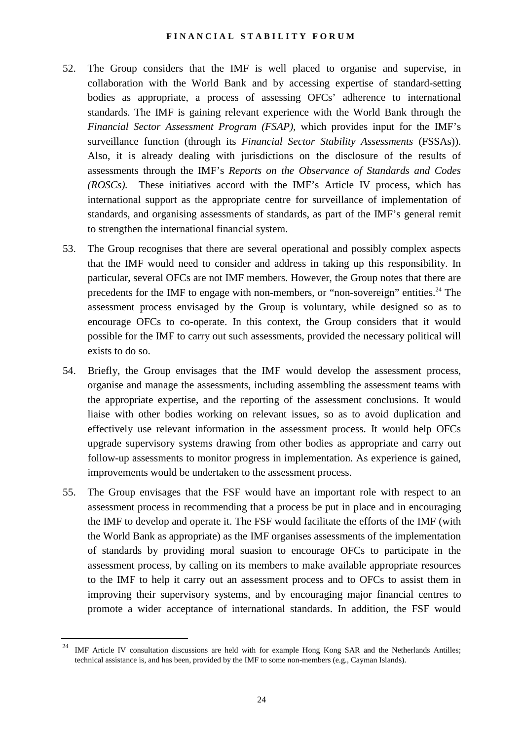52. The Group considers that the IMF is well placed to organise and supervise, in collaboration with the World Bank and by accessing expertise of standard-setting bodies as appropriate, a process of assessing OFCs' adherence to international standards. The IMF is gaining relevant experience with the World Bank through the *Financial Sector Assessment Program (FSAP),* which provides input for the IMF's surveillance function (through its *Financial Sector Stability Assessments* (FSSAs)). Also, it is already dealing with jurisdictions on the disclosure of the results of assessments through the IMF's *Reports on the Observance of Standards and Codes (ROSCs).* These initiatives accord with the IMF's Article IV process, which has international support as the appropriate centre for surveillance of implementation of standards, and organising assessments of standards, as part of the IMF's general remit to strengthen the international financial system.

53. The Group recognises that there are several operational and possibly complex aspects that the IMF would need to consider and address in taking up this responsibility. In particular, several OFCs are not IMF members. However, the Group notes that there are precedents for the IMF to engage with non-members, or "non-sovereign" entities.[24] The assessment process envisaged by the Group is voluntary, while designed so as to encourage OFCs to co-operate. In this context, the Group considers that it would possible for the IMF to carry out such assessments, provided the necessary political will exists to do so.

54. Briefly, the Group envisages that the IMF would develop the assessment process, organise and manage the assessments, including assembling the assessment teams with the appropriate expertise, and the reporting of the assessment conclusions. It would liaise with other bodies working on relevant issues, so as to avoid duplication and effectively use relevant information in the assessment process. It would help OFCs upgrade supervisory systems drawing from other bodies as appropriate and carry out follow-up assessments to monitor progress in implementation. As experience is gained, improvements would be undertaken to the assessment process.

55. The Group envisages that the FSF would have an important role with respect to an assessment process in recommending that a process be put in place and in encouraging the IMF to develop and operate it. The FSF would facilitate the efforts of the IMF (with the World Bank as appropriate) as the IMF organises assessments of the implementation of standards by providing moral suasion to encourage OFCs to participate in the assessment process, by calling on its members to make available appropriate resources to the IMF to help it carry out an assessment process and to OFCs to assist them in improving their supervisory systems, and by encouraging major financial centres to promote a wider acceptance of international standards. In addition, the FSF would

[24] IMF Article IV consultation discussions are held with for example Hong Kong SAR and the Netherlands Antilles; technical assistance is, and has been, provided by the IMF to some non-members (e.g., Cayman Islands).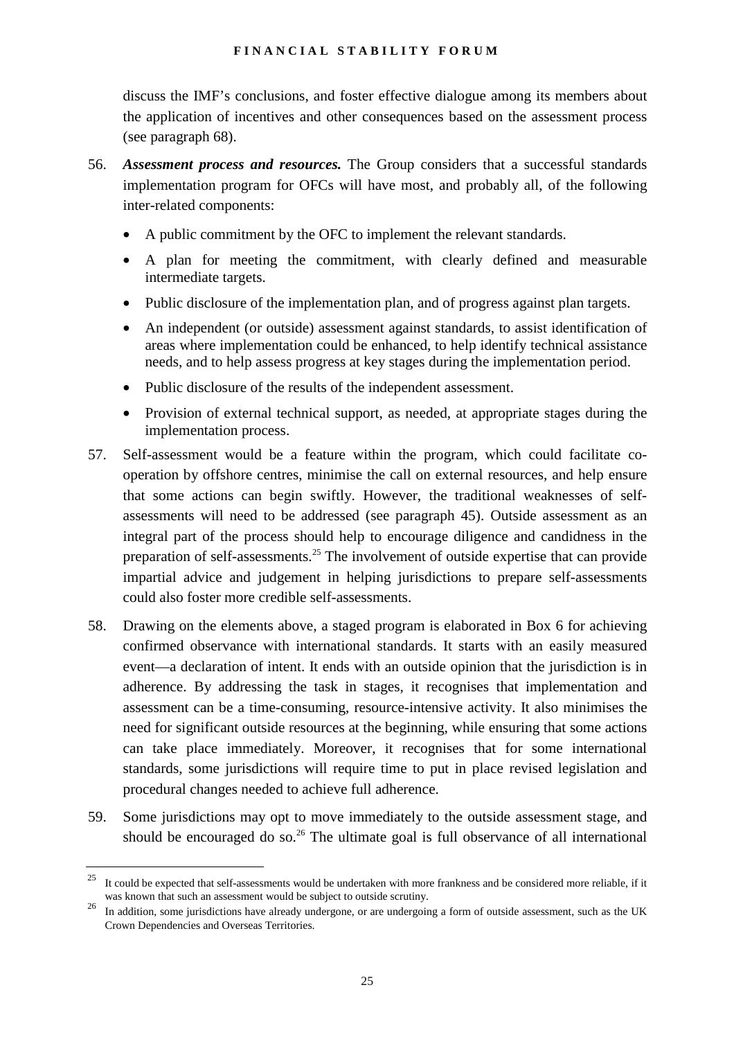discuss the IMF's conclusions, and foster effective dialogue among its members about the application of incentives and other consequences based on the assessment process (see paragraph 68).

56. ***Assessment process and resources.*** The Group considers that a successful standards implementation program for OFCs will have most, and probably all, of the following inter-related components:

    - A public commitment by the OFC to implement the relevant standards.
    - A plan for meeting the commitment, with clearly defined and measurable intermediate targets.
    - Public disclosure of the implementation plan, and of progress against plan targets.
    - An independent (or outside) assessment against standards, to assist identification of areas where implementation could be enhanced, to help identify technical assistance needs, and to help assess progress at key stages during the implementation period.
    - Public disclosure of the results of the independent assessment.
    - Provision of external technical support, as needed, at appropriate stages during the implementation process.

57. Self-assessment would be a feature within the program, which could facilitate co-operation by offshore centres, minimise the call on external resources, and help ensure that some actions can begin swiftly. However, the traditional weaknesses of self-assessments will need to be addressed (see paragraph 45). Outside assessment as an integral part of the process should help to encourage diligence and candidness in the preparation of self-assessments.[25] The involvement of outside expertise that can provide impartial advice and judgement in helping jurisdictions to prepare self-assessments could also foster more credible self-assessments.

58. Drawing on the elements above, a staged program is elaborated in Box 6 for achieving confirmed observance with international standards. It starts with an easily measured event—a declaration of intent. It ends with an outside opinion that the jurisdiction is in adherence. By addressing the task in stages, it recognises that implementation and assessment can be a time-consuming, resource-intensive activity. It also minimises the need for significant outside resources at the beginning, while ensuring that some actions can take place immediately. Moreover, it recognises that for some international standards, some jurisdictions will require time to put in place revised legislation and procedural changes needed to achieve full adherence.

59. Some jurisdictions may opt to move immediately to the outside assessment stage, and should be encouraged do so.[26] The ultimate goal is full observance of all international

---

[25] It could be expected that self-assessments would be undertaken with more frankness and be considered more reliable, if it was known that such an assessment would be subject to outside scrutiny.

[26] In addition, some jurisdictions have already undergone, or are undergoing a form of outside assessment, such as the UK Crown Dependencies and Overseas Territories.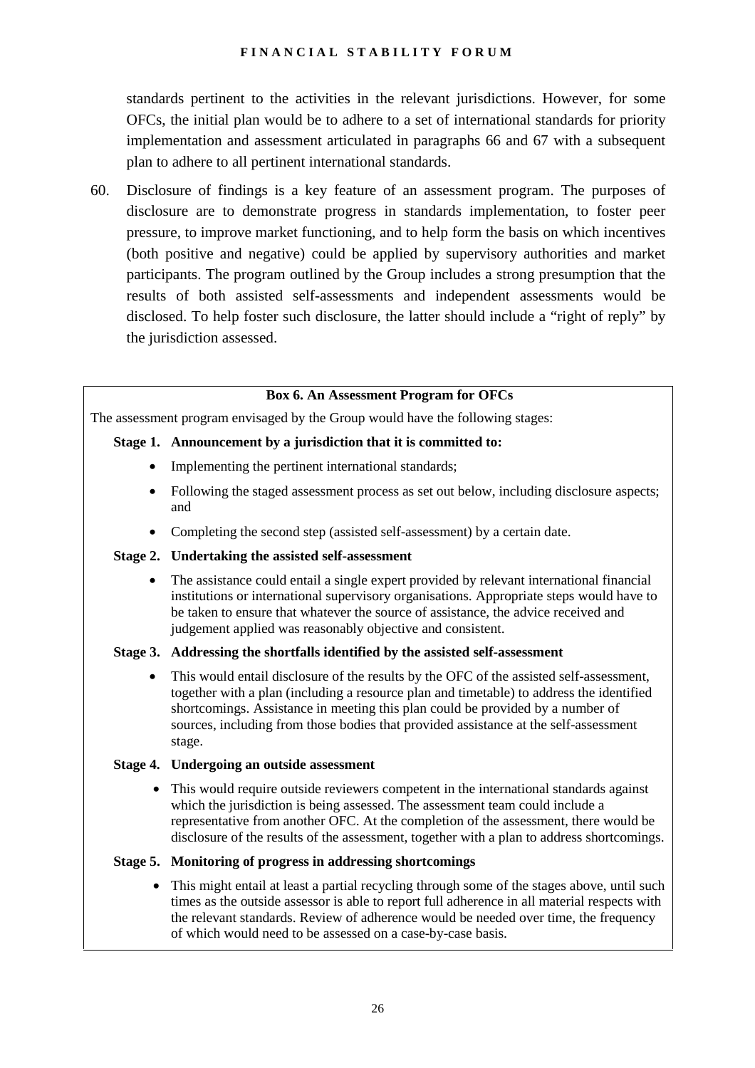standards pertinent to the activities in the relevant jurisdictions. However, for some OFCs, the initial plan would be to adhere to a set of international standards for priority implementation and assessment articulated in paragraphs 66 and 67 with a subsequent plan to adhere to all pertinent international standards.

60. Disclosure of findings is a key feature of an assessment program. The purposes of disclosure are to demonstrate progress in standards implementation, to foster peer pressure, to improve market functioning, and to help form the basis on which incentives (both positive and negative) could be applied by supervisory authorities and market participants. The program outlined by the Group includes a strong presumption that the results of both assisted self-assessments and independent assessments would be disclosed. To help foster such disclosure, the latter should include a "right of reply" by the jurisdiction assessed.

**Box 6. An Assessment Program for OFCs**

The assessment program envisaged by the Group would have the following stages:

**Stage 1. Announcement by a jurisdiction that it is committed to:**

- Implementing the pertinent international standards;
- Following the staged assessment process as set out below, including disclosure aspects; and
- Completing the second step (assisted self-assessment) by a certain date.

**Stage 2. Undertaking the assisted self-assessment**

- The assistance could entail a single expert provided by relevant international financial institutions or international supervisory organisations. Appropriate steps would have to be taken to ensure that whatever the source of assistance, the advice received and judgement applied was reasonably objective and consistent.

**Stage 3. Addressing the shortfalls identified by the assisted self-assessment**

- This would entail disclosure of the results by the OFC of the assisted self-assessment, together with a plan (including a resource plan and timetable) to address the identified shortcomings. Assistance in meeting this plan could be provided by a number of sources, including from those bodies that provided assistance at the self-assessment stage.

**Stage 4. Undergoing an outside assessment**

- This would require outside reviewers competent in the international standards against which the jurisdiction is being assessed. The assessment team could include a representative from another OFC. At the completion of the assessment, there would be disclosure of the results of the assessment, together with a plan to address shortcomings.

**Stage 5. Monitoring of progress in addressing shortcomings**

- This might entail at least a partial recycling through some of the stages above, until such times as the outside assessor is able to report full adherence in all material respects with the relevant standards. Review of adherence would be needed over time, the frequency of which would need to be assessed on a case-by-case basis.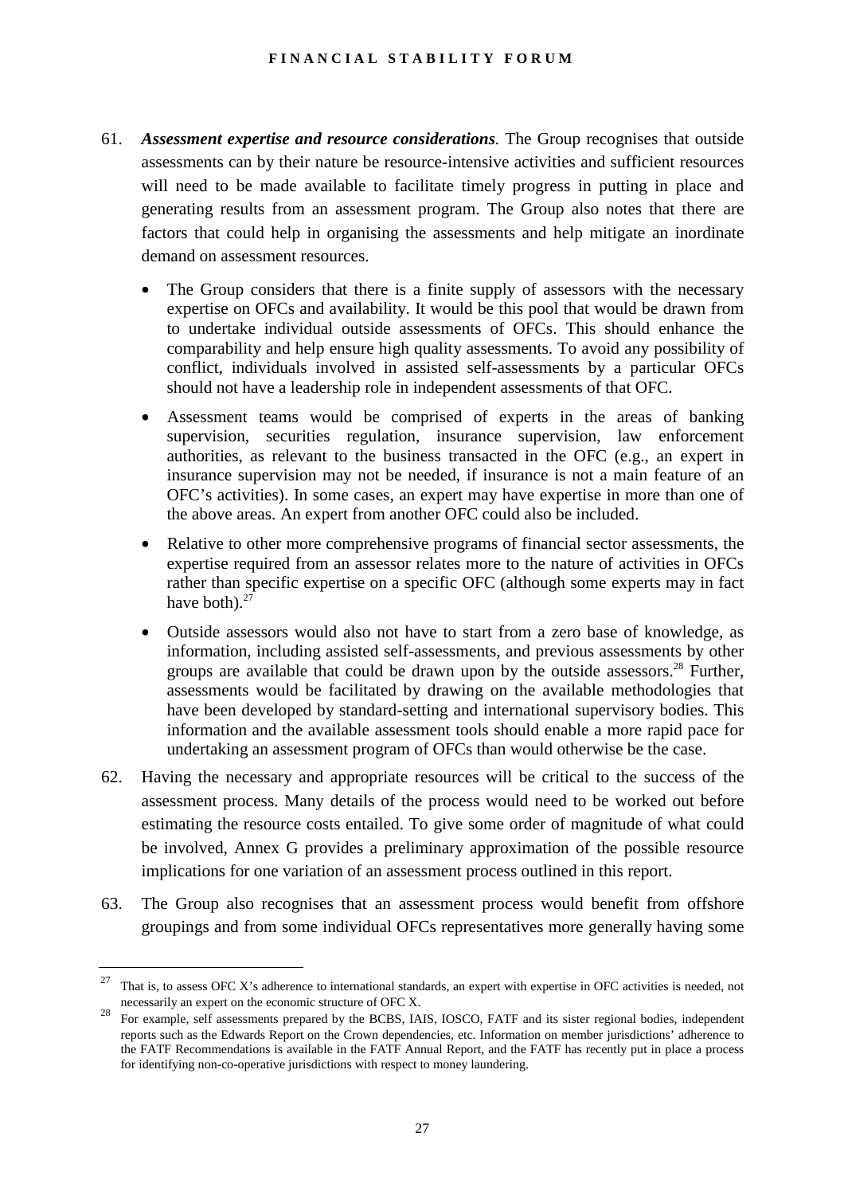61. ***Assessment expertise and resource considerations***. The Group recognises that outside assessments can by their nature be resource-intensive activities and sufficient resources will need to be made available to facilitate timely progress in putting in place and generating results from an assessment program. The Group also notes that there are factors that could help in organising the assessments and help mitigate an inordinate demand on assessment resources.

   - The Group considers that there is a finite supply of assessors with the necessary expertise on OFCs and availability. It would be this pool that would be drawn from to undertake individual outside assessments of OFCs. This should enhance the comparability and help ensure high quality assessments. To avoid any possibility of conflict, individuals involved in assisted self-assessments by a particular OFCs should not have a leadership role in independent assessments of that OFC.
   - Assessment teams would be comprised of experts in the areas of banking supervision, securities regulation, insurance supervision, law enforcement authorities, as relevant to the business transacted in the OFC (e.g., an expert in insurance supervision may not be needed, if insurance is not a main feature of an OFC's activities). In some cases, an expert may have expertise in more than one of the above areas. An expert from another OFC could also be included.
   - Relative to other more comprehensive programs of financial sector assessments, the expertise required from an assessor relates more to the nature of activities in OFCs rather than specific expertise on a specific OFC (although some experts may in fact have both).[27]
   - Outside assessors would also not have to start from a zero base of knowledge, as information, including assisted self-assessments, and previous assessments by other groups are available that could be drawn upon by the outside assessors.[28] Further, assessments would be facilitated by drawing on the available methodologies that have been developed by standard-setting and international supervisory bodies. This information and the available assessment tools should enable a more rapid pace for undertaking an assessment program of OFCs than would otherwise be the case.

62. Having the necessary and appropriate resources will be critical to the success of the assessment process. Many details of the process would need to be worked out before estimating the resource costs entailed. To give some order of magnitude of what could be involved, Annex G provides a preliminary approximation of the possible resource implications for one variation of an assessment process outlined in this report.

63. The Group also recognises that an assessment process would benefit from offshore groupings and from some individual OFCs representatives more generally having some

---

[27] That is, to assess OFC X's adherence to international standards, an expert with expertise in OFC activities is needed, not necessarily an expert on the economic structure of OFC X.

[28] For example, self assessments prepared by the BCBS, IAIS, IOSCO, FATF and its sister regional bodies, independent reports such as the Edwards Report on the Crown dependencies, etc. Information on member jurisdictions' adherence to the FATF Recommendations is available in the FATF Annual Report, and the FATF has recently put in place a process for identifying non-co-operative jurisdictions with respect to money laundering.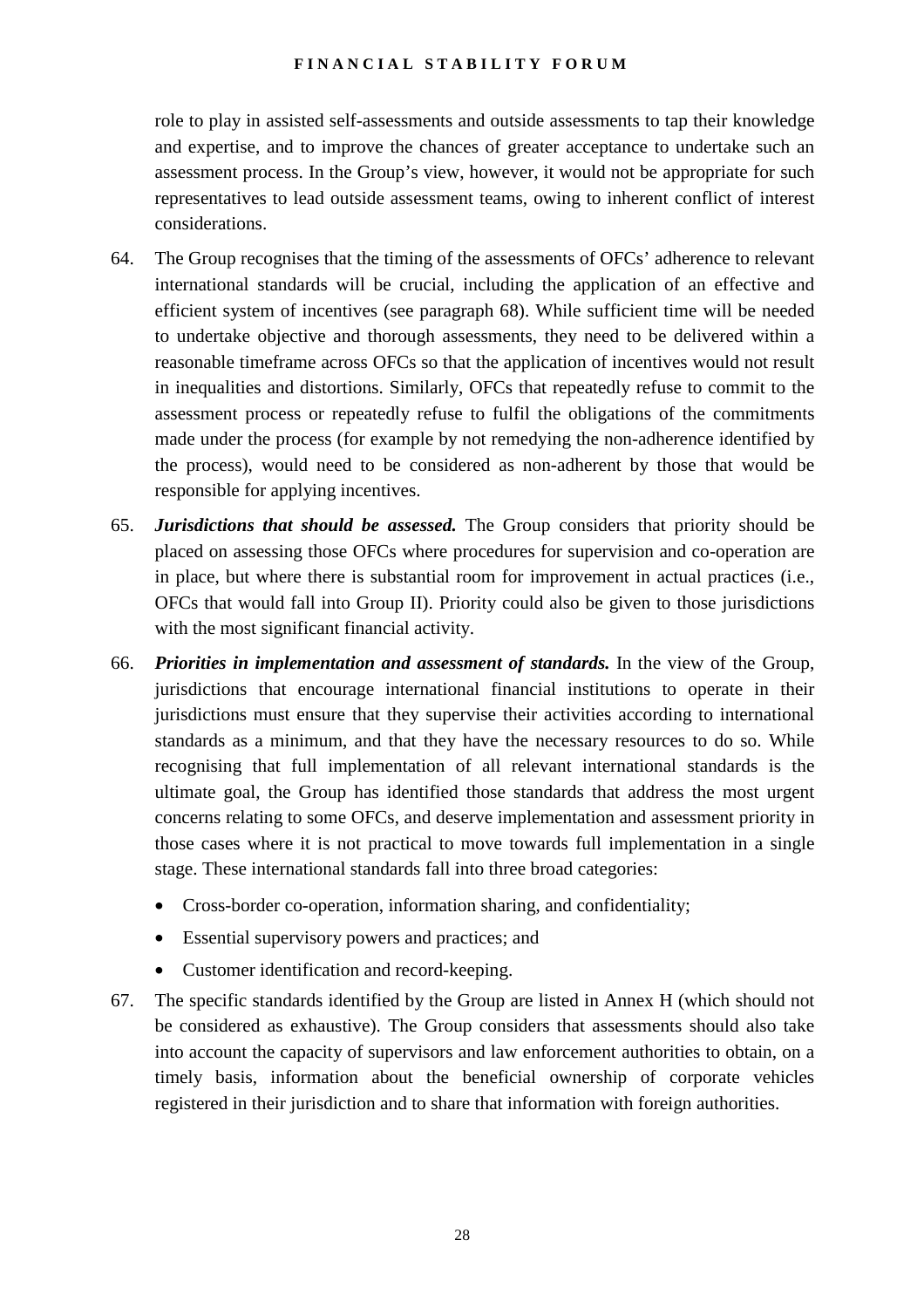role to play in assisted self-assessments and outside assessments to tap their knowledge and expertise, and to improve the chances of greater acceptance to undertake such an assessment process. In the Group's view, however, it would not be appropriate for such representatives to lead outside assessment teams, owing to inherent conflict of interest considerations.

64. The Group recognises that the timing of the assessments of OFCs' adherence to relevant international standards will be crucial, including the application of an effective and efficient system of incentives (see paragraph 68). While sufficient time will be needed to undertake objective and thorough assessments, they need to be delivered within a reasonable timeframe across OFCs so that the application of incentives would not result in inequalities and distortions. Similarly, OFCs that repeatedly refuse to commit to the assessment process or repeatedly refuse to fulfil the obligations of the commitments made under the process (for example by not remedying the non-adherence identified by the process), would need to be considered as non-adherent by those that would be responsible for applying incentives.

65. ***Jurisdictions that should be assessed.*** The Group considers that priority should be placed on assessing those OFCs where procedures for supervision and co-operation are in place, but where there is substantial room for improvement in actual practices (i.e., OFCs that would fall into Group II). Priority could also be given to those jurisdictions with the most significant financial activity.

66. ***Priorities in implementation and assessment of standards.*** In the view of the Group, jurisdictions that encourage international financial institutions to operate in their jurisdictions must ensure that they supervise their activities according to international standards as a minimum, and that they have the necessary resources to do so. While recognising that full implementation of all relevant international standards is the ultimate goal, the Group has identified those standards that address the most urgent concerns relating to some OFCs, and deserve implementation and assessment priority in those cases where it is not practical to move towards full implementation in a single stage. These international standards fall into three broad categories:

   - Cross-border co-operation, information sharing, and confidentiality;
   - Essential supervisory powers and practices; and
   - Customer identification and record-keeping.

67. The specific standards identified by the Group are listed in Annex H (which should not be considered as exhaustive). The Group considers that assessments should also take into account the capacity of supervisors and law enforcement authorities to obtain, on a timely basis, information about the beneficial ownership of corporate vehicles registered in their jurisdiction and to share that information with foreign authorities.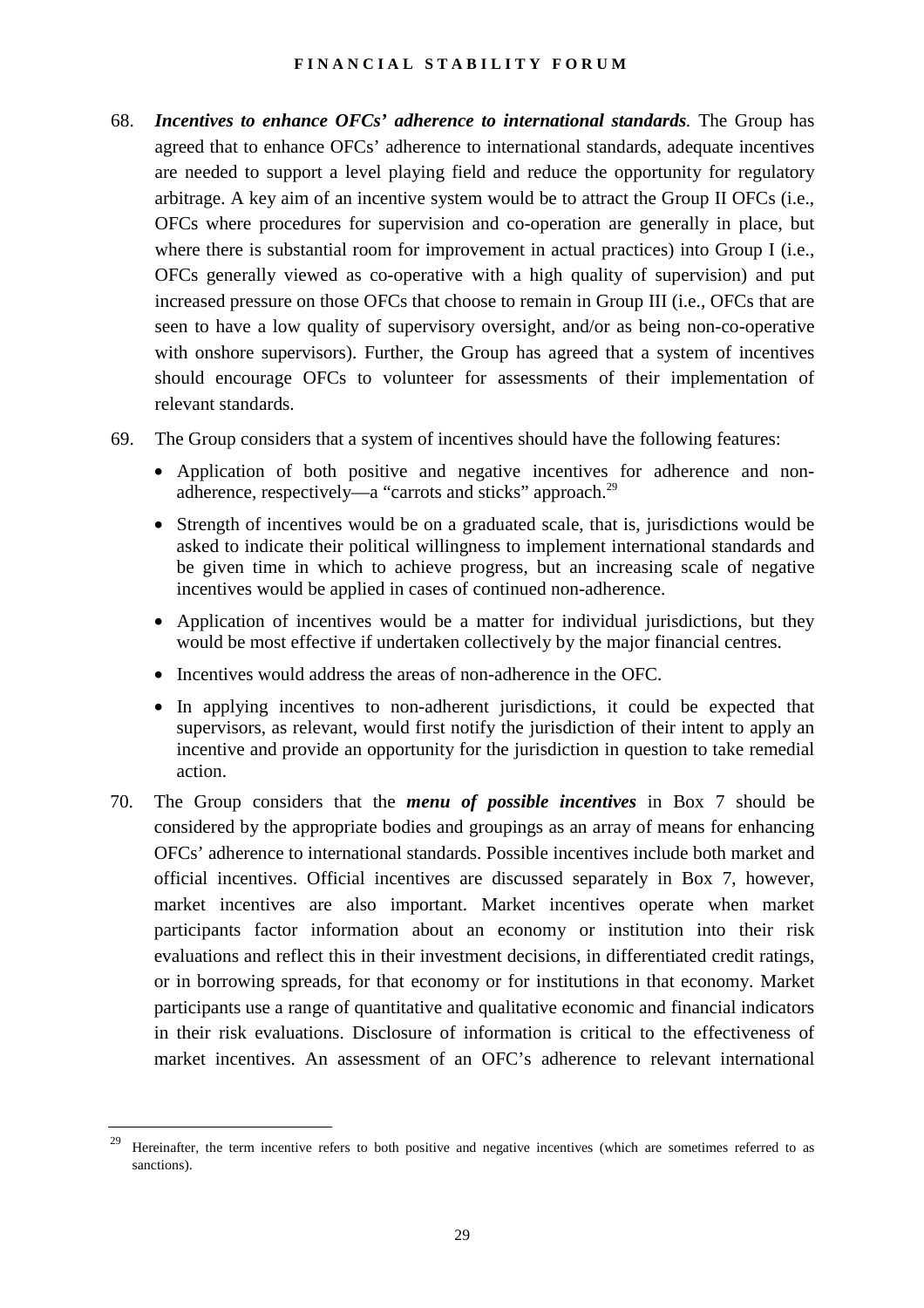68. ***Incentives to enhance OFCs' adherence to international standards****.* The Group has agreed that to enhance OFCs' adherence to international standards, adequate incentives are needed to support a level playing field and reduce the opportunity for regulatory arbitrage. A key aim of an incentive system would be to attract the Group II OFCs (i.e., OFCs where procedures for supervision and co-operation are generally in place, but where there is substantial room for improvement in actual practices) into Group I (i.e., OFCs generally viewed as co-operative with a high quality of supervision) and put increased pressure on those OFCs that choose to remain in Group III (i.e., OFCs that are seen to have a low quality of supervisory oversight, and/or as being non-co-operative with onshore supervisors). Further, the Group has agreed that a system of incentives should encourage OFCs to volunteer for assessments of their implementation of relevant standards.

69. The Group considers that a system of incentives should have the following features:

    - Application of both positive and negative incentives for adherence and non-adherence, respectively—a "carrots and sticks" approach.[29]
    - Strength of incentives would be on a graduated scale, that is, jurisdictions would be asked to indicate their political willingness to implement international standards and be given time in which to achieve progress, but an increasing scale of negative incentives would be applied in cases of continued non-adherence.
    - Application of incentives would be a matter for individual jurisdictions, but they would be most effective if undertaken collectively by the major financial centres.
    - Incentives would address the areas of non-adherence in the OFC.
    - In applying incentives to non-adherent jurisdictions, it could be expected that supervisors, as relevant, would first notify the jurisdiction of their intent to apply an incentive and provide an opportunity for the jurisdiction in question to take remedial action.

70. The Group considers that the ***menu of possible incentives*** in Box 7 should be considered by the appropriate bodies and groupings as an array of means for enhancing OFCs' adherence to international standards. Possible incentives include both market and official incentives. Official incentives are discussed separately in Box 7, however, market incentives are also important. Market incentives operate when market participants factor information about an economy or institution into their risk evaluations and reflect this in their investment decisions, in differentiated credit ratings, or in borrowing spreads, for that economy or for institutions in that economy. Market participants use a range of quantitative and qualitative economic and financial indicators in their risk evaluations. Disclosure of information is critical to the effectiveness of market incentives. An assessment of an OFC's adherence to relevant international

---

[29] Hereinafter, the term incentive refers to both positive and negative incentives (which are sometimes referred to as sanctions).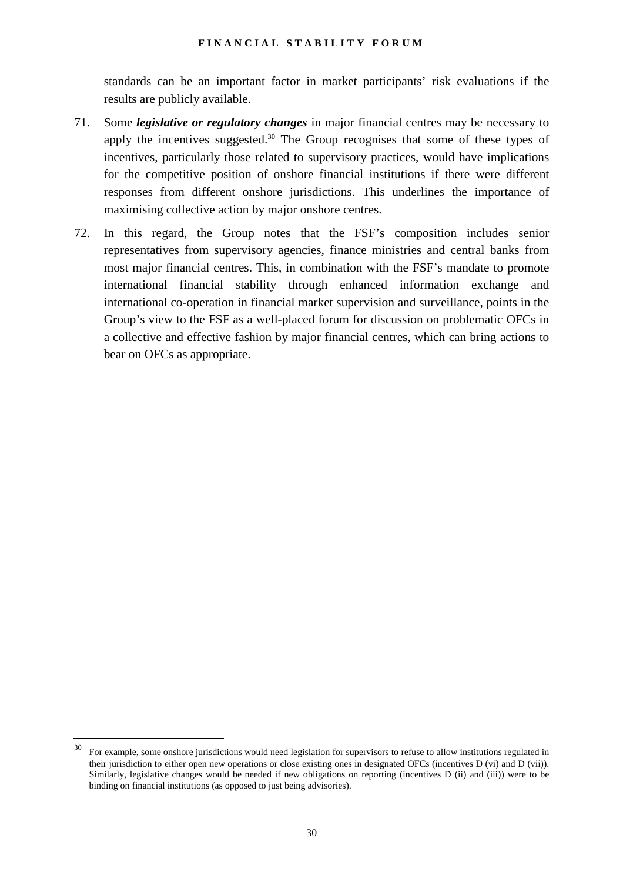standards can be an important factor in market participants' risk evaluations if the results are publicly available.

71. Some ***legislative or regulatory changes*** in major financial centres may be necessary to apply the incentives suggested.[30] The Group recognises that some of these types of incentives, particularly those related to supervisory practices, would have implications for the competitive position of onshore financial institutions if there were different responses from different onshore jurisdictions. This underlines the importance of maximising collective action by major onshore centres.

72. In this regard, the Group notes that the FSF's composition includes senior representatives from supervisory agencies, finance ministries and central banks from most major financial centres. This, in combination with the FSF's mandate to promote international financial stability through enhanced information exchange and international co-operation in financial market supervision and surveillance, points in the Group's view to the FSF as a well-placed forum for discussion on problematic OFCs in a collective and effective fashion by major financial centres, which can bring actions to bear on OFCs as appropriate.

---

[30] For example, some onshore jurisdictions would need legislation for supervisors to refuse to allow institutions regulated in their jurisdiction to either open new operations or close existing ones in designated OFCs (incentives D (vi) and D (vii)). Similarly, legislative changes would be needed if new obligations on reporting (incentives D (ii) and (iii)) were to be binding on financial institutions (as opposed to just being advisories).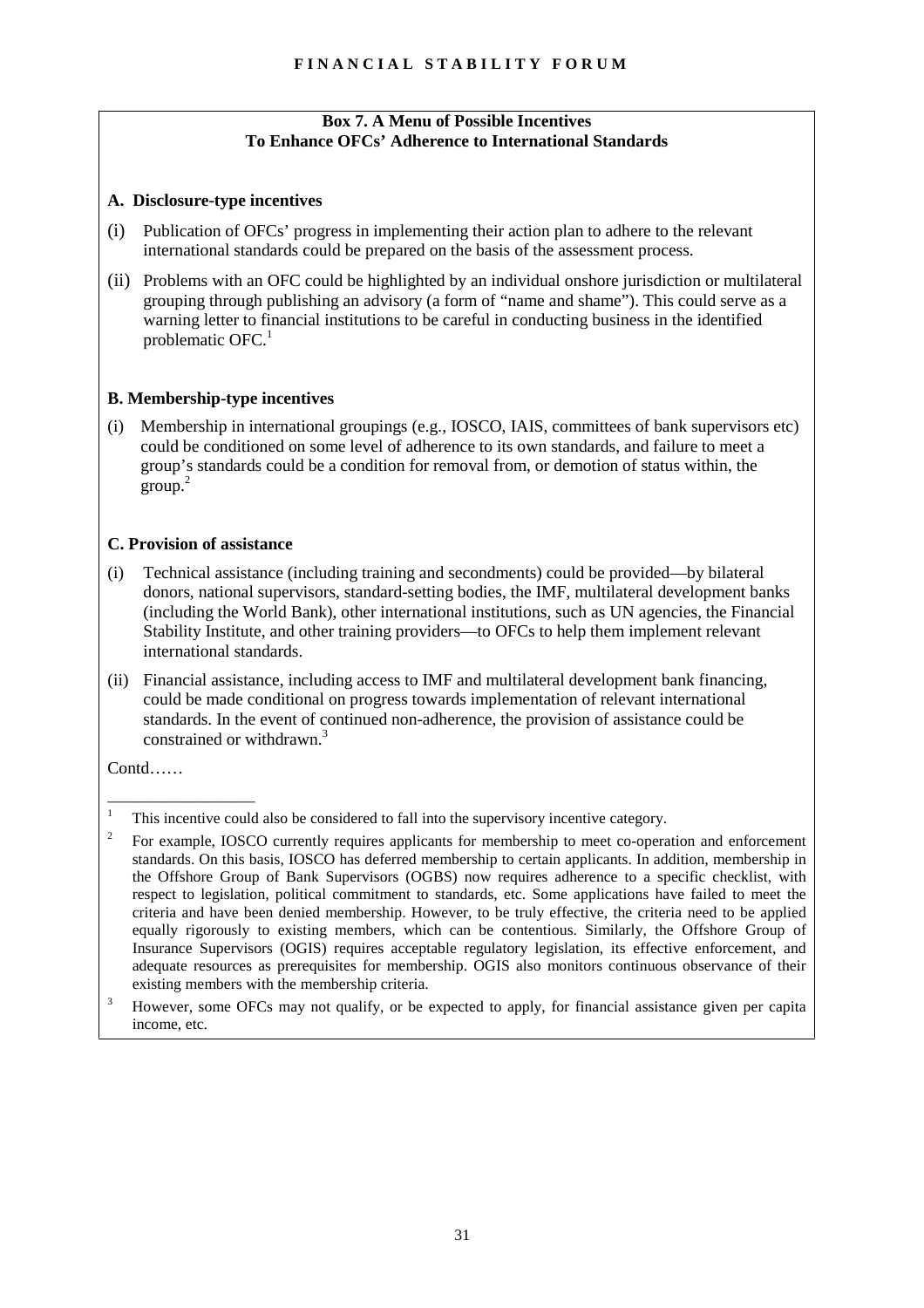**Box 7. A Menu of Possible Incentives To Enhance OFCs' Adherence to International Standards**

**A. Disclosure-type incentives**

(i) Publication of OFCs' progress in implementing their action plan to adhere to the relevant international standards could be prepared on the basis of the assessment process.

(ii) Problems with an OFC could be highlighted by an individual onshore jurisdiction or multilateral grouping through publishing an advisory (a form of "name and shame"). This could serve as a warning letter to financial institutions to be careful in conducting business in the identified problematic OFC.[1]

**B. Membership-type incentives**

(i) Membership in international groupings (e.g., IOSCO, IAIS, committees of bank supervisors etc) could be conditioned on some level of adherence to its own standards, and failure to meet a group's standards could be a condition for removal from, or demotion of status within, the group.[2]

**C. Provision of assistance**

(i) Technical assistance (including training and secondments) could be provided—by bilateral donors, national supervisors, standard-setting bodies, the IMF, multilateral development banks (including the World Bank), other international institutions, such as UN agencies, the Financial Stability Institute, and other training providers—to OFCs to help them implement relevant international standards.

(ii) Financial assistance, including access to IMF and multilateral development bank financing, could be made conditional on progress towards implementation of relevant international standards. In the event of continued non-adherence, the provision of assistance could be constrained or withdrawn.[3]

Contd……

---

[1] This incentive could also be considered to fall into the supervisory incentive category.

[2] For example, IOSCO currently requires applicants for membership to meet co-operation and enforcement standards. On this basis, IOSCO has deferred membership to certain applicants. In addition, membership in the Offshore Group of Bank Supervisors (OGBS) now requires adherence to a specific checklist, with respect to legislation, political commitment to standards, etc. Some applications have failed to meet the criteria and have been denied membership. However, to be truly effective, the criteria need to be applied equally rigorously to existing members, which can be contentious. Similarly, the Offshore Group of Insurance Supervisors (OGIS) requires acceptable regulatory legislation, its effective enforcement, and adequate resources as prerequisites for membership. OGIS also monitors continuous observance of their existing members with the membership criteria.

[3] However, some OFCs may not qualify, or be expected to apply, for financial assistance given per capita income, etc.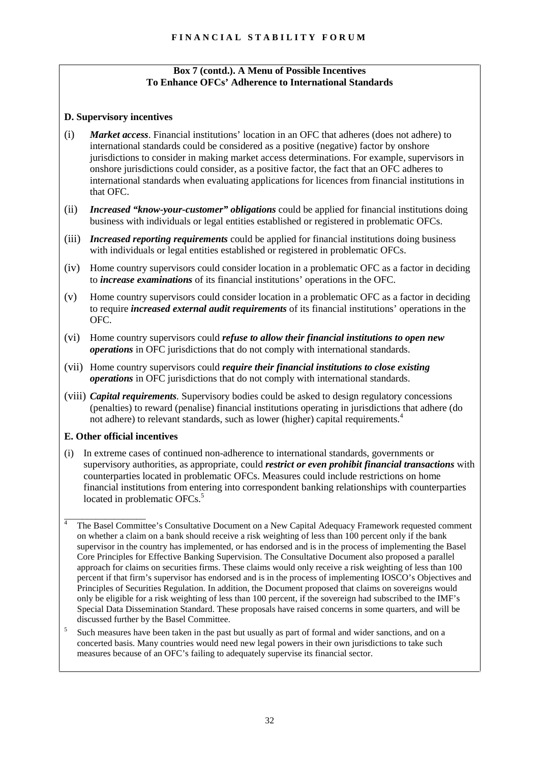**Box 7 (contd.). A Menu of Possible Incentives To Enhance OFCs' Adherence to International Standards**

**D. Supervisory incentives**

(i) ***Market access***. Financial institutions' location in an OFC that adheres (does not adhere) to international standards could be considered as a positive (negative) factor by onshore jurisdictions to consider in making market access determinations. For example, supervisors in onshore jurisdictions could consider, as a positive factor, the fact that an OFC adheres to international standards when evaluating applications for licences from financial institutions in that OFC.

(ii) ***Increased "know-your-customer" obligations*** could be applied for financial institutions doing business with individuals or legal entities established or registered in problematic OFCs.

(iii) ***Increased reporting requirements*** could be applied for financial institutions doing business with individuals or legal entities established or registered in problematic OFCs.

(iv) Home country supervisors could consider location in a problematic OFC as a factor in deciding to ***increase examinations*** of its financial institutions' operations in the OFC.

(v) Home country supervisors could consider location in a problematic OFC as a factor in deciding to require ***increased external audit requirements*** of its financial institutions' operations in the OFC.

(vi) Home country supervisors could ***refuse to allow their financial institutions to open new operations*** in OFC jurisdictions that do not comply with international standards.

(vii) Home country supervisors could ***require their financial institutions to close existing operations*** in OFC jurisdictions that do not comply with international standards.

(viii) ***Capital requirements***. Supervisory bodies could be asked to design regulatory concessions (penalties) to reward (penalise) financial institutions operating in jurisdictions that adhere (do not adhere) to relevant standards, such as lower (higher) capital requirements.[4]

**E. Other official incentives**

(i) In extreme cases of continued non-adherence to international standards, governments or supervisory authorities, as appropriate, could ***restrict or even prohibit financial transactions*** with counterparties located in problematic OFCs. Measures could include restrictions on home financial institutions from entering into correspondent banking relationships with counterparties located in problematic OFCs.[5]

---

[4] The Basel Committee's Consultative Document on a New Capital Adequacy Framework requested comment on whether a claim on a bank should receive a risk weighting of less than 100 percent only if the bank supervisor in the country has implemented, or has endorsed and is in the process of implementing the Basel Core Principles for Effective Banking Supervision. The Consultative Document also proposed a parallel approach for claims on securities firms. These claims would only receive a risk weighting of less than 100 percent if that firm's supervisor has endorsed and is in the process of implementing IOSCO's Objectives and Principles of Securities Regulation. In addition, the Document proposed that claims on sovereigns would only be eligible for a risk weighting of less than 100 percent, if the sovereign had subscribed to the IMF's Special Data Dissemination Standard. These proposals have raised concerns in some quarters, and will be discussed further by the Basel Committee.

[5] Such measures have been taken in the past but usually as part of formal and wider sanctions, and on a concerted basis. Many countries would need new legal powers in their own jurisdictions to take such measures because of an OFC's failing to adequately supervise its financial sector.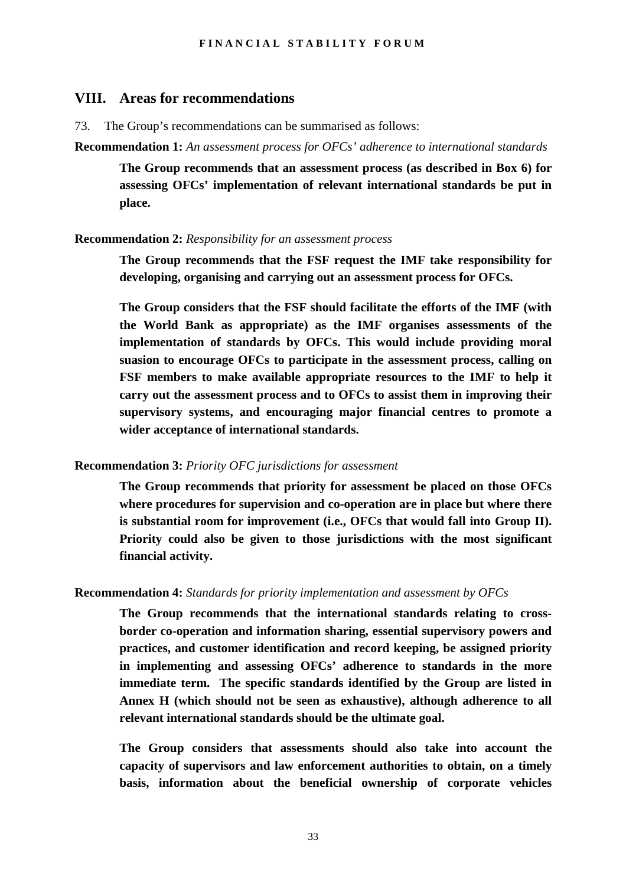## VIII. Areas for recommendations

73. The Group's recommendations can be summarised as follows:

**Recommendation 1:** *An assessment process for OFCs' adherence to international standards*

> **The Group recommends that an assessment process (as described in Box 6) for assessing OFCs' implementation of relevant international standards be put in place.**

**Recommendation 2:** *Responsibility for an assessment process*

> **The Group recommends that the FSF request the IMF take responsibility for developing, organising and carrying out an assessment process for OFCs.**
>
> **The Group considers that the FSF should facilitate the efforts of the IMF (with the World Bank as appropriate) as the IMF organises assessments of the implementation of standards by OFCs. This would include providing moral suasion to encourage OFCs to participate in the assessment process, calling on FSF members to make available appropriate resources to the IMF to help it carry out the assessment process and to OFCs to assist them in improving their supervisory systems, and encouraging major financial centres to promote a wider acceptance of international standards.**

**Recommendation 3:** *Priority OFC jurisdictions for assessment*

> **The Group recommends that priority for assessment be placed on those OFCs where procedures for supervision and co-operation are in place but where there is substantial room for improvement (i.e., OFCs that would fall into Group II). Priority could also be given to those jurisdictions with the most significant financial activity.**

**Recommendation 4:** *Standards for priority implementation and assessment by OFCs*

> **The Group recommends that the international standards relating to cross-border co-operation and information sharing, essential supervisory powers and practices, and customer identification and record keeping, be assigned priority in implementing and assessing OFCs' adherence to standards in the more immediate term. The specific standards identified by the Group are listed in Annex H (which should not be seen as exhaustive), although adherence to all relevant international standards should be the ultimate goal.**
>
> **The Group considers that assessments should also take into account the capacity of supervisors and law enforcement authorities to obtain, on a timely basis, information about the beneficial ownership of corporate vehicles**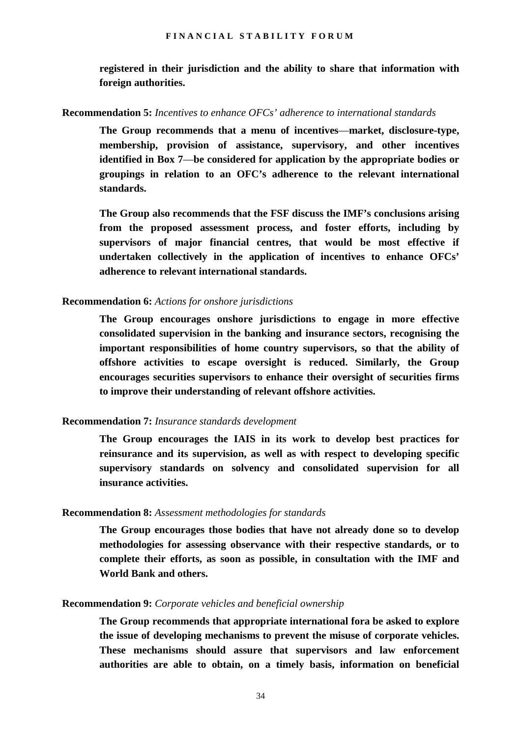**registered in their jurisdiction and the ability to share that information with foreign authorities.**

**Recommendation 5:** *Incentives to enhance OFCs' adherence to international standards*

**The Group recommends that a menu of incentives—market, disclosure-type, membership, provision of assistance, supervisory, and other incentives identified in Box 7—be considered for application by the appropriate bodies or groupings in relation to an OFC's adherence to the relevant international standards.**

**The Group also recommends that the FSF discuss the IMF's conclusions arising from the proposed assessment process, and foster efforts, including by supervisors of major financial centres, that would be most effective if undertaken collectively in the application of incentives to enhance OFCs' adherence to relevant international standards.**

**Recommendation 6:** *Actions for onshore jurisdictions*

**The Group encourages onshore jurisdictions to engage in more effective consolidated supervision in the banking and insurance sectors, recognising the important responsibilities of home country supervisors, so that the ability of offshore activities to escape oversight is reduced. Similarly, the Group encourages securities supervisors to enhance their oversight of securities firms to improve their understanding of relevant offshore activities.**

**Recommendation 7:** *Insurance standards development*

**The Group encourages the IAIS in its work to develop best practices for reinsurance and its supervision, as well as with respect to developing specific supervisory standards on solvency and consolidated supervision for all insurance activities.**

**Recommendation 8:** *Assessment methodologies for standards*

**The Group encourages those bodies that have not already done so to develop methodologies for assessing observance with their respective standards, or to complete their efforts, as soon as possible, in consultation with the IMF and World Bank and others.**

**Recommendation 9:** *Corporate vehicles and beneficial ownership*

**The Group recommends that appropriate international fora be asked to explore the issue of developing mechanisms to prevent the misuse of corporate vehicles. These mechanisms should assure that supervisors and law enforcement authorities are able to obtain, on a timely basis, information on beneficial**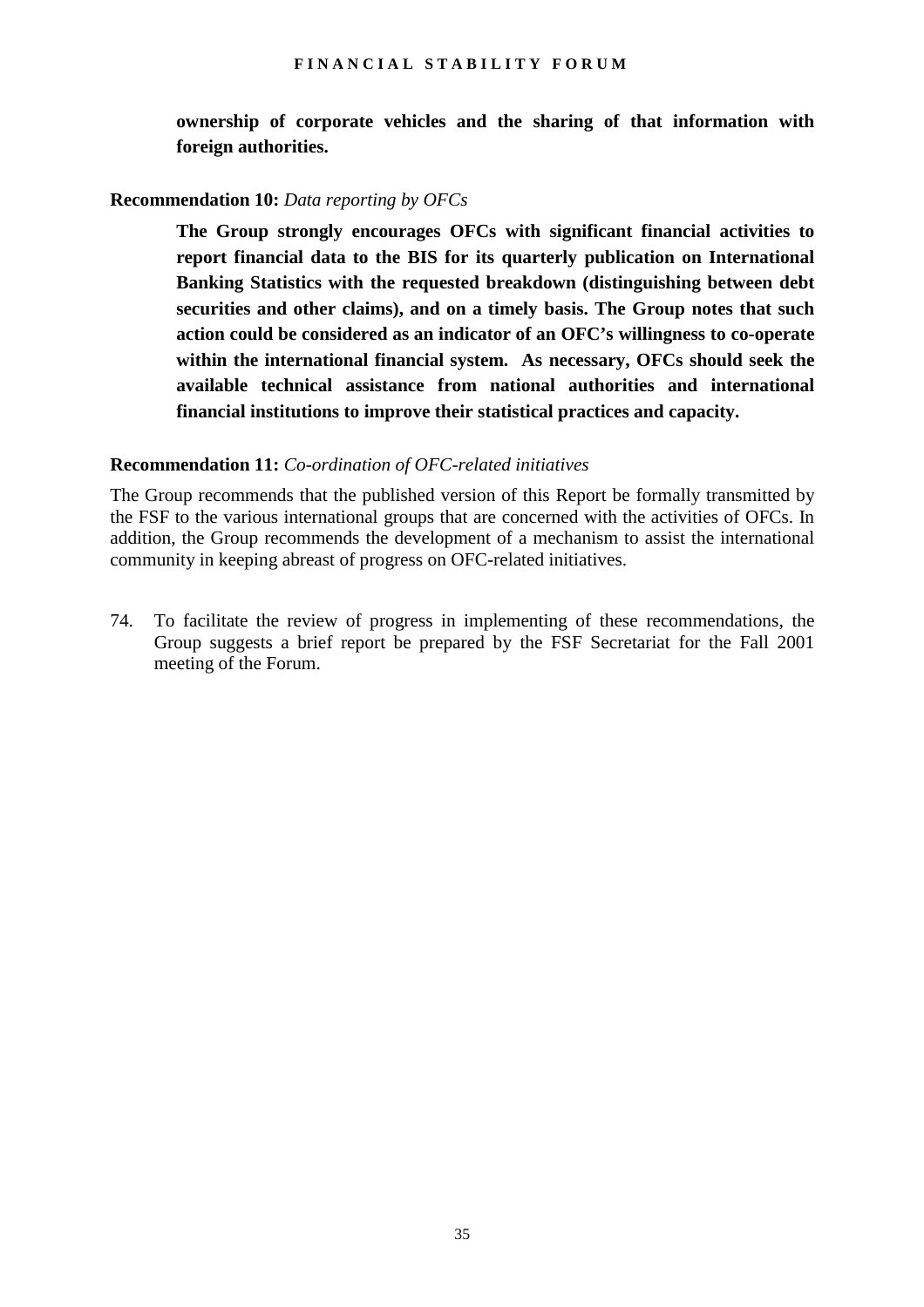**ownership of corporate vehicles and the sharing of that information with foreign authorities.**

**Recommendation 10:** *Data reporting by OFCs*

> **The Group strongly encourages OFCs with significant financial activities to report financial data to the BIS for its quarterly publication on International Banking Statistics with the requested breakdown (distinguishing between debt securities and other claims), and on a timely basis. The Group notes that such action could be considered as an indicator of an OFC's willingness to co-operate within the international financial system. As necessary, OFCs should seek the available technical assistance from national authorities and international financial institutions to improve their statistical practices and capacity.**

**Recommendation 11:** *Co-ordination of OFC-related initiatives*

The Group recommends that the published version of this Report be formally transmitted by the FSF to the various international groups that are concerned with the activities of OFCs. In addition, the Group recommends the development of a mechanism to assist the international community in keeping abreast of progress on OFC-related initiatives.

74. To facilitate the review of progress in implementing of these recommendations, the Group suggests a brief report be prepared by the FSF Secretariat for the Fall 2001 meeting of the Forum.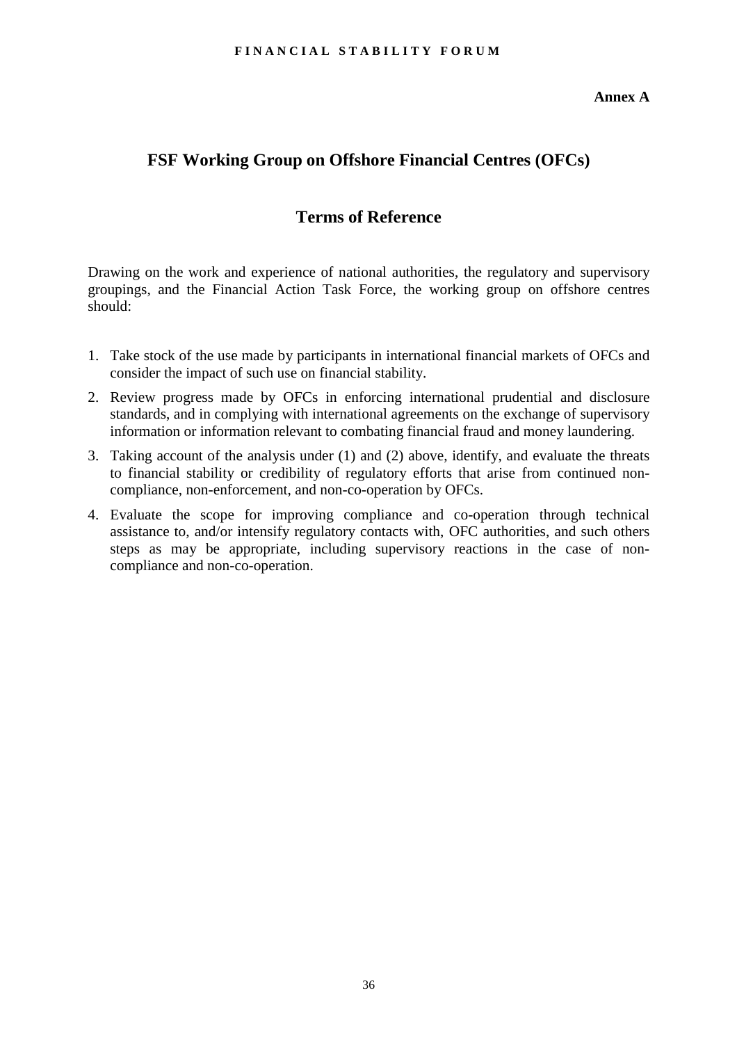**Annex A**

## FSF Working Group on Offshore Financial Centres (OFCs)

## Terms of Reference

Drawing on the work and experience of national authorities, the regulatory and supervisory groupings, and the Financial Action Task Force, the working group on offshore centres should:

1. Take stock of the use made by participants in international financial markets of OFCs and consider the impact of such use on financial stability.
2. Review progress made by OFCs in enforcing international prudential and disclosure standards, and in complying with international agreements on the exchange of supervisory information or information relevant to combating financial fraud and money laundering.
3. Taking account of the analysis under (1) and (2) above, identify, and evaluate the threats to financial stability or credibility of regulatory efforts that arise from continued non-compliance, non-enforcement, and non-co-operation by OFCs.
4. Evaluate the scope for improving compliance and co-operation through technical assistance to, and/or intensify regulatory contacts with, OFC authorities, and such others steps as may be appropriate, including supervisory reactions in the case of non-compliance and non-co-operation.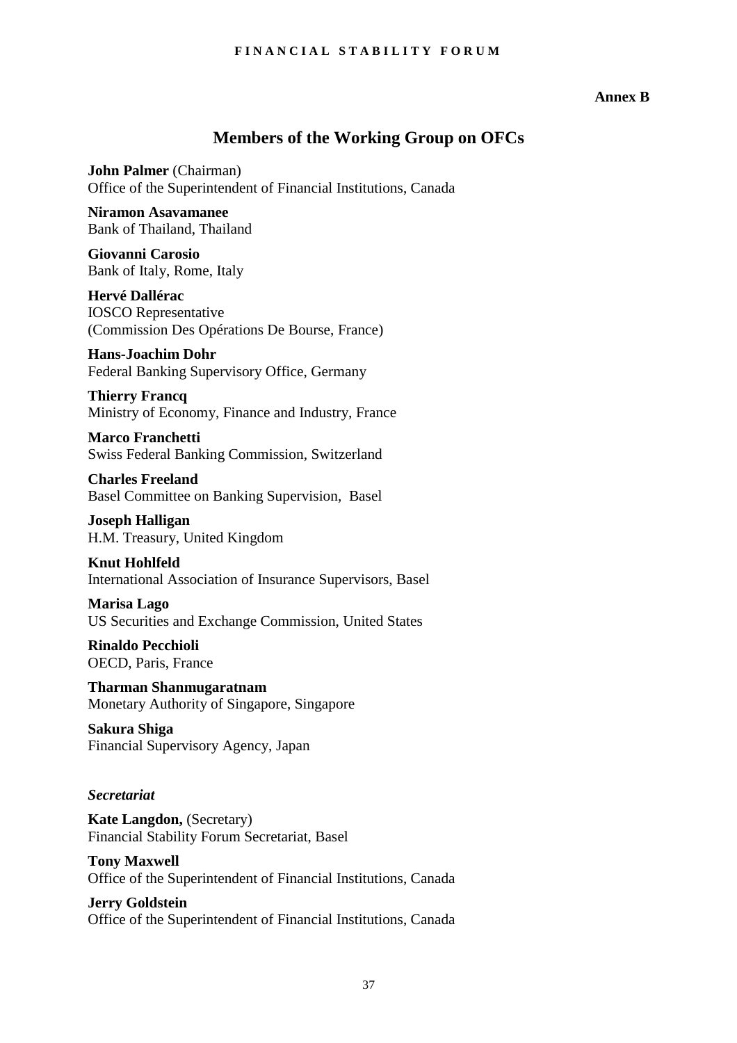**Annex B**

## Members of the Working Group on OFCs

**John Palmer** (Chairman)
Office of the Superintendent of Financial Institutions, Canada

**Niramon Asavamanee**
Bank of Thailand, Thailand

**Giovanni Carosio**
Bank of Italy, Rome, Italy

**Hervé Dallérac**
IOSCO Representative
(Commission Des Opérations De Bourse, France)

**Hans-Joachim Dohr**
Federal Banking Supervisory Office, Germany

**Thierry Francq**
Ministry of Economy, Finance and Industry, France

**Marco Franchetti**
Swiss Federal Banking Commission, Switzerland

**Charles Freeland**
Basel Committee on Banking Supervision, Basel

**Joseph Halligan**
H.M. Treasury, United Kingdom

**Knut Hohlfeld**
International Association of Insurance Supervisors, Basel

**Marisa Lago**
US Securities and Exchange Commission, United States

**Rinaldo Pecchioli**
OECD, Paris, France

**Tharman Shanmugaratnam**
Monetary Authority of Singapore, Singapore

**Sakura Shiga**
Financial Supervisory Agency, Japan

***Secretariat***

**Kate Langdon,** (Secretary)
Financial Stability Forum Secretariat, Basel

**Tony Maxwell**
Office of the Superintendent of Financial Institutions, Canada

**Jerry Goldstein**
Office of the Superintendent of Financial Institutions, Canada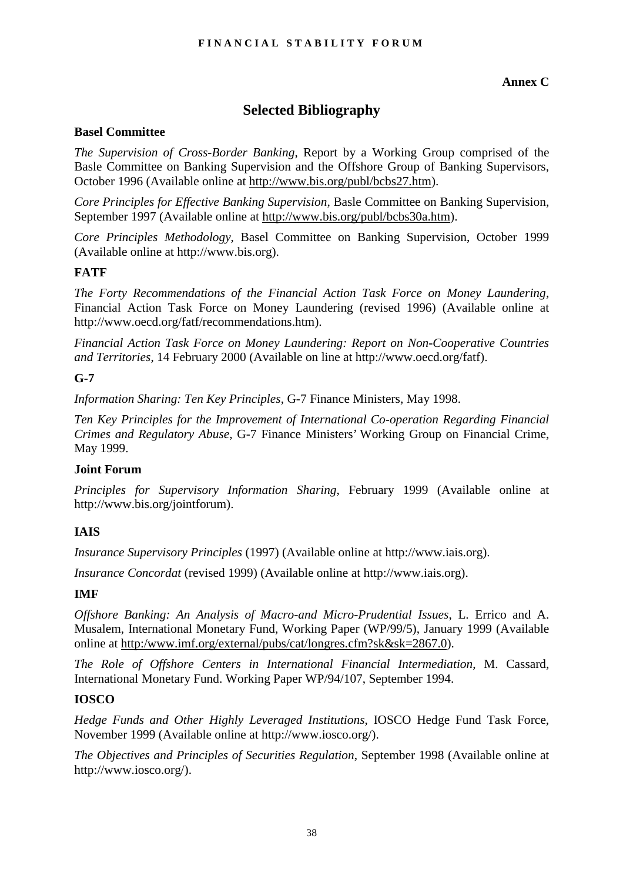**Annex C**

# Selected Bibliography

### Basel Committee

*The Supervision of Cross-Border Banking*, Report by a Working Group comprised of the Basle Committee on Banking Supervision and the Offshore Group of Banking Supervisors, October 1996 (Available online at http://www.bis.org/publ/bcbs27.htm).

*Core Principles for Effective Banking Supervision*, Basle Committee on Banking Supervision, September 1997 (Available online at http://www.bis.org/publ/bcbs30a.htm).

*Core Principles Methodology*, Basel Committee on Banking Supervision, October 1999 (Available online at http://www.bis.org).

### FATF

*The Forty Recommendations of the Financial Action Task Force on Money Laundering*, Financial Action Task Force on Money Laundering (revised 1996) (Available online at http://www.oecd.org/fatf/recommendations.htm).

*Financial Action Task Force on Money Laundering: Report on Non-Cooperative Countries and Territories*, 14 February 2000 (Available on line at http://www.oecd.org/fatf).

### G-7

*Information Sharing: Ten Key Principles*, G-7 Finance Ministers, May 1998.

*Ten Key Principles for the Improvement of International Co-operation Regarding Financial Crimes and Regulatory Abuse*, G-7 Finance Ministers' Working Group on Financial Crime, May 1999.

### Joint Forum

*Principles for Supervisory Information Sharing*, February 1999 (Available online at http://www.bis.org/jointforum).

### IAIS

*Insurance Supervisory Principles* (1997) (Available online at http://www.iais.org).

*Insurance Concordat* (revised 1999) (Available online at http://www.iais.org).

### IMF

*Offshore Banking: An Analysis of Macro-and Micro-Prudential Issues*, L. Errico and A. Musalem, International Monetary Fund, Working Paper (WP/99/5), January 1999 (Available online at http:/www.imf.org/external/pubs/cat/longres.cfm?sk&sk=2867.0).

*The Role of Offshore Centers in International Financial Intermediation*, M. Cassard, International Monetary Fund. Working Paper WP/94/107, September 1994.

### IOSCO

*Hedge Funds and Other Highly Leveraged Institutions*, IOSCO Hedge Fund Task Force, November 1999 (Available online at http://www.iosco.org/).

*The Objectives and Principles of Securities Regulation*, September 1998 (Available online at http://www.iosco.org/).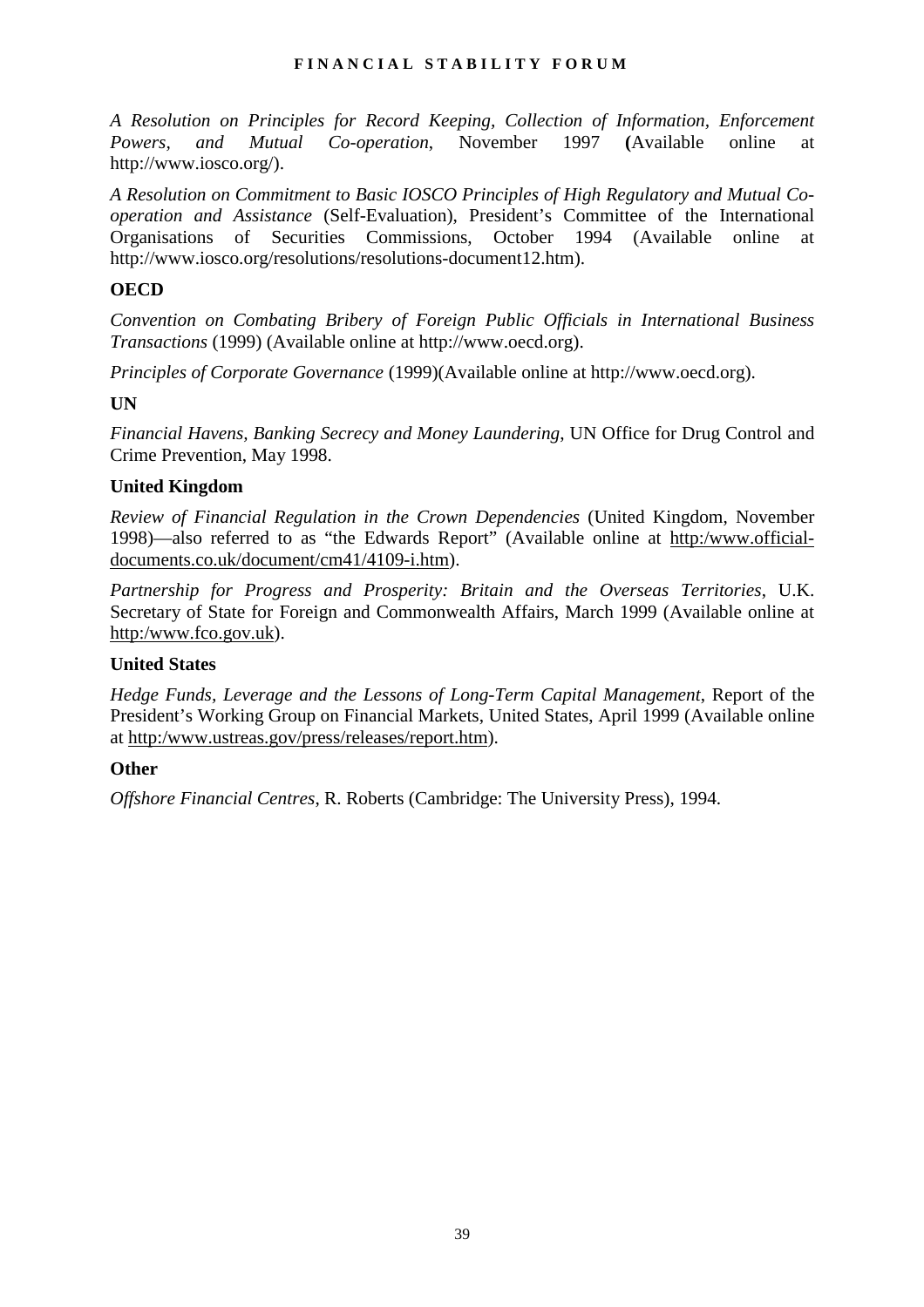*A Resolution on Principles for Record Keeping, Collection of Information, Enforcement Powers, and Mutual Co-operation*, November 1997 **(**Available online at http://www.iosco.org/).

*A Resolution on Commitment to Basic IOSCO Principles of High Regulatory and Mutual Co-operation and Assistance* (Self-Evaluation), President's Committee of the International Organisations of Securities Commissions, October 1994 (Available online at http://www.iosco.org/resolutions/resolutions-document12.htm).

**OECD**

*Convention on Combating Bribery of Foreign Public Officials in International Business Transactions* (1999) (Available online at http://www.oecd.org).

*Principles of Corporate Governance* (1999)(Available online at http://www.oecd.org).

**UN**

*Financial Havens, Banking Secrecy and Money Laundering*, UN Office for Drug Control and Crime Prevention, May 1998.

**United Kingdom**

*Review of Financial Regulation in the Crown Dependencies* (United Kingdom, November 1998)—also referred to as "the Edwards Report" (Available online at http:/www.official-documents.co.uk/document/cm41/4109-i.htm).

*Partnership for Progress and Prosperity: Britain and the Overseas Territories*, U.K. Secretary of State for Foreign and Commonwealth Affairs, March 1999 (Available online at http:/www.fco.gov.uk).

**United States**

*Hedge Funds, Leverage and the Lessons of Long-Term Capital Management*, Report of the President's Working Group on Financial Markets, United States, April 1999 (Available online at http:/www.ustreas.gov/press/releases/report.htm).

**Other**

*Offshore Financial Centres*, R. Roberts (Cambridge: The University Press), 1994.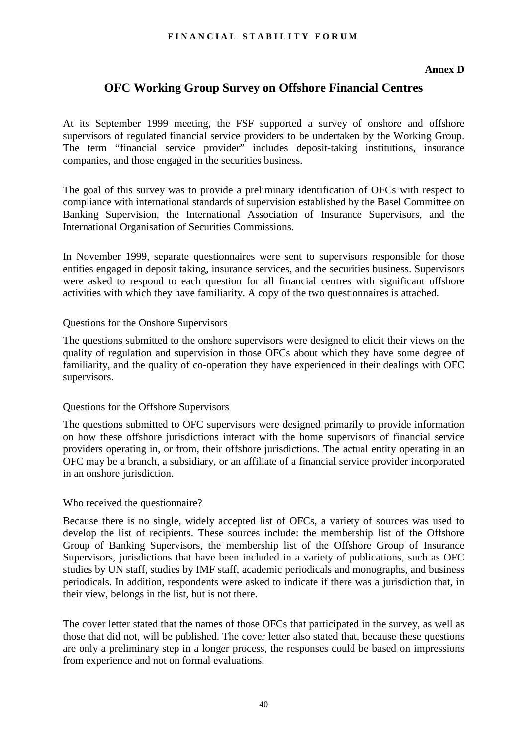**Annex D**

# OFC Working Group Survey on Offshore Financial Centres

At its September 1999 meeting, the FSF supported a survey of onshore and offshore supervisors of regulated financial service providers to be undertaken by the Working Group. The term "financial service provider" includes deposit-taking institutions, insurance companies, and those engaged in the securities business.

The goal of this survey was to provide a preliminary identification of OFCs with respect to compliance with international standards of supervision established by the Basel Committee on Banking Supervision, the International Association of Insurance Supervisors, and the International Organisation of Securities Commissions.

In November 1999, separate questionnaires were sent to supervisors responsible for those entities engaged in deposit taking, insurance services, and the securities business. Supervisors were asked to respond to each question for all financial centres with significant offshore activities with which they have familiarity. A copy of the two questionnaires is attached.

## Questions for the Onshore Supervisors

The questions submitted to the onshore supervisors were designed to elicit their views on the quality of regulation and supervision in those OFCs about which they have some degree of familiarity, and the quality of co-operation they have experienced in their dealings with OFC supervisors.

## Questions for the Offshore Supervisors

The questions submitted to OFC supervisors were designed primarily to provide information on how these offshore jurisdictions interact with the home supervisors of financial service providers operating in, or from, their offshore jurisdictions. The actual entity operating in an OFC may be a branch, a subsidiary, or an affiliate of a financial service provider incorporated in an onshore jurisdiction.

## Who received the questionnaire?

Because there is no single, widely accepted list of OFCs, a variety of sources was used to develop the list of recipients. These sources include: the membership list of the Offshore Group of Banking Supervisors, the membership list of the Offshore Group of Insurance Supervisors, jurisdictions that have been included in a variety of publications, such as OFC studies by UN staff, studies by IMF staff, academic periodicals and monographs, and business periodicals. In addition, respondents were asked to indicate if there was a jurisdiction that, in their view, belongs in the list, but is not there.

The cover letter stated that the names of those OFCs that participated in the survey, as well as those that did not, will be published. The cover letter also stated that, because these questions are only a preliminary step in a longer process, the responses could be based on impressions from experience and not on formal evaluations.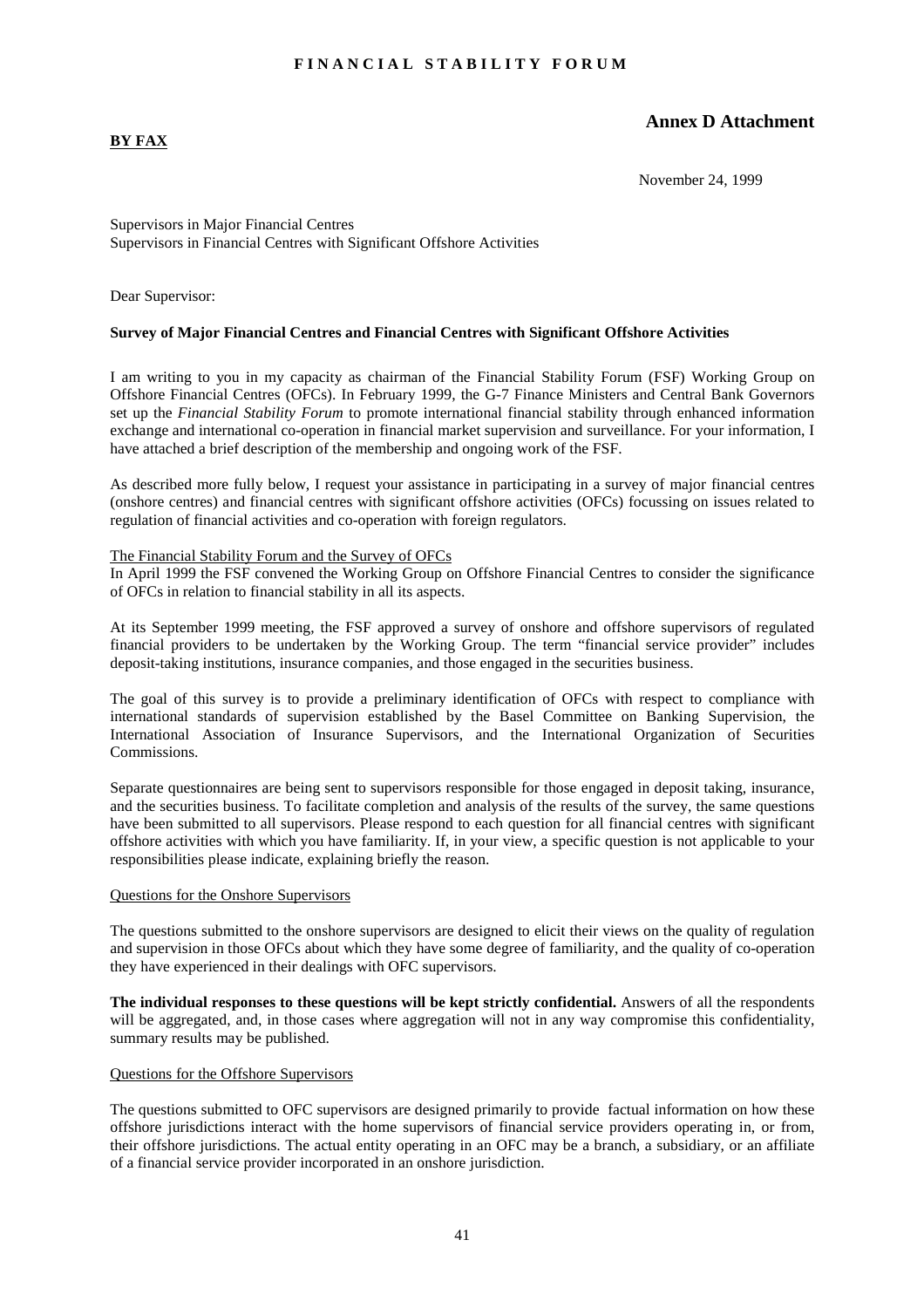**Annex D Attachment**

**BY FAX**

November 24, 1999

Supervisors in Major Financial Centres
Supervisors in Financial Centres with Significant Offshore Activities

Dear Supervisor:

**Survey of Major Financial Centres and Financial Centres with Significant Offshore Activities**

I am writing to you in my capacity as chairman of the Financial Stability Forum (FSF) Working Group on Offshore Financial Centres (OFCs). In February 1999, the G-7 Finance Ministers and Central Bank Governors set up the *Financial Stability Forum* to promote international financial stability through enhanced information exchange and international co-operation in financial market supervision and surveillance. For your information, I have attached a brief description of the membership and ongoing work of the FSF.

As described more fully below, I request your assistance in participating in a survey of major financial centres (onshore centres) and financial centres with significant offshore activities (OFCs) focussing on issues related to regulation of financial activities and co-operation with foreign regulators.

The Financial Stability Forum and the Survey of OFCs

In April 1999 the FSF convened the Working Group on Offshore Financial Centres to consider the significance of OFCs in relation to financial stability in all its aspects.

At its September 1999 meeting, the FSF approved a survey of onshore and offshore supervisors of regulated financial providers to be undertaken by the Working Group. The term "financial service provider" includes deposit-taking institutions, insurance companies, and those engaged in the securities business.

The goal of this survey is to provide a preliminary identification of OFCs with respect to compliance with international standards of supervision established by the Basel Committee on Banking Supervision, the International Association of Insurance Supervisors, and the International Organization of Securities Commissions.

Separate questionnaires are being sent to supervisors responsible for those engaged in deposit taking, insurance, and the securities business. To facilitate completion and analysis of the results of the survey, the same questions have been submitted to all supervisors. Please respond to each question for all financial centres with significant offshore activities with which you have familiarity. If, in your view, a specific question is not applicable to your responsibilities please indicate, explaining briefly the reason.

Questions for the Onshore Supervisors

The questions submitted to the onshore supervisors are designed to elicit their views on the quality of regulation and supervision in those OFCs about which they have some degree of familiarity, and the quality of co-operation they have experienced in their dealings with OFC supervisors.

**The individual responses to these questions will be kept strictly confidential.** Answers of all the respondents will be aggregated, and, in those cases where aggregation will not in any way compromise this confidentiality, summary results may be published.

Questions for the Offshore Supervisors

The questions submitted to OFC supervisors are designed primarily to provide factual information on how these offshore jurisdictions interact with the home supervisors of financial service providers operating in, or from, their offshore jurisdictions. The actual entity operating in an OFC may be a branch, a subsidiary, or an affiliate of a financial service provider incorporated in an onshore jurisdiction.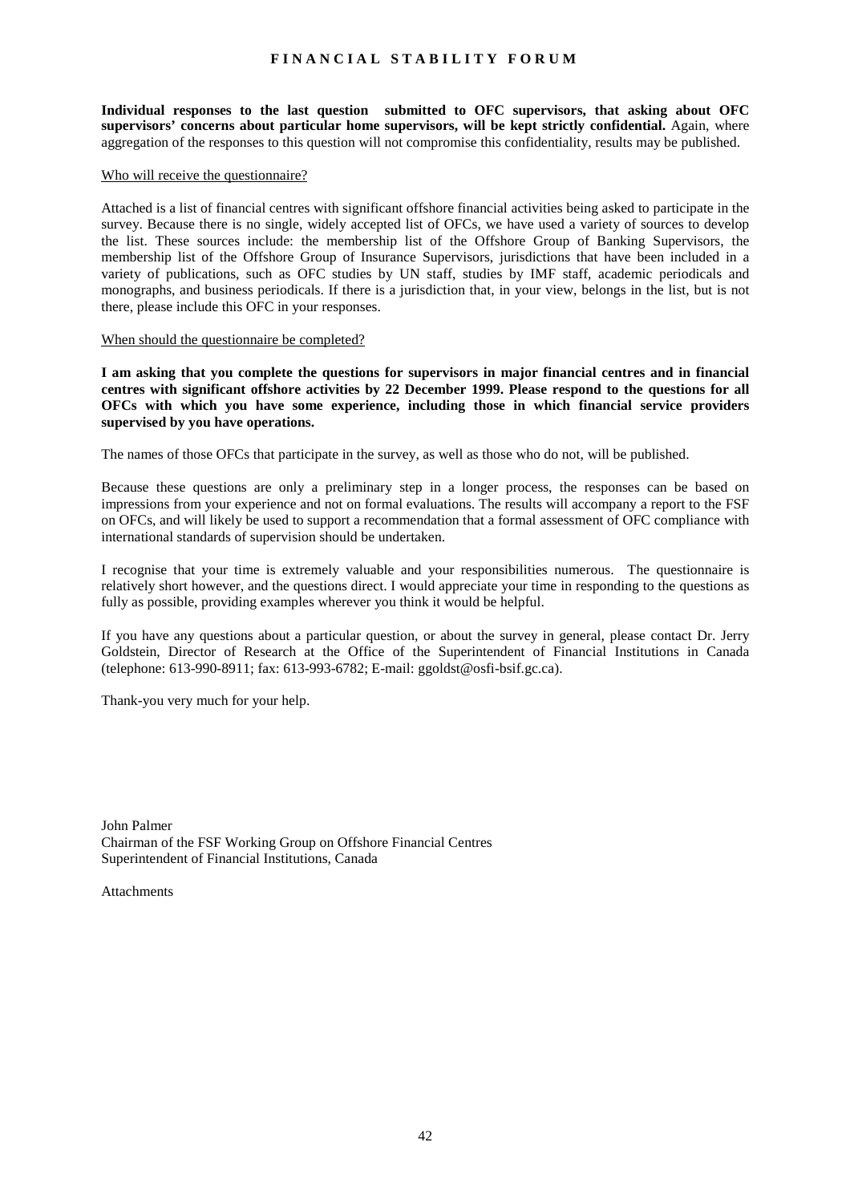**Individual responses to the last question submitted to OFC supervisors, that asking about OFC supervisors' concerns about particular home supervisors, will be kept strictly confidential.** Again, where aggregation of the responses to this question will not compromise this confidentiality, results may be published.

Who will receive the questionnaire?

Attached is a list of financial centres with significant offshore financial activities being asked to participate in the survey. Because there is no single, widely accepted list of OFCs, we have used a variety of sources to develop the list. These sources include: the membership list of the Offshore Group of Banking Supervisors, the membership list of the Offshore Group of Insurance Supervisors, jurisdictions that have been included in a variety of publications, such as OFC studies by UN staff, studies by IMF staff, academic periodicals and monographs, and business periodicals. If there is a jurisdiction that, in your view, belongs in the list, but is not there, please include this OFC in your responses.

When should the questionnaire be completed?

**I am asking that you complete the questions for supervisors in major financial centres and in financial centres with significant offshore activities by 22 December 1999. Please respond to the questions for all OFCs with which you have some experience, including those in which financial service providers supervised by you have operations.**

The names of those OFCs that participate in the survey, as well as those who do not, will be published.

Because these questions are only a preliminary step in a longer process, the responses can be based on impressions from your experience and not on formal evaluations. The results will accompany a report to the FSF on OFCs, and will likely be used to support a recommendation that a formal assessment of OFC compliance with international standards of supervision should be undertaken.

I recognise that your time is extremely valuable and your responsibilities numerous. The questionnaire is relatively short however, and the questions direct. I would appreciate your time in responding to the questions as fully as possible, providing examples wherever you think it would be helpful.

If you have any questions about a particular question, or about the survey in general, please contact Dr. Jerry Goldstein, Director of Research at the Office of the Superintendent of Financial Institutions in Canada (telephone: 613-990-8911; fax: 613-993-6782; E-mail: ggoldst@osfi-bsif.gc.ca).

Thank-you very much for your help.

John Palmer
Chairman of the FSF Working Group on Offshore Financial Centres
Superintendent of Financial Institutions, Canada

Attachments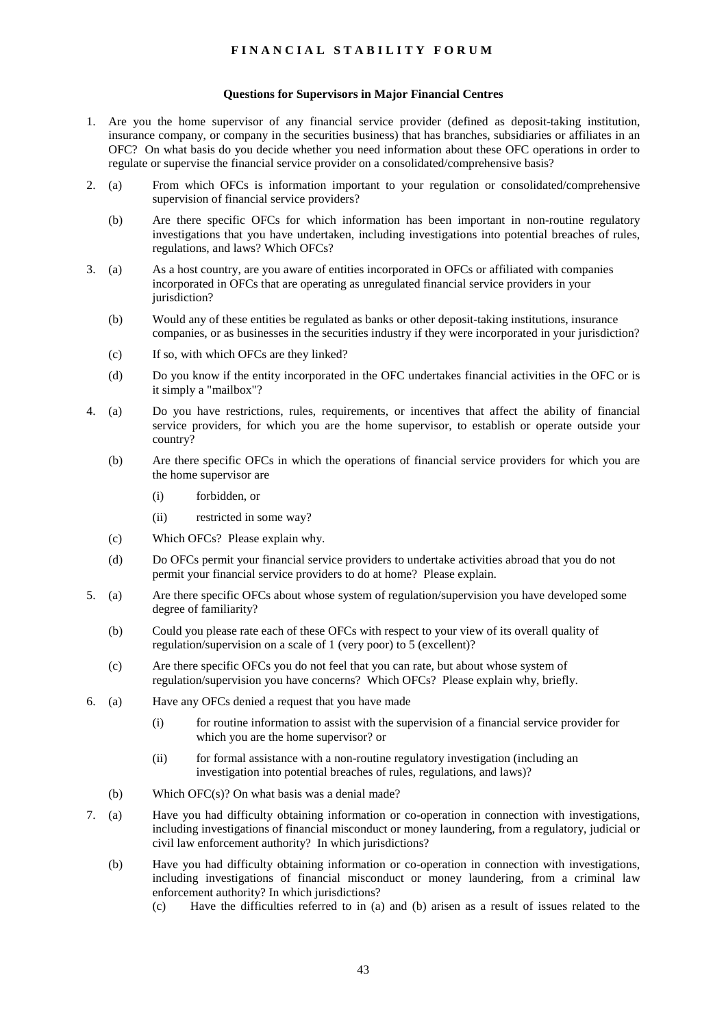**Questions for Supervisors in Major Financial Centres**

1. Are you the home supervisor of any financial service provider (defined as deposit-taking institution, insurance company, or company in the securities business) that has branches, subsidiaries or affiliates in an OFC? On what basis do you decide whether you need information about these OFC operations in order to regulate or supervise the financial service provider on a consolidated/comprehensive basis?

2. (a) From which OFCs is information important to your regulation or consolidated/comprehensive supervision of financial service providers?

   (b) Are there specific OFCs for which information has been important in non-routine regulatory investigations that you have undertaken, including investigations into potential breaches of rules, regulations, and laws? Which OFCs?

3. (a) As a host country, are you aware of entities incorporated in OFCs or affiliated with companies incorporated in OFCs that are operating as unregulated financial service providers in your jurisdiction?

   (b) Would any of these entities be regulated as banks or other deposit-taking institutions, insurance companies, or as businesses in the securities industry if they were incorporated in your jurisdiction?

   (c) If so, with which OFCs are they linked?

   (d) Do you know if the entity incorporated in the OFC undertakes financial activities in the OFC or is it simply a "mailbox"?

4. (a) Do you have restrictions, rules, requirements, or incentives that affect the ability of financial service providers, for which you are the home supervisor, to establish or operate outside your country?

   (b) Are there specific OFCs in which the operations of financial service providers for which you are the home supervisor are

      (i) forbidden, or

      (ii) restricted in some way?

   (c) Which OFCs? Please explain why.

   (d) Do OFCs permit your financial service providers to undertake activities abroad that you do not permit your financial service providers to do at home? Please explain.

5. (a) Are there specific OFCs about whose system of regulation/supervision you have developed some degree of familiarity?

   (b) Could you please rate each of these OFCs with respect to your view of its overall quality of regulation/supervision on a scale of 1 (very poor) to 5 (excellent)?

   (c) Are there specific OFCs you do not feel that you can rate, but about whose system of regulation/supervision you have concerns? Which OFCs? Please explain why, briefly.

6. (a) Have any OFCs denied a request that you have made

      (i) for routine information to assist with the supervision of a financial service provider for which you are the home supervisor? or

      (ii) for formal assistance with a non-routine regulatory investigation (including an investigation into potential breaches of rules, regulations, and laws)?

   (b) Which OFC(s)? On what basis was a denial made?

7. (a) Have you had difficulty obtaining information or co-operation in connection with investigations, including investigations of financial misconduct or money laundering, from a regulatory, judicial or civil law enforcement authority? In which jurisdictions?

   (b) Have you had difficulty obtaining information or co-operation in connection with investigations, including investigations of financial misconduct or money laundering, from a criminal law enforcement authority? In which jurisdictions?

   (c) Have the difficulties referred to in (a) and (b) arisen as a result of issues related to the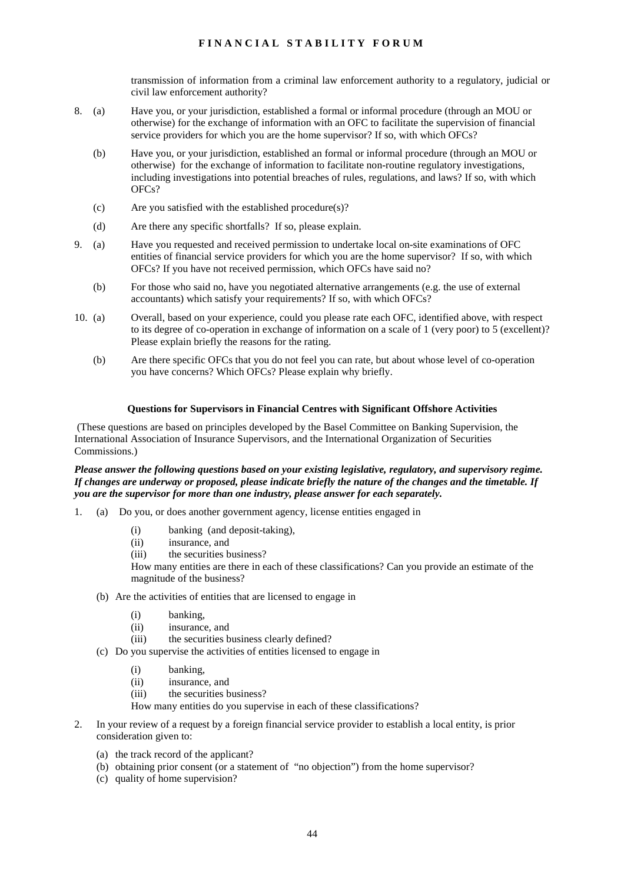transmission of information from a criminal law enforcement authority to a regulatory, judicial or civil law enforcement authority?

8. (a) Have you, or your jurisdiction, established a formal or informal procedure (through an MOU or otherwise) for the exchange of information with an OFC to facilitate the supervision of financial service providers for which you are the home supervisor? If so, with which OFCs?

   (b) Have you, or your jurisdiction, established an formal or informal procedure (through an MOU or otherwise) for the exchange of information to facilitate non-routine regulatory investigations, including investigations into potential breaches of rules, regulations, and laws? If so, with which OFCs?

   (c) Are you satisfied with the established procedure(s)?

   (d) Are there any specific shortfalls? If so, please explain.

9. (a) Have you requested and received permission to undertake local on-site examinations of OFC entities of financial service providers for which you are the home supervisor? If so, with which OFCs? If you have not received permission, which OFCs have said no?

   (b) For those who said no, have you negotiated alternative arrangements (e.g. the use of external accountants) which satisfy your requirements? If so, with which OFCs?

10. (a) Overall, based on your experience, could you please rate each OFC, identified above, with respect to its degree of co-operation in exchange of information on a scale of 1 (very poor) to 5 (excellent)? Please explain briefly the reasons for the rating.

    (b) Are there specific OFCs that you do not feel you can rate, but about whose level of co-operation you have concerns? Which OFCs? Please explain why briefly.

### Questions for Supervisors in Financial Centres with Significant Offshore Activities

(These questions are based on principles developed by the Basel Committee on Banking Supervision, the International Association of Insurance Supervisors, and the International Organization of Securities Commissions.)

***Please answer the following questions based on your existing legislative, regulatory, and supervisory regime. If changes are underway or proposed, please indicate briefly the nature of the changes and the timetable. If you are the supervisor for more than one industry, please answer for each separately.***

1. (a) Do you, or does another government agency, license entities engaged in

   (i) banking (and deposit-taking),
   (ii) insurance, and
   (iii) the securities business?

   How many entities are there in each of these classifications? Can you provide an estimate of the magnitude of the business?

   (b) Are the activities of entities that are licensed to engage in

   (i) banking,
   (ii) insurance, and
   (iii) the securities business clearly defined?

   (c) Do you supervise the activities of entities licensed to engage in

   (i) banking,
   (ii) insurance, and
   (iii) the securities business?

   How many entities do you supervise in each of these classifications?

2. In your review of a request by a foreign financial service provider to establish a local entity, is prior consideration given to:

   (a) the track record of the applicant?
   (b) obtaining prior consent (or a statement of "no objection") from the home supervisor?
   (c) quality of home supervision?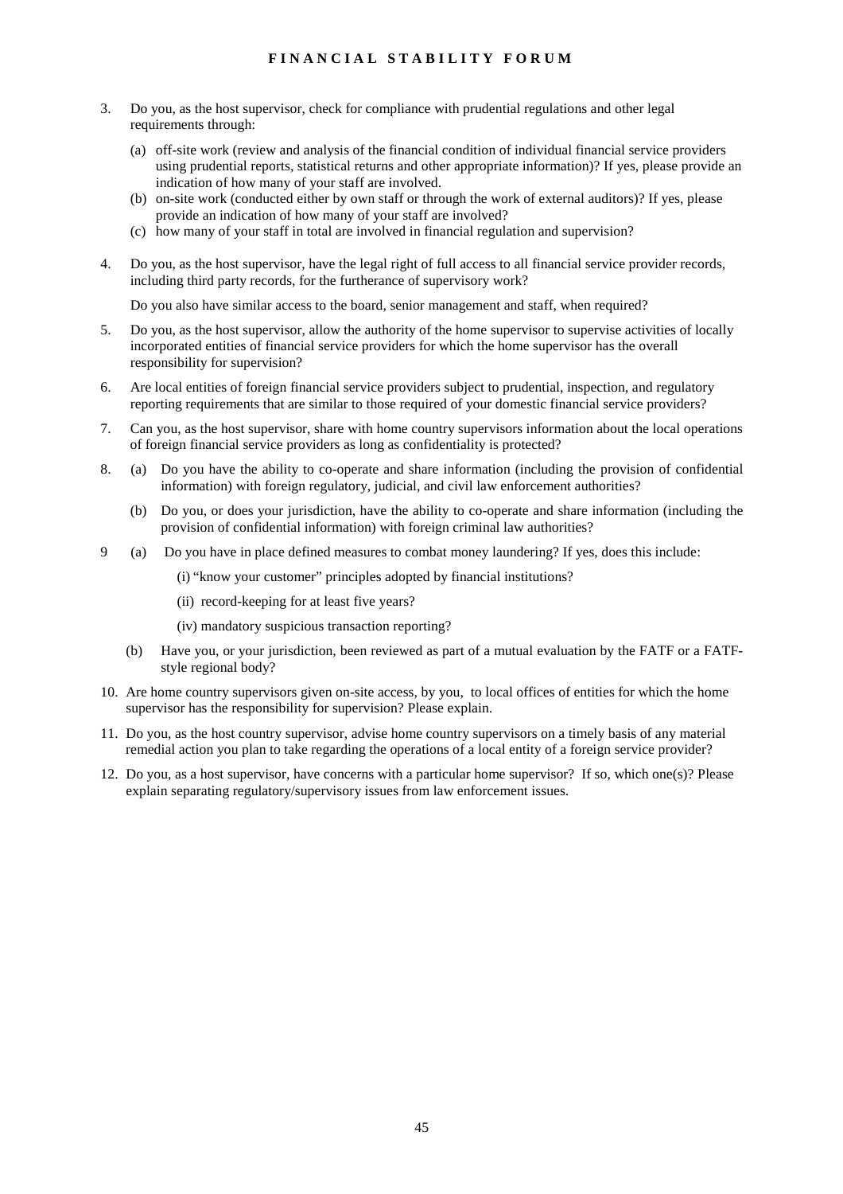3. Do you, as the host supervisor, check for compliance with prudential regulations and other legal requirements through:

   (a) off-site work (review and analysis of the financial condition of individual financial service providers using prudential reports, statistical returns and other appropriate information)? If yes, please provide an indication of how many of your staff are involved.

   (b) on-site work (conducted either by own staff or through the work of external auditors)? If yes, please provide an indication of how many of your staff are involved?

   (c) how many of your staff in total are involved in financial regulation and supervision?

4. Do you, as the host supervisor, have the legal right of full access to all financial service provider records, including third party records, for the furtherance of supervisory work?

   Do you also have similar access to the board, senior management and staff, when required?

5. Do you, as the host supervisor, allow the authority of the home supervisor to supervise activities of locally incorporated entities of financial service providers for which the home supervisor has the overall responsibility for supervision?

6. Are local entities of foreign financial service providers subject to prudential, inspection, and regulatory reporting requirements that are similar to those required of your domestic financial service providers?

7. Can you, as the host supervisor, share with home country supervisors information about the local operations of foreign financial service providers as long as confidentiality is protected?

8. (a) Do you have the ability to co-operate and share information (including the provision of confidential information) with foreign regulatory, judicial, and civil law enforcement authorities?

   (b) Do you, or does your jurisdiction, have the ability to co-operate and share information (including the provision of confidential information) with foreign criminal law authorities?

9 (a) Do you have in place defined measures to combat money laundering? If yes, does this include:

   (i) "know your customer" principles adopted by financial institutions?

   (ii) record-keeping for at least five years?

   (iv) mandatory suspicious transaction reporting?

   (b) Have you, or your jurisdiction, been reviewed as part of a mutual evaluation by the FATF or a FATF-style regional body?

10. Are home country supervisors given on-site access, by you, to local offices of entities for which the home supervisor has the responsibility for supervision? Please explain.

11. Do you, as the host country supervisor, advise home country supervisors on a timely basis of any material remedial action you plan to take regarding the operations of a local entity of a foreign service provider?

12. Do you, as a host supervisor, have concerns with a particular home supervisor? If so, which one(s)? Please explain separating regulatory/supervisory issues from law enforcement issues.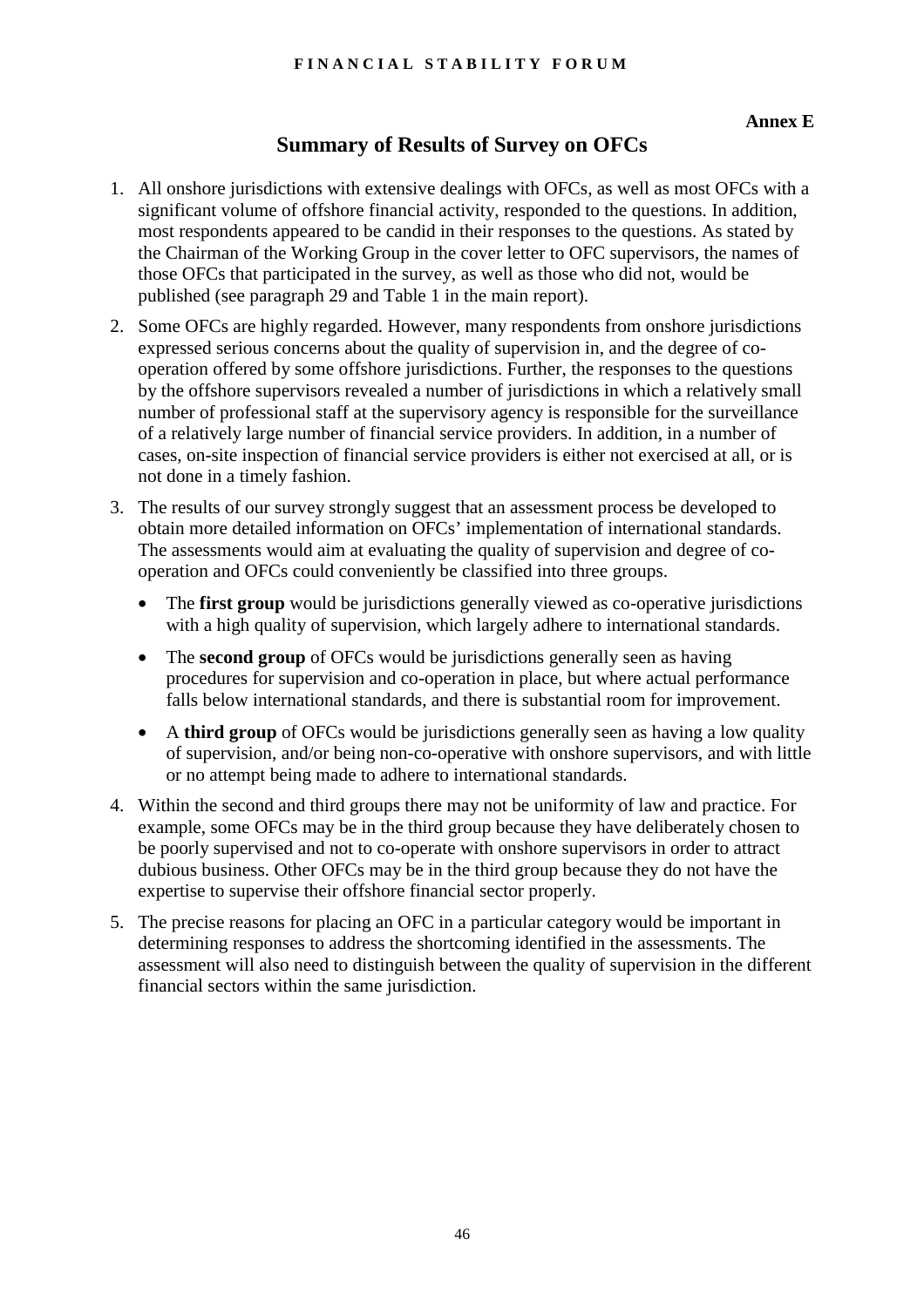**Annex E**

# Summary of Results of Survey on OFCs

1. All onshore jurisdictions with extensive dealings with OFCs, as well as most OFCs with a significant volume of offshore financial activity, responded to the questions. In addition, most respondents appeared to be candid in their responses to the questions. As stated by the Chairman of the Working Group in the cover letter to OFC supervisors, the names of those OFCs that participated in the survey, as well as those who did not, would be published (see paragraph 29 and Table 1 in the main report).

2. Some OFCs are highly regarded. However, many respondents from onshore jurisdictions expressed serious concerns about the quality of supervision in, and the degree of co-operation offered by some offshore jurisdictions. Further, the responses to the questions by the offshore supervisors revealed a number of jurisdictions in which a relatively small number of professional staff at the supervisory agency is responsible for the surveillance of a relatively large number of financial service providers. In addition, in a number of cases, on-site inspection of financial service providers is either not exercised at all, or is not done in a timely fashion.

3. The results of our survey strongly suggest that an assessment process be developed to obtain more detailed information on OFCs' implementation of international standards. The assessments would aim at evaluating the quality of supervision and degree of co-operation and OFCs could conveniently be classified into three groups.

   - The **first group** would be jurisdictions generally viewed as co-operative jurisdictions with a high quality of supervision, which largely adhere to international standards.
   - The **second group** of OFCs would be jurisdictions generally seen as having procedures for supervision and co-operation in place, but where actual performance falls below international standards, and there is substantial room for improvement.
   - A **third group** of OFCs would be jurisdictions generally seen as having a low quality of supervision, and/or being non-co-operative with onshore supervisors, and with little or no attempt being made to adhere to international standards.

4. Within the second and third groups there may not be uniformity of law and practice. For example, some OFCs may be in the third group because they have deliberately chosen to be poorly supervised and not to co-operate with onshore supervisors in order to attract dubious business. Other OFCs may be in the third group because they do not have the expertise to supervise their offshore financial sector properly.

5. The precise reasons for placing an OFC in a particular category would be important in determining responses to address the shortcoming identified in the assessments. The assessment will also need to distinguish between the quality of supervision in the different financial sectors within the same jurisdiction.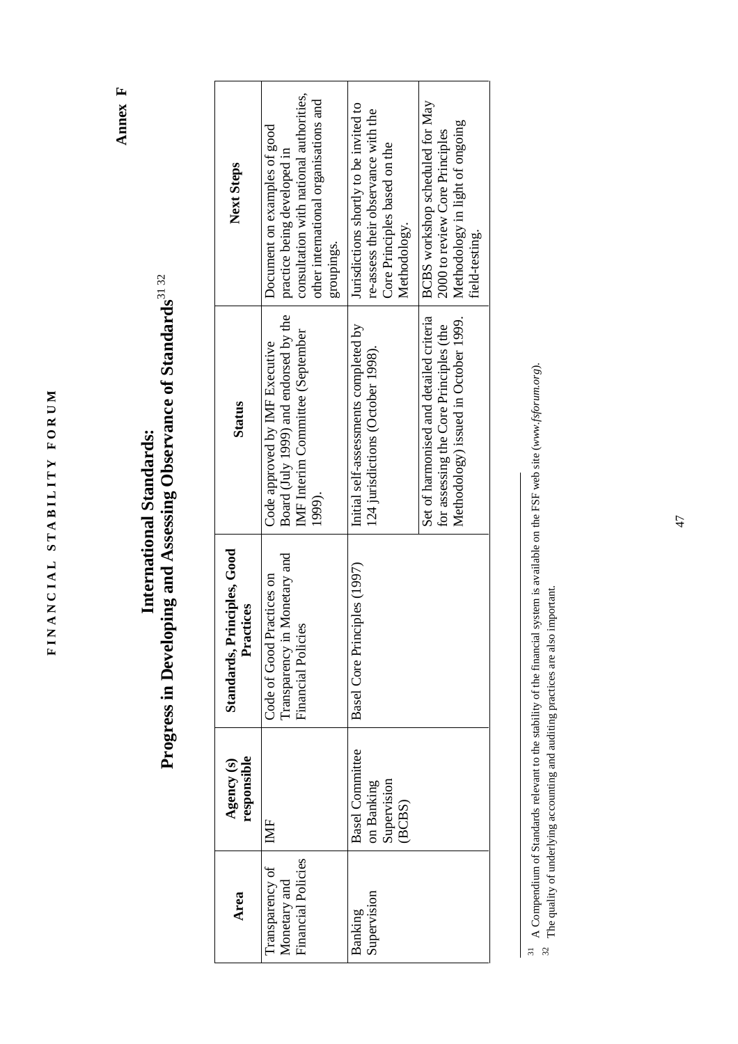**Annex F**

# International Standards: Progress in Developing and Assessing Observance of Standards[31] [32]

| Area | Agency (s) responsible | Standards, Principles, Good Practices | Status | Next Steps |
|---|---|---|---|---|
| Transparency of Monetary and Financial Policies | IMF | Code of Good Practices on Transparency in Monetary and Financial Policies | Code approved by IMF Executive Board (July 1999) and endorsed by the IMF Interim Committee (September 1999). | Document on examples of good practice being developed in consultation with national authorities, other international organisations and groupings. |
| Banking Supervision | Basel Committee on Banking Supervision (BCBS) | Basel Core Principles (1997) | Initial self-assessments completed by 124 jurisdictions (October 1998). | Jurisdictions shortly to be invited to re-assess their observance with the Core Principles based on the Core Principles Methodology. |
| | | | Set of harmonised and detailed criteria for assessing the Core Principles (the Methodology) issued in October 1999. | BCBS workshop scheduled for May 2000 to review Core Principles Methodology in light of ongoing field-testing. |

[31] A Compendium of Standards relevant to the stability of the financial system is available on the FSF web site (*www.fsforum.org*).

[32] The quality of underlying accounting and auditing practices are also important.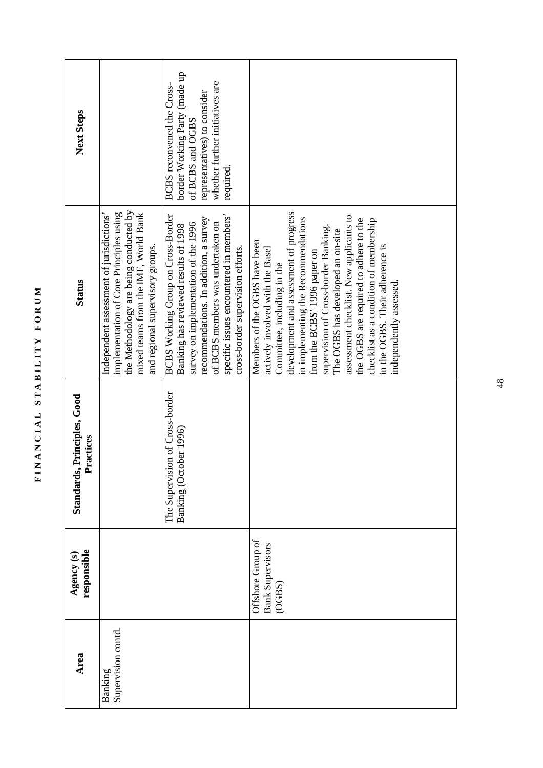| Area | Agency (s) responsible | Standards, Principles, Good Practices | Status | Next Steps |
|---|---|---|---|---|
| Banking Supervision contd. | | | Independent assessment of jurisdictions' implementation of Core Principles using the Methodology are being conducted by mixed teams from the IMF, World Bank and regional supervisory groups. | |
| | | The Supervision of Cross-border Banking (October 1996) | BCBS Working Group on Cross-Border Banking has reviewed results of 1998 survey on implementation of the 1996 recommendations. In addition, a survey of BCBS members was undertaken on specific issues encountered in members' cross-border supervision efforts. | BCBS reconvened the Cross-border Working Party (made up of BCBS and OGBS representatives) to consider whether further initiatives are required. |
| | Offshore Group of Bank Supervisors (OGBS) | | Members of the OGBS have been actively involved with the Basel Committee, including in the development and assessment of progress in implementing the Recommendations from the BCBS' 1996 paper on supervision of Cross-border Banking. The OGBS has developed an on-site assessment checklist. New applicants to the OGBS are required to adhere to the checklist as a condition of membership in the OGBS. Their adherence is independently assessed. | |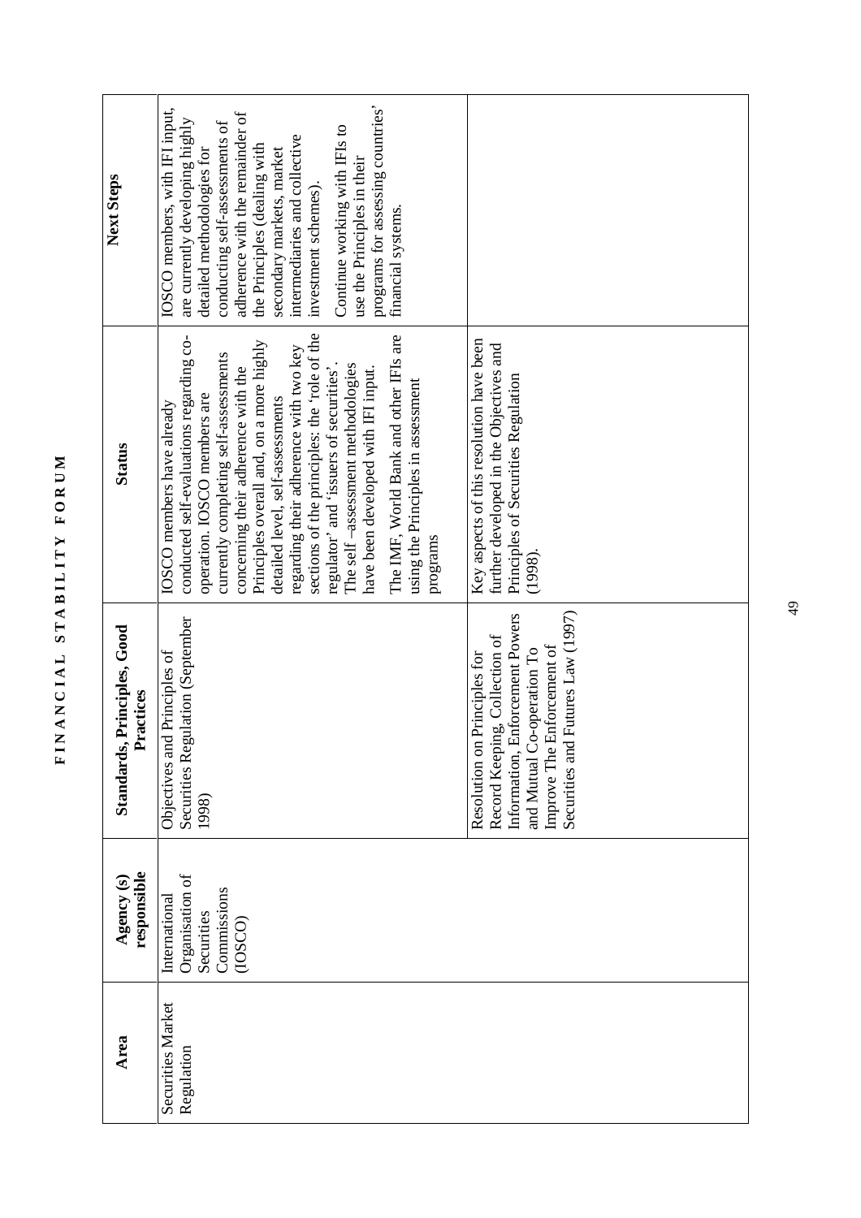| Area | Agency (s) responsible | Standards, Principles, Good Practices | Status | Next Steps |
|---|---|---|---|---|
| Securities Market Regulation | International Organisation of Securities Commissions (IOSCO) | Objectives and Principles of Securities Regulation (September 1998) | IOSCO members have already conducted self-evaluations regarding co-operation. IOSCO members are currently completing self-assessments concerning their adherence with the Principles overall and, on a more highly detailed level, self-assessments regarding their adherence with two key sections of the principles: the 'role of the regulator' and 'issuers of securities'. The self –assessment methodologies have been developed with IFI input.<br><br>The IMF, World Bank and other IFIs are using the Principles in assessment programs | IOSCO members, with IFI input, are currently developing highly detailed methodologies for conducting self-assessments of adherence with the remainder of the Principles (dealing with secondary markets, market intermediaries and collective investment schemes).<br><br>Continue working with IFIs to use the Principles in their programs for assessing countries' financial systems. |
| | | Resolution on Principles for Record Keeping, Collection of Information, Enforcement Powers and Mutual Co-operation To Improve The Enforcement of Securities and Futures Law (1997) | Key aspects of this resolution have been further developed in the Objectives and Principles of Securities Regulation (1998). | |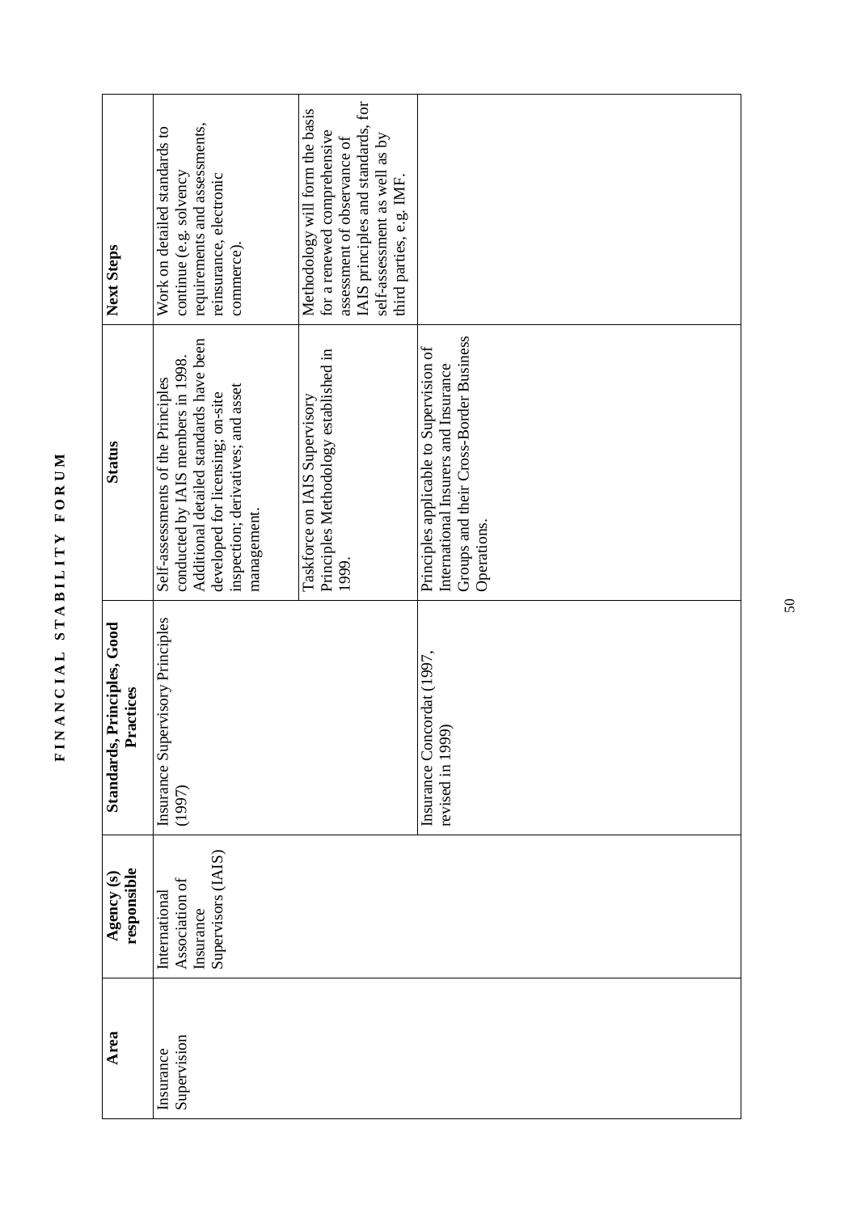| Area | Agency (s) responsible | Standards, Principles, Good Practices | Status | Next Steps |
|---|---|---|---|---|
| Insurance Supervision | International Association of Insurance Supervisors (IAIS) | Insurance Supervisory Principles (1997) | Self-assessments of the Principles conducted by IAIS members in 1998. Additional detailed standards have been developed for licensing; on-site inspection; derivatives; and asset management. | Work on detailed standards to continue (e.g. solvency requirements and assessments, reinsurance, electronic commerce). |
| | | | Taskforce on IAIS Supervisory Principles Methodology established in 1999. | Methodology will form the basis for a renewed comprehensive assessment of observance of IAIS principles and standards, for self-assessment as well as by third parties, e.g. IMF. |
| | | Insurance Concordat (1997, revised in 1999) | Principles applicable to Supervision of International Insurers and Insurance Groups and their Cross-Border Business Operations. | |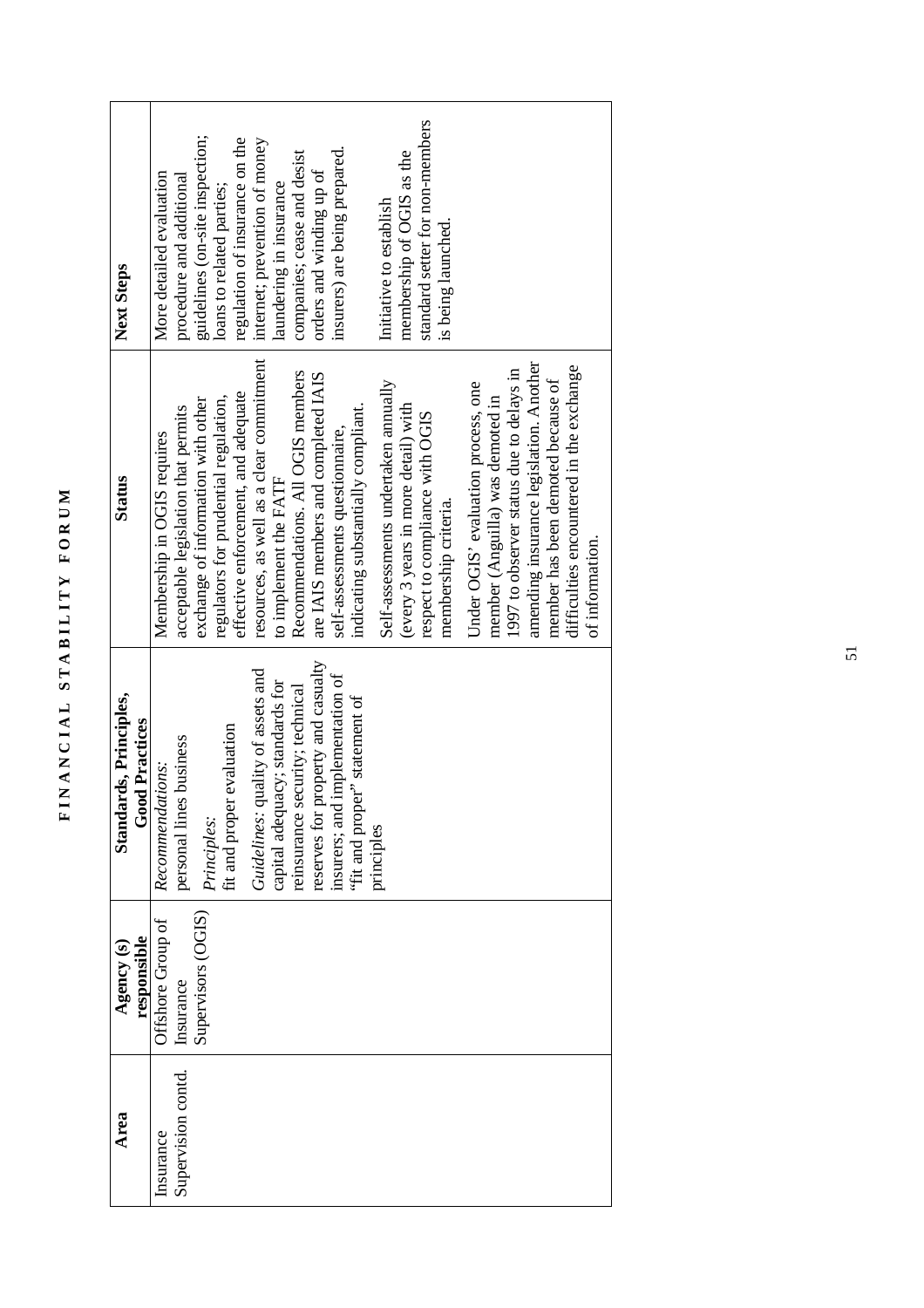| Area | Agency (s) responsible | Standards, Principles, Good Practices | Status | Next Steps |
|---|---|---|---|---|
| Insurance Supervision contd. | Offshore Group of Insurance Supervisors (OGIS) | *Recommendations:* personal lines business<br><br>*Principles:* fit and proper evaluation<br><br>*Guidelines:* quality of assets and capital adequacy; standards for reinsurance security; technical reserves for property and casualty insurers; and implementation of "fit and proper" statement of principles | Membership in OGIS requires acceptable legislation that permits exchange of information with other regulators for prudential regulation, effective enforcement, and adequate resources, as well as a clear commitment to implement the FATF Recommendations. All OGIS members are IAIS members and completed IAIS self-assessments questionnaire, indicating substantially compliant.<br><br>Self-assessments undertaken annually (every 3 years in more detail) with respect to compliance with OGIS membership criteria.<br><br>Under OGIS' evaluation process, one member (Anguilla) was demoted in 1997 to observer status due to delays in amending insurance legislation. Another member has been demoted because of difficulties encountered in the exchange of information. | More detailed evaluation procedure and additional guidelines (on-site inspection; loans to related parties; regulation of insurance on the internet; prevention of money laundering in insurance companies; cease and desist orders and winding up of insurers) are being prepared.<br><br>Initiative to establish membership of OGIS as the standard setter for non-members is being launched. |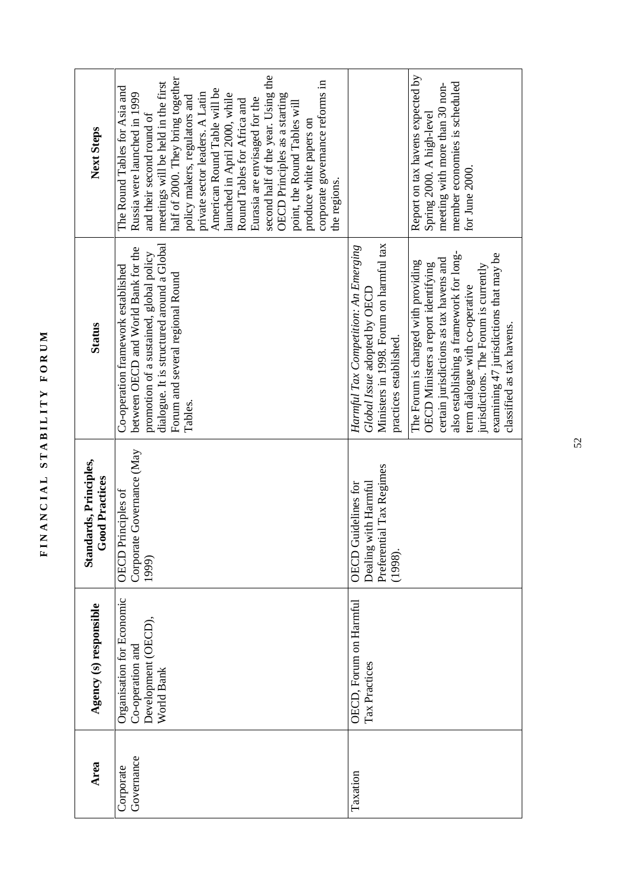| Area | Agency (s) responsible | Standards, Principles, Good Practices | Status | Next Steps |
|---|---|---|---|---|
| Corporate Governance | Organisation for Economic Co-operation and Development (OECD), World Bank | OECD Principles of Corporate Governance (May 1999) | Co-operation framework established between OECD and World Bank for the promotion of a sustained, global policy dialogue. It is structured around a Global Forum and several regional Round Tables. | The Round Tables for Asia and Russia were launched in 1999 and their second round of meetings will be held in the first half of 2000. They bring together policy makers, regulators and private sector leaders. A Latin American Round Table will be launched in April 2000, while Round Tables for Africa and Eurasia are envisaged for the second half of the year. Using the OECD Principles as a starting point, the Round Tables will produce white papers on corporate governance reforms in the regions. |
| Taxation | OECD, Forum on Harmful Tax Practices | OECD Guidelines for Dealing with Harmful Preferential Tax Regimes (1998). | *Harmful Tax Competition: An Emerging Global Issue* adopted by OECD Ministers in 1998. Forum on harmful tax practices established. | |
| | | | The Forum is charged with providing OECD Ministers a report identifying certain jurisdictions as tax havens and also establishing a framework for long-term dialogue with co-operative jurisdictions. The Forum is currently examining 47 jurisdictions that may be classified as tax havens. | Report on tax havens expected by Spring 2000. A high-level meeting with more than 30 non-member economies is scheduled for June 2000. |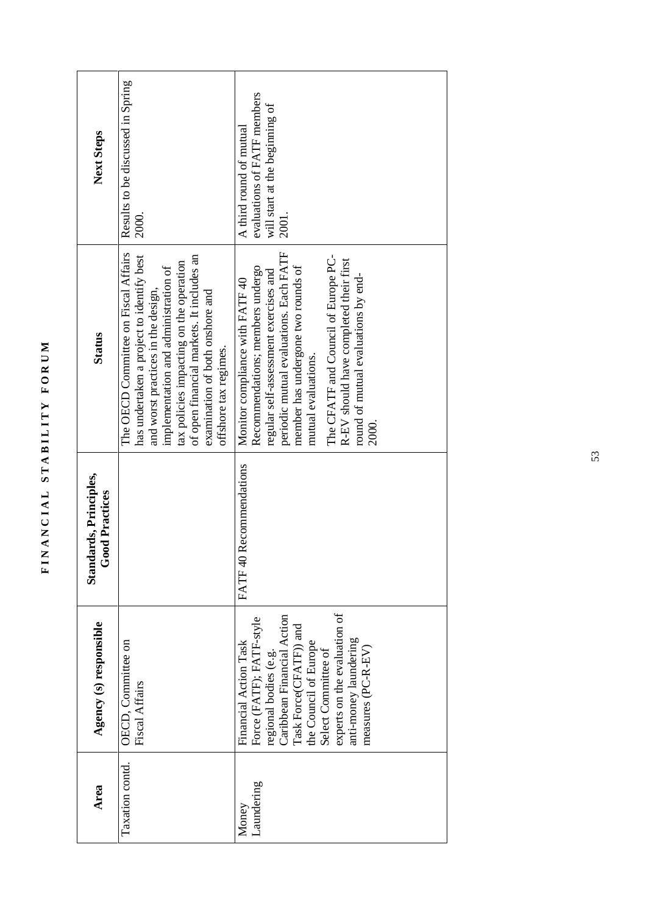| Area | Agency (s) responsible | Standards, Principles, Good Practices | Status | Next Steps |
|---|---|---|---|---|
| Taxation contd. | OECD, Committee on Fiscal Affairs | | The OECD Committee on Fiscal Affairs has undertaken a project to identify best and worst practices in the design, implementation and administration of tax policies impacting on the operation of open financial markets. It includes an examination of both onshore and offshore tax regimes. | Results to be discussed in Spring 2000. |
| Money Laundering | Financial Action Task Force (FATF); FATF-style regional bodies (e.g. Caribbean Financial Action Task Force(CFATF)) and the Council of Europe Select Committee of experts on the evaluation of anti-money laundering measures (PC-R-EV) | FATF 40 Recommendations | Monitor compliance with FATF 40 Recommendations; members undergo regular self-assessment exercises and periodic mutual evaluations. Each FATF member has undergone two rounds of mutual evaluations.<br><br>The CFATF and Council of Europe PC-R-EV should have completed their first round of mutual evaluations by end-2000. | A third round of mutual evaluations of FATF members will start at the beginning of 2001. |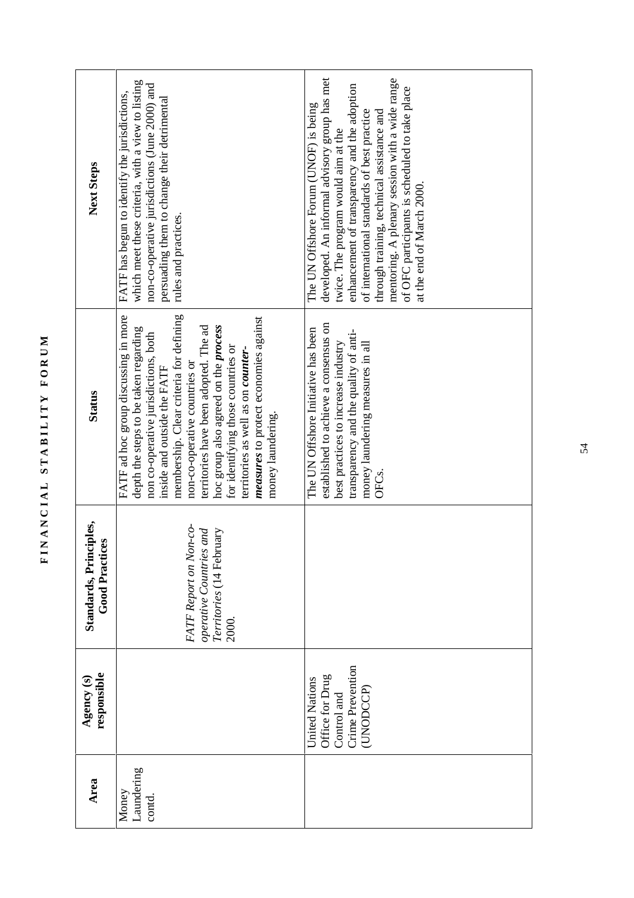| Area | Agency (s) responsible | Standards, Principles, Good Practices | Status | Next Steps |
|---|---|---|---|---|
| Money Laundering contd. | | *FATF Report on Non-co-operative Countries and Territories* (14 February 2000. | FATF ad hoc group discussing in more depth the steps to be taken regarding non co-operative jurisdictions, both inside and outside the FATF membership. Clear criteria for defining non-co-operative countries or territories have been adopted. The ad hoc group also agreed on the ***process*** for identifying those countries or territories as well as on ***counter-measures*** to protect economies against money laundering. | FATF has begun to identify the jurisdictions, which meet these criteria, with a view to listing non-co-operative jurisdictions (June 2000) and persuading them to change their detrimental rules and practices. |
| | United Nations Office for Drug Control and Crime Prevention (UNODCCP) | | The UN Offshore Initiative has been established to achieve a consensus on best practices to increase industry transparency and the quality of anti-money laundering measures in all OFCs. | The UN Offshore Forum (UNOF) is being developed. An informal advisory group has met twice. The program would aim at the enhancement of transparency and the adoption of international standards of best practice through training, technical assistance and mentoring. A plenary session with a wide range of OFC participants is scheduled to take place at the end of March 2000. |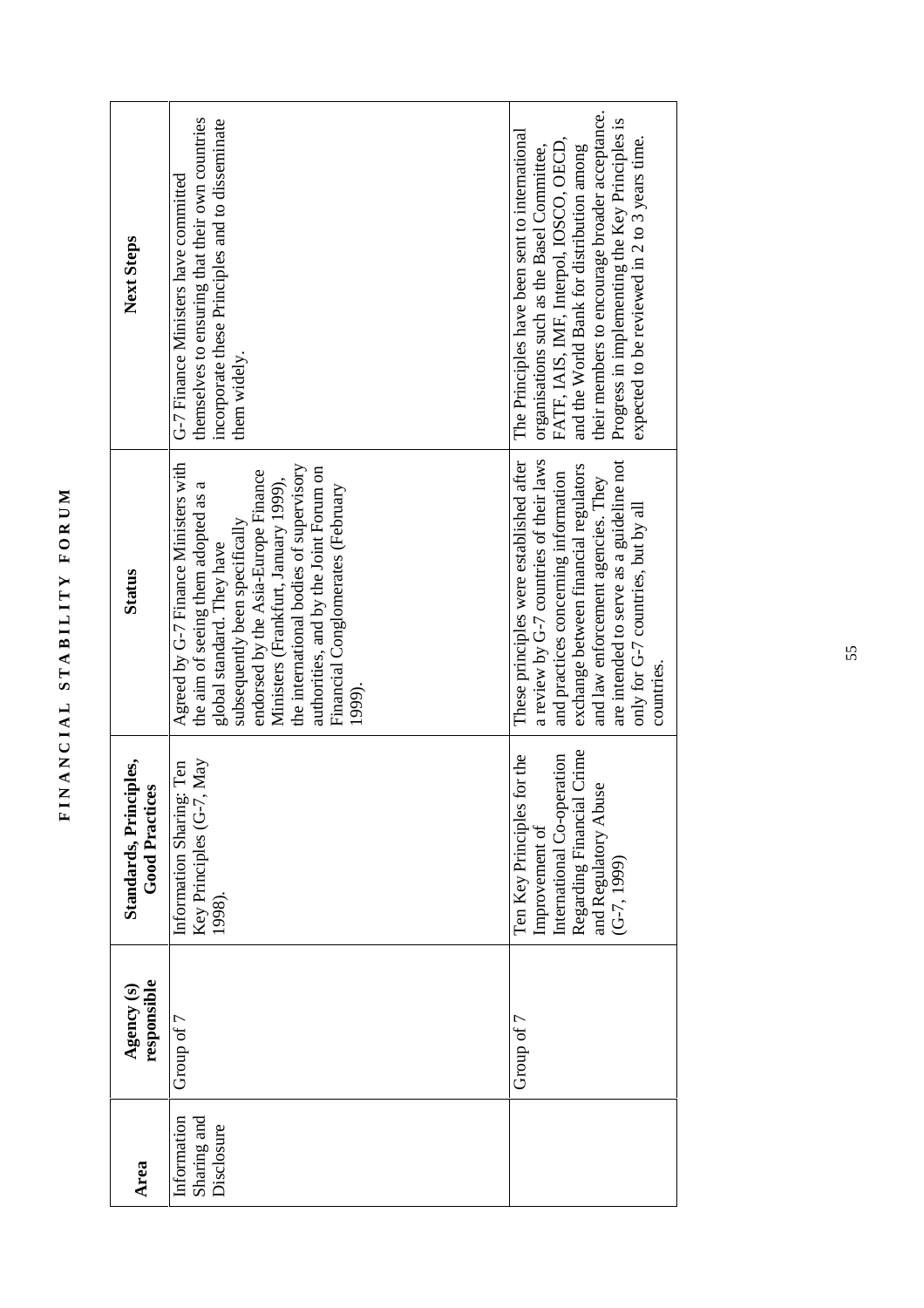| Area | Agency (s) responsible | Standards, Principles, Good Practices | Status | Next Steps |
|---|---|---|---|---|
| Information Sharing and Disclosure | Group of 7 | Information Sharing: Ten Key Principles (G-7, May 1998). | Agreed by G-7 Finance Ministers with the aim of seeing them adopted as a global standard. They have subsequently been specifically endorsed by the Asia-Europe Finance Ministers (Frankfurt, January 1999), the international bodies of supervisory authorities, and by the Joint Forum on Financial Conglomerates (February 1999). | G-7 Finance Ministers have committed themselves to ensuring that their own countries incorporate these Principles and to disseminate them widely. |
| | Group of 7 | Ten Key Principles for the Improvement of International Co-operation Regarding Financial Crime and Regulatory Abuse (G-7, 1999) | These principles were established after a review by G-7 countries of their laws and practices concerning information exchange between financial regulators and law enforcement agencies. They are intended to serve as a guideline not only for G-7 countries, but by all countries. | The Principles have been sent to international organisations such as the Basel Committee, FATF, IAIS, IMF, Interpol, IOSCO, OECD, and the World Bank for distribution among their members to encourage broader acceptance. Progress in implementing the Key Principles is expected to be reviewed in 2 to 3 years time. |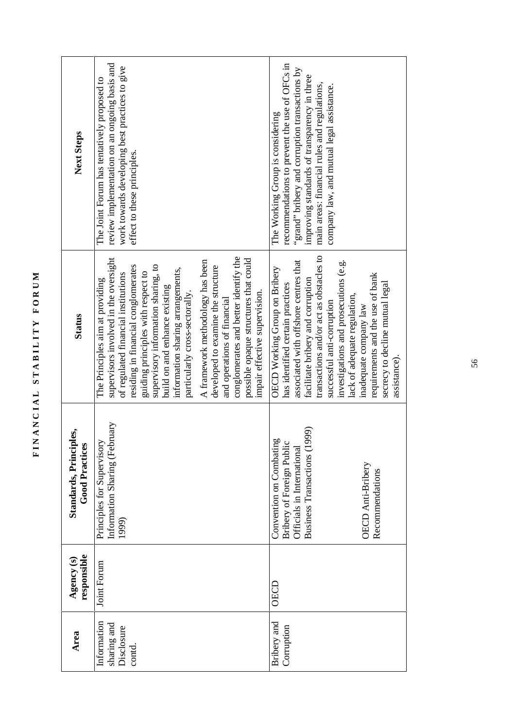| Area | Agency (s) responsible | Standards, Principles, Good Practices | Status | Next Steps |
|---|---|---|---|---|
| Information sharing and Disclosure contd. | Joint Forum | Principles for Supervisory Information Sharing (February 1999) | The Principles aim at providing supervisors involved in the oversight of regulated financial institutions residing in financial conglomerates guiding principles with respect to supervisory information sharing, to build on and enhance existing information sharing arrangements, particularly cross-sectorally.<br><br>A framework methodology has been developed to examine the structure and operations of financial conglomerates and better identify the possible opaque structures that could impair effective supervision. | The Joint Forum has tentatively proposed to review implementation on an ongoing basis and work towards developing best practices to give effect to these principles. |
| Bribery and Corruption | OECD | Convention on Combating Bribery of Foreign Public Officials in International Business Transactions (1999)<br><br>OECD Anti-Bribery Recommendations | OECD Working Group on Bribery has identified certain practices associated with offshore centres that facilitate bribery and corruption transactions and/or act as obstacles to successful anti-corruption investigations and prosecutions (e.g. lack of adequate regulation, inadequate company law requirements and the use of bank secrecy to decline mutual legal assistance). | The Working Group is considering recommendations to prevent the use of OFCs in "grand" bribery and corruption transactions by improving standards of transparency in three main areas: financial rules and regulations, company law, and mutual legal assistance. |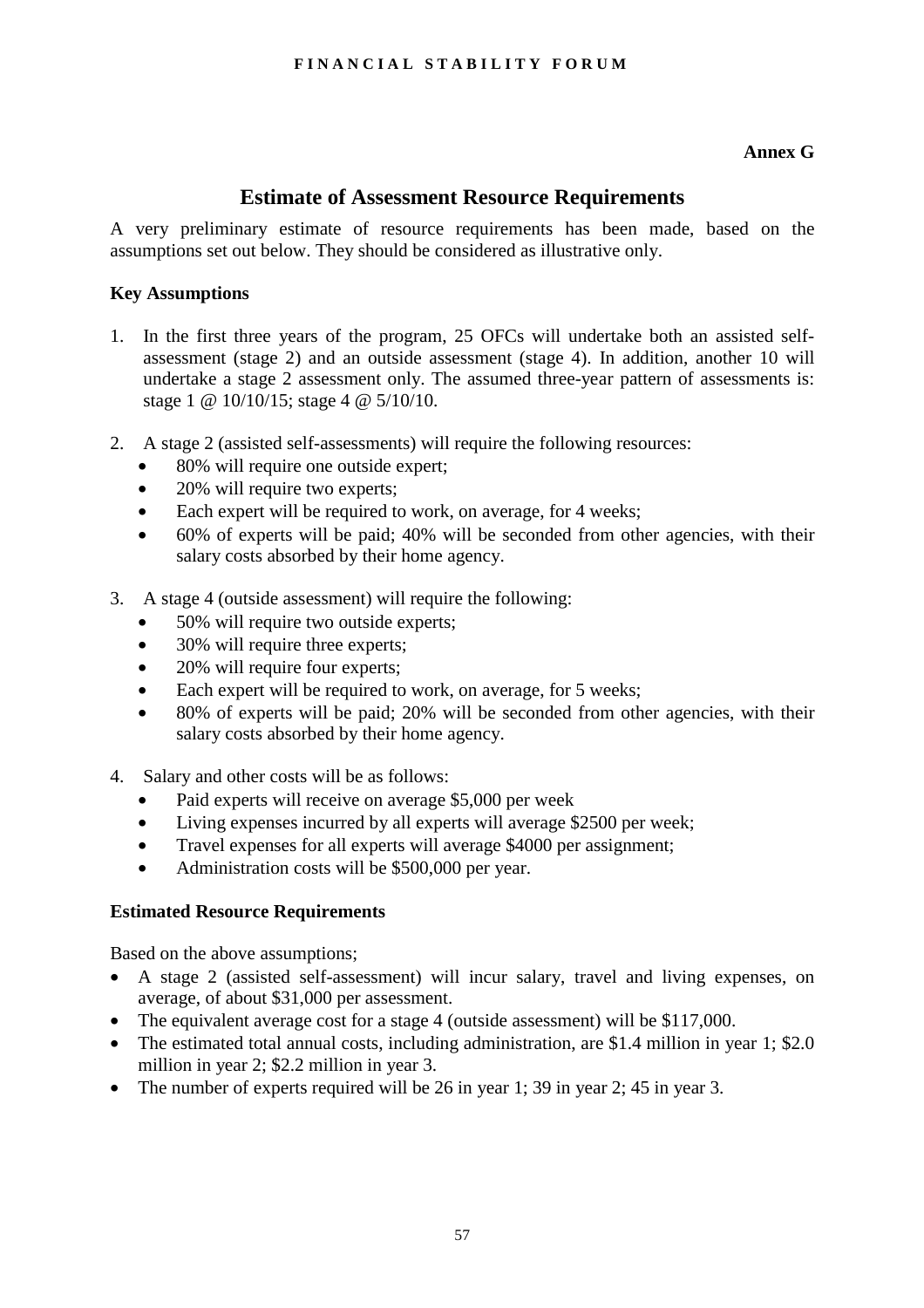**Annex G**

## Estimate of Assessment Resource Requirements

A very preliminary estimate of resource requirements has been made, based on the assumptions set out below. They should be considered as illustrative only.

### Key Assumptions

1. In the first three years of the program, 25 OFCs will undertake both an assisted self-assessment (stage 2) and an outside assessment (stage 4). In addition, another 10 will undertake a stage 2 assessment only. The assumed three-year pattern of assessments is: stage 1 @ 10/10/15; stage 4 @ 5/10/10.

2. A stage 2 (assisted self-assessments) will require the following resources:
   - 80% will require one outside expert;
   - 20% will require two experts;
   - Each expert will be required to work, on average, for 4 weeks;
   - 60% of experts will be paid; 40% will be seconded from other agencies, with their salary costs absorbed by their home agency.

3. A stage 4 (outside assessment) will require the following:
   - 50% will require two outside experts;
   - 30% will require three experts;
   - 20% will require four experts;
   - Each expert will be required to work, on average, for 5 weeks;
   - 80% of experts will be paid; 20% will be seconded from other agencies, with their salary costs absorbed by their home agency.

4. Salary and other costs will be as follows:
   - Paid experts will receive on average $5,000 per week
   - Living expenses incurred by all experts will average $2500 per week;
   - Travel expenses for all experts will average $4000 per assignment;
   - Administration costs will be $500,000 per year.

### Estimated Resource Requirements

Based on the above assumptions;

- A stage 2 (assisted self-assessment) will incur salary, travel and living expenses, on average, of about $31,000 per assessment.
- The equivalent average cost for a stage 4 (outside assessment) will be $117,000.
- The estimated total annual costs, including administration, are $1.4 million in year 1; $2.0 million in year 2; $2.2 million in year 3.
- The number of experts required will be 26 in year 1; 39 in year 2; 45 in year 3.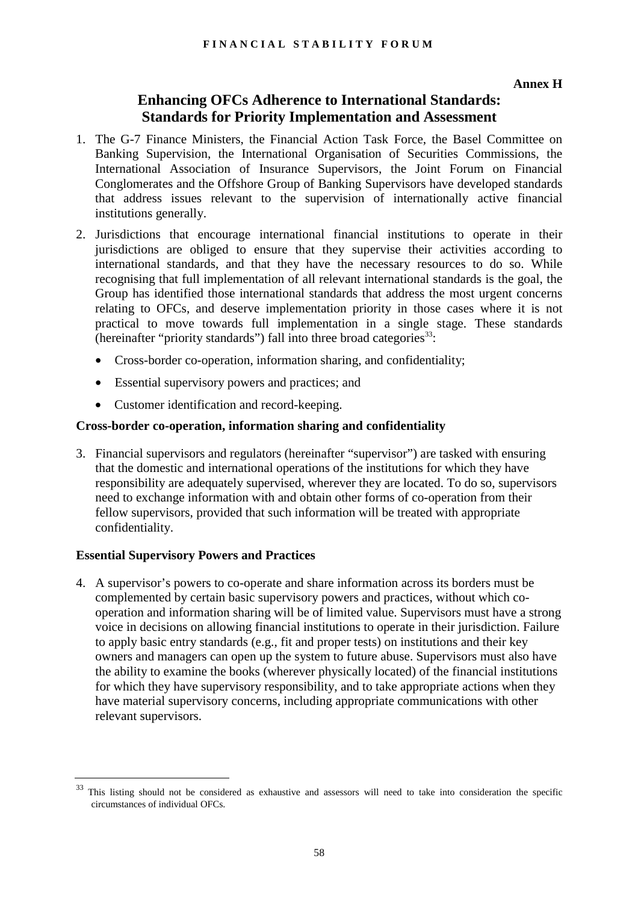**Annex H**

# Enhancing OFCs Adherence to International Standards: Standards for Priority Implementation and Assessment

1. The G-7 Finance Ministers, the Financial Action Task Force, the Basel Committee on Banking Supervision, the International Organisation of Securities Commissions, the International Association of Insurance Supervisors, the Joint Forum on Financial Conglomerates and the Offshore Group of Banking Supervisors have developed standards that address issues relevant to the supervision of internationally active financial institutions generally.

2. Jurisdictions that encourage international financial institutions to operate in their jurisdictions are obliged to ensure that they supervise their activities according to international standards, and that they have the necessary resources to do so. While recognising that full implementation of all relevant international standards is the goal, the Group has identified those international standards that address the most urgent concerns relating to OFCs, and deserve implementation priority in those cases where it is not practical to move towards full implementation in a single stage. These standards (hereinafter "priority standards") fall into three broad categories[33]:

   - Cross-border co-operation, information sharing, and confidentiality;
   - Essential supervisory powers and practices; and
   - Customer identification and record-keeping.

**Cross-border co-operation, information sharing and confidentiality**

3. Financial supervisors and regulators (hereinafter "supervisor") are tasked with ensuring that the domestic and international operations of the institutions for which they have responsibility are adequately supervised, wherever they are located. To do so, supervisors need to exchange information with and obtain other forms of co-operation from their fellow supervisors, provided that such information will be treated with appropriate confidentiality.

**Essential Supervisory Powers and Practices**

4. A supervisor's powers to co-operate and share information across its borders must be complemented by certain basic supervisory powers and practices, without which co-operation and information sharing will be of limited value. Supervisors must have a strong voice in decisions on allowing financial institutions to operate in their jurisdiction. Failure to apply basic entry standards (e.g., fit and proper tests) on institutions and their key owners and managers can open up the system to future abuse. Supervisors must also have the ability to examine the books (wherever physically located) of the financial institutions for which they have supervisory responsibility, and to take appropriate actions when they have material supervisory concerns, including appropriate communications with other relevant supervisors.

---

[33] This listing should not be considered as exhaustive and assessors will need to take into consideration the specific circumstances of individual OFCs.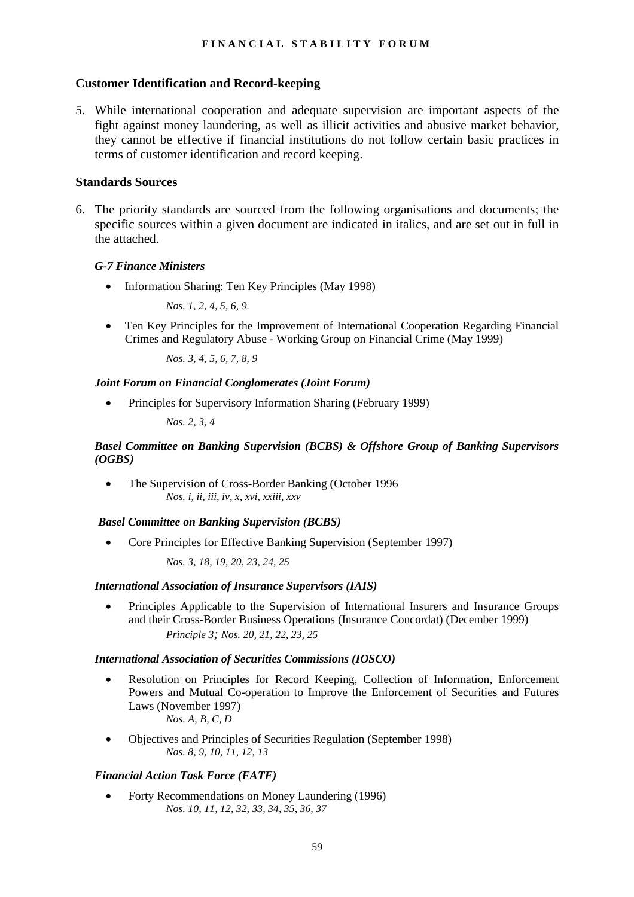### Customer Identification and Record-keeping

5. While international cooperation and adequate supervision are important aspects of the fight against money laundering, as well as illicit activities and abusive market behavior, they cannot be effective if financial institutions do not follow certain basic practices in terms of customer identification and record keeping.

### Standards Sources

6. The priority standards are sourced from the following organisations and documents; the specific sources within a given document are indicated in italics, and are set out in full in the attached.

***G-7 Finance Ministers***

- Information Sharing: Ten Key Principles (May 1998)

  *Nos. 1, 2, 4, 5, 6, 9.*

- Ten Key Principles for the Improvement of International Cooperation Regarding Financial Crimes and Regulatory Abuse - Working Group on Financial Crime (May 1999)

  *Nos. 3, 4, 5, 6, 7, 8, 9*

***Joint Forum on Financial Conglomerates (Joint Forum)***

- Principles for Supervisory Information Sharing (February 1999)

  *Nos. 2, 3, 4*

***Basel Committee on Banking Supervision (BCBS) & Offshore Group of Banking Supervisors (OGBS)***

- The Supervision of Cross-Border Banking (October 1996
  *Nos. i, ii, iii, iv, x, xvi, xxiii, xxv*

***Basel Committee on Banking Supervision (BCBS)***

- Core Principles for Effective Banking Supervision (September 1997)

  *Nos. 3, 18, 19, 20, 23, 24, 25*

***International Association of Insurance Supervisors (IAIS)***

- Principles Applicable to the Supervision of International Insurers and Insurance Groups and their Cross-Border Business Operations (Insurance Concordat) (December 1999)
  *Principle 3; Nos. 20, 21, 22, 23, 25*

***International Association of Securities Commissions (IOSCO)***

- Resolution on Principles for Record Keeping, Collection of Information, Enforcement Powers and Mutual Co-operation to Improve the Enforcement of Securities and Futures Laws (November 1997)
  *Nos. A, B, C, D*

- Objectives and Principles of Securities Regulation (September 1998)
  *Nos. 8, 9, 10, 11, 12, 13*

***Financial Action Task Force (FATF)***

- Forty Recommendations on Money Laundering (1996)
  *Nos. 10, 11, 12, 32, 33, 34, 35, 36, 37*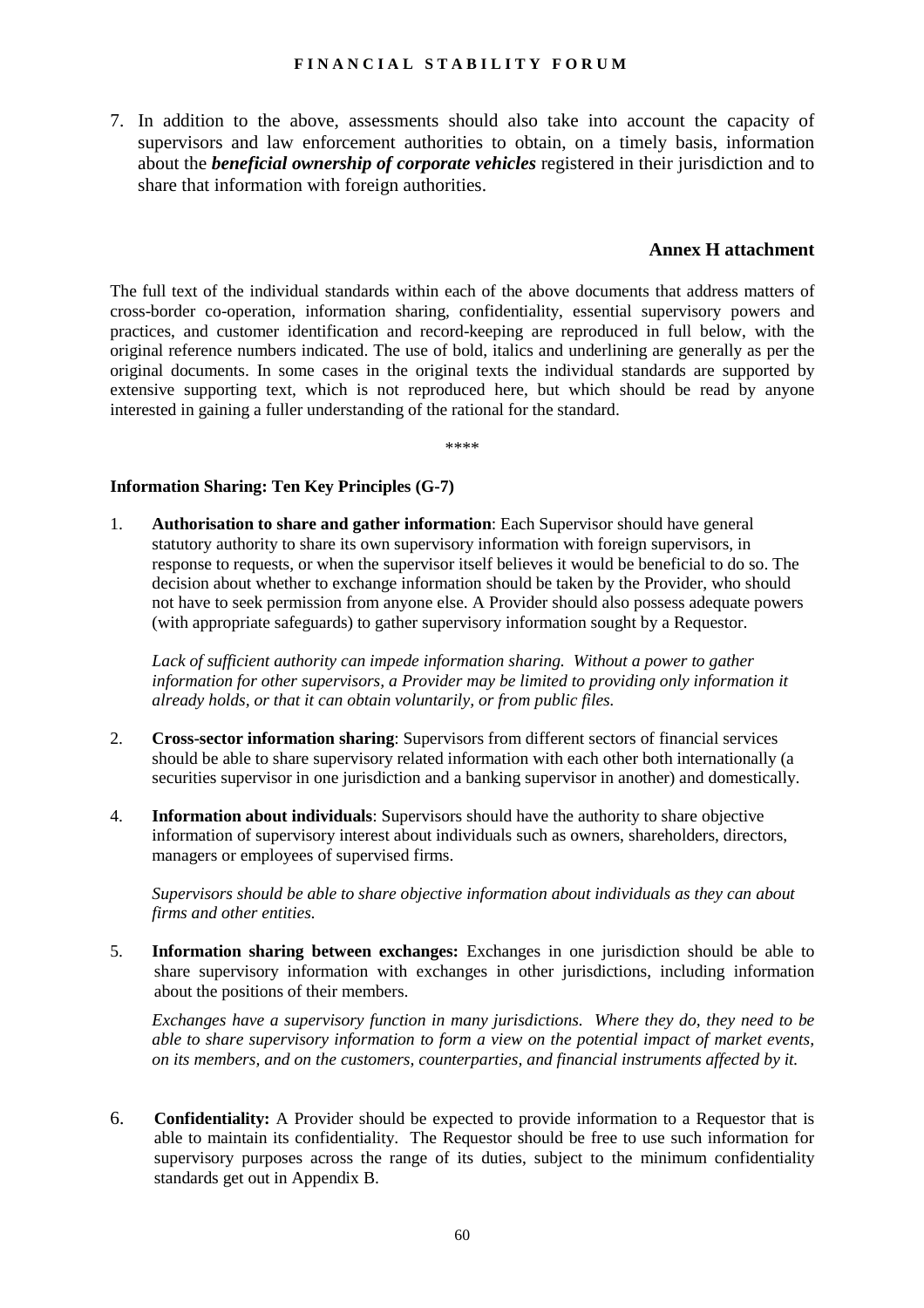7. In addition to the above, assessments should also take into account the capacity of supervisors and law enforcement authorities to obtain, on a timely basis, information about the ***beneficial ownership of corporate vehicles*** registered in their jurisdiction and to share that information with foreign authorities.

## Annex H attachment

The full text of the individual standards within each of the above documents that address matters of cross-border co-operation, information sharing, confidentiality, essential supervisory powers and practices, and customer identification and record-keeping are reproduced in full below, with the original reference numbers indicated. The use of bold, italics and underlining are generally as per the original documents. In some cases in the original texts the individual standards are supported by extensive supporting text, which is not reproduced here, but which should be read by anyone interested in gaining a fuller understanding of the rational for the standard.

\*\*\*\*

**Information Sharing: Ten Key Principles (G-7)**

1. **Authorisation to share and gather information**: Each Supervisor should have general statutory authority to share its own supervisory information with foreign supervisors, in response to requests, or when the supervisor itself believes it would be beneficial to do so. The decision about whether to exchange information should be taken by the Provider, who should not have to seek permission from anyone else. A Provider should also possess adequate powers (with appropriate safeguards) to gather supervisory information sought by a Requestor.

   *Lack of sufficient authority can impede information sharing. Without a power to gather information for other supervisors, a Provider may be limited to providing only information it already holds, or that it can obtain voluntarily, or from public files.*

2. **Cross-sector information sharing**: Supervisors from different sectors of financial services should be able to share supervisory related information with each other both internationally (a securities supervisor in one jurisdiction and a banking supervisor in another) and domestically.

4. **Information about individuals**: Supervisors should have the authority to share objective information of supervisory interest about individuals such as owners, shareholders, directors, managers or employees of supervised firms.

   *Supervisors should be able to share objective information about individuals as they can about firms and other entities.*

5. **Information sharing between exchanges:** Exchanges in one jurisdiction should be able to share supervisory information with exchanges in other jurisdictions, including information about the positions of their members.

   *Exchanges have a supervisory function in many jurisdictions. Where they do, they need to be able to share supervisory information to form a view on the potential impact of market events, on its members, and on the customers, counterparties, and financial instruments affected by it.*

6. **Confidentiality:** A Provider should be expected to provide information to a Requestor that is able to maintain its confidentiality. The Requestor should be free to use such information for supervisory purposes across the range of its duties, subject to the minimum confidentiality standards get out in Appendix B.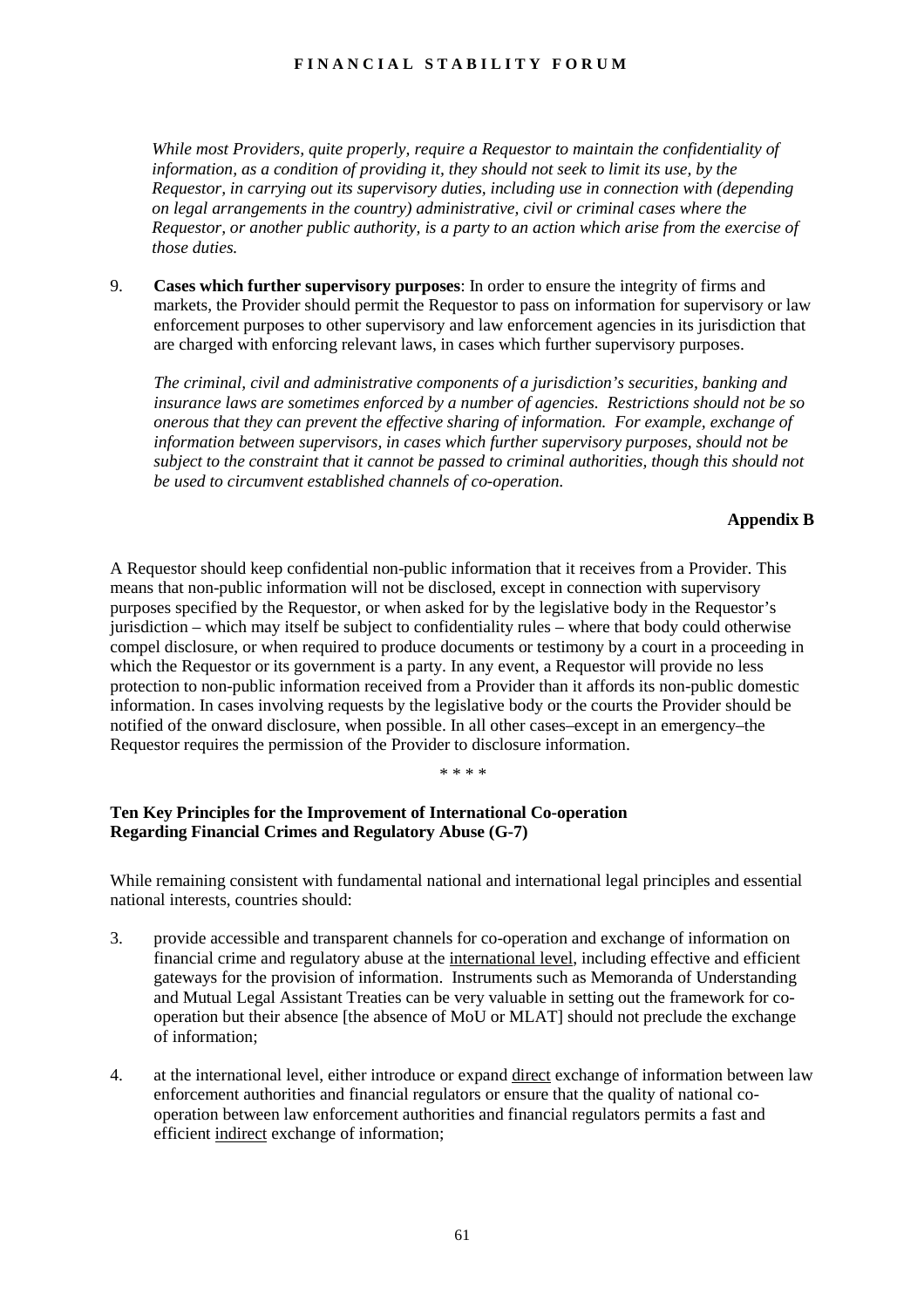*While most Providers, quite properly, require a Requestor to maintain the confidentiality of information, as a condition of providing it, they should not seek to limit its use, by the Requestor, in carrying out its supervisory duties, including use in connection with (depending on legal arrangements in the country) administrative, civil or criminal cases where the Requestor, or another public authority, is a party to an action which arise from the exercise of those duties.*

9. **Cases which further supervisory purposes**: In order to ensure the integrity of firms and markets, the Provider should permit the Requestor to pass on information for supervisory or law enforcement purposes to other supervisory and law enforcement agencies in its jurisdiction that are charged with enforcing relevant laws, in cases which further supervisory purposes.

   *The criminal, civil and administrative components of a jurisdiction's securities, banking and insurance laws are sometimes enforced by a number of agencies. Restrictions should not be so onerous that they can prevent the effective sharing of information. For example, exchange of information between supervisors, in cases which further supervisory purposes, should not be subject to the constraint that it cannot be passed to criminal authorities, though this should not be used to circumvent established channels of co-operation.*

**Appendix B**

A Requestor should keep confidential non-public information that it receives from a Provider. This means that non-public information will not be disclosed, except in connection with supervisory purposes specified by the Requestor, or when asked for by the legislative body in the Requestor's jurisdiction – which may itself be subject to confidentiality rules – where that body could otherwise compel disclosure, or when required to produce documents or testimony by a court in a proceeding in which the Requestor or its government is a party. In any event, a Requestor will provide no less protection to non-public information received from a Provider than it affords its non-public domestic information. In cases involving requests by the legislative body or the courts the Provider should be notified of the onward disclosure, when possible. In all other cases–except in an emergency–the Requestor requires the permission of the Provider to disclosure information.

\* \* \* \*

**Ten Key Principles for the Improvement of International Co-operation Regarding Financial Crimes and Regulatory Abuse (G-7)**

While remaining consistent with fundamental national and international legal principles and essential national interests, countries should:

3. provide accessible and transparent channels for co-operation and exchange of information on financial crime and regulatory abuse at the international level, including effective and efficient gateways for the provision of information. Instruments such as Memoranda of Understanding and Mutual Legal Assistant Treaties can be very valuable in setting out the framework for co-operation but their absence [the absence of MoU or MLAT] should not preclude the exchange of information;

4. at the international level, either introduce or expand direct exchange of information between law enforcement authorities and financial regulators or ensure that the quality of national co-operation between law enforcement authorities and financial regulators permits a fast and efficient indirect exchange of information;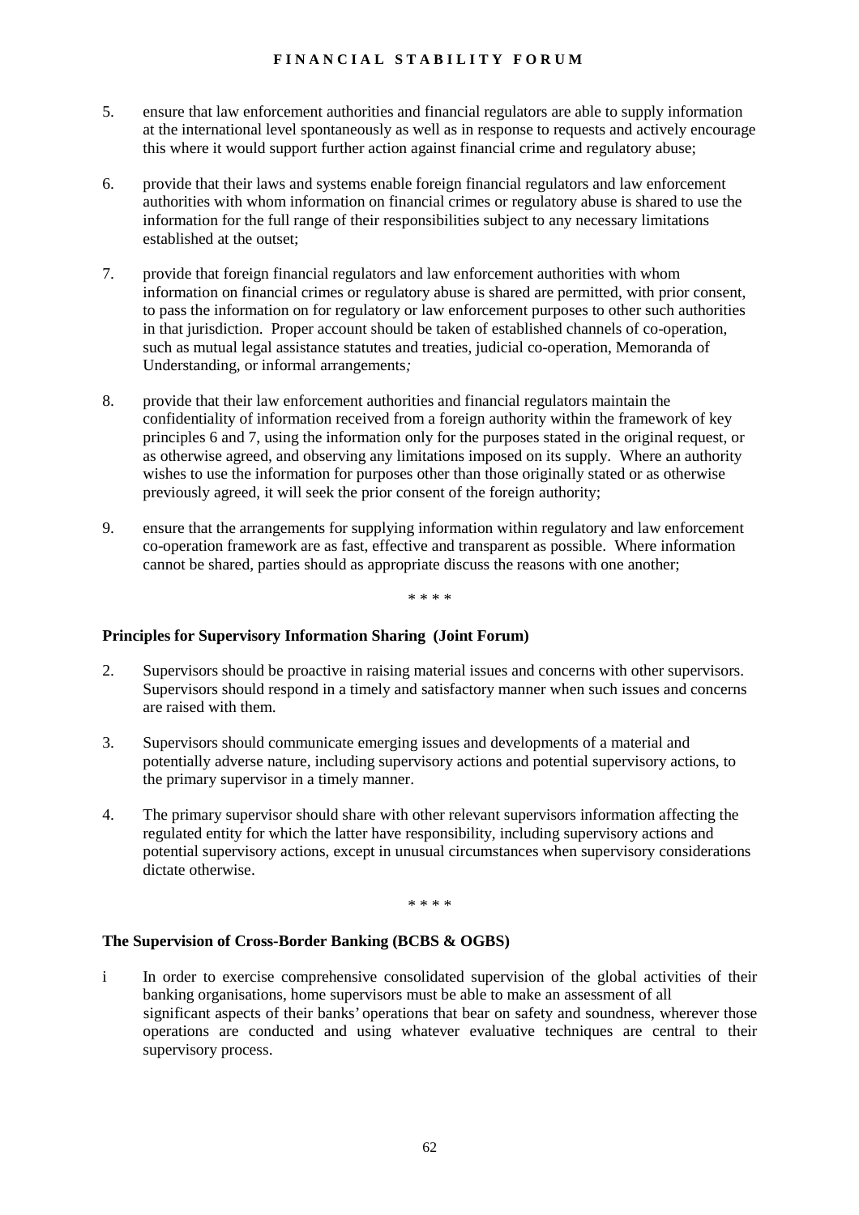5. ensure that law enforcement authorities and financial regulators are able to supply information at the international level spontaneously as well as in response to requests and actively encourage this where it would support further action against financial crime and regulatory abuse;

6. provide that their laws and systems enable foreign financial regulators and law enforcement authorities with whom information on financial crimes or regulatory abuse is shared to use the information for the full range of their responsibilities subject to any necessary limitations established at the outset;

7. provide that foreign financial regulators and law enforcement authorities with whom information on financial crimes or regulatory abuse is shared are permitted, with prior consent, to pass the information on for regulatory or law enforcement purposes to other such authorities in that jurisdiction. Proper account should be taken of established channels of co-operation, such as mutual legal assistance statutes and treaties, judicial co-operation, Memoranda of Understanding, or informal arrangements*;*

8. provide that their law enforcement authorities and financial regulators maintain the confidentiality of information received from a foreign authority within the framework of key principles 6 and 7, using the information only for the purposes stated in the original request, or as otherwise agreed, and observing any limitations imposed on its supply. Where an authority wishes to use the information for purposes other than those originally stated or as otherwise previously agreed, it will seek the prior consent of the foreign authority;

9. ensure that the arrangements for supplying information within regulatory and law enforcement co-operation framework are as fast, effective and transparent as possible. Where information cannot be shared, parties should as appropriate discuss the reasons with one another;

\* \* \* \*

**Principles for Supervisory Information Sharing (Joint Forum)**

2. Supervisors should be proactive in raising material issues and concerns with other supervisors. Supervisors should respond in a timely and satisfactory manner when such issues and concerns are raised with them.

3. Supervisors should communicate emerging issues and developments of a material and potentially adverse nature, including supervisory actions and potential supervisory actions, to the primary supervisor in a timely manner.

4. The primary supervisor should share with other relevant supervisors information affecting the regulated entity for which the latter have responsibility, including supervisory actions and potential supervisory actions, except in unusual circumstances when supervisory considerations dictate otherwise.

\* \* \* \*

**The Supervision of Cross-Border Banking (BCBS & OGBS)**

i In order to exercise comprehensive consolidated supervision of the global activities of their banking organisations, home supervisors must be able to make an assessment of all significant aspects of their banks' operations that bear on safety and soundness, wherever those operations are conducted and using whatever evaluative techniques are central to their supervisory process.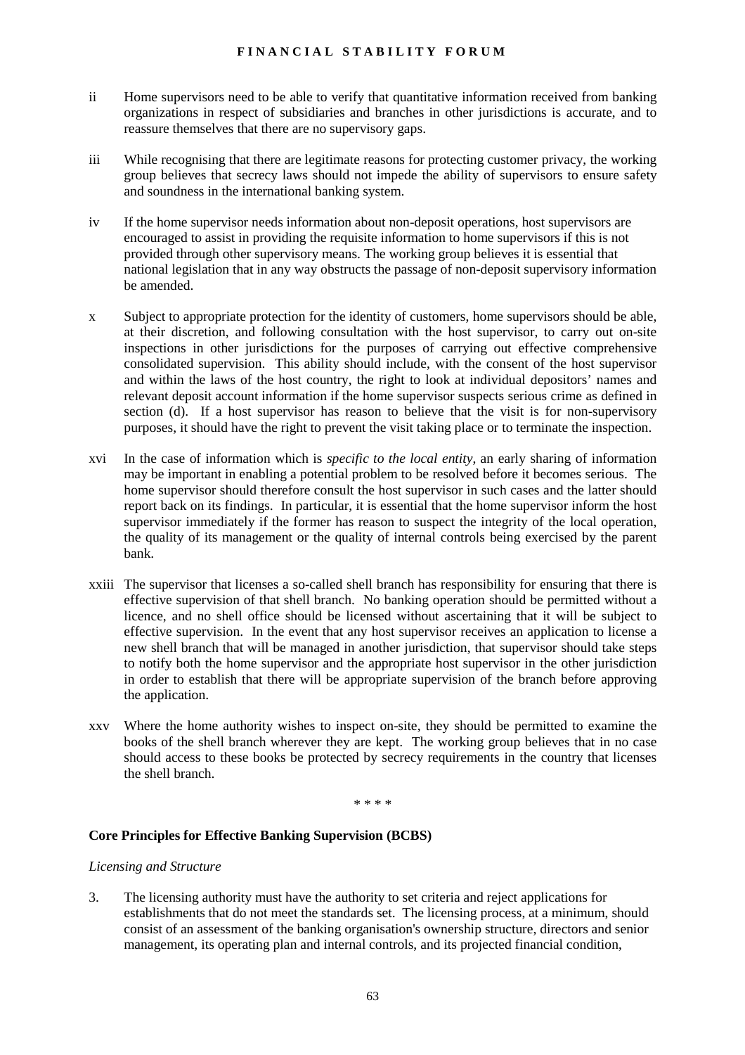ii Home supervisors need to be able to verify that quantitative information received from banking organizations in respect of subsidiaries and branches in other jurisdictions is accurate, and to reassure themselves that there are no supervisory gaps.

iii While recognising that there are legitimate reasons for protecting customer privacy, the working group believes that secrecy laws should not impede the ability of supervisors to ensure safety and soundness in the international banking system.

iv If the home supervisor needs information about non-deposit operations, host supervisors are encouraged to assist in providing the requisite information to home supervisors if this is not provided through other supervisory means. The working group believes it is essential that national legislation that in any way obstructs the passage of non-deposit supervisory information be amended.

x Subject to appropriate protection for the identity of customers, home supervisors should be able, at their discretion, and following consultation with the host supervisor, to carry out on-site inspections in other jurisdictions for the purposes of carrying out effective comprehensive consolidated supervision. This ability should include, with the consent of the host supervisor and within the laws of the host country, the right to look at individual depositors' names and relevant deposit account information if the home supervisor suspects serious crime as defined in section (d). If a host supervisor has reason to believe that the visit is for non-supervisory purposes, it should have the right to prevent the visit taking place or to terminate the inspection.

xvi In the case of information which is *specific to the local entity*, an early sharing of information may be important in enabling a potential problem to be resolved before it becomes serious. The home supervisor should therefore consult the host supervisor in such cases and the latter should report back on its findings. In particular, it is essential that the home supervisor inform the host supervisor immediately if the former has reason to suspect the integrity of the local operation, the quality of its management or the quality of internal controls being exercised by the parent bank.

xxiii The supervisor that licenses a so-called shell branch has responsibility for ensuring that there is effective supervision of that shell branch. No banking operation should be permitted without a licence, and no shell office should be licensed without ascertaining that it will be subject to effective supervision. In the event that any host supervisor receives an application to license a new shell branch that will be managed in another jurisdiction, that supervisor should take steps to notify both the home supervisor and the appropriate host supervisor in the other jurisdiction in order to establish that there will be appropriate supervision of the branch before approving the application.

xxv Where the home authority wishes to inspect on-site, they should be permitted to examine the books of the shell branch wherever they are kept. The working group believes that in no case should access to these books be protected by secrecy requirements in the country that licenses the shell branch.

\* \* \* \*

**Core Principles for Effective Banking Supervision (BCBS)**

*Licensing and Structure*

3. The licensing authority must have the authority to set criteria and reject applications for establishments that do not meet the standards set. The licensing process, at a minimum, should consist of an assessment of the banking organisation's ownership structure, directors and senior management, its operating plan and internal controls, and its projected financial condition,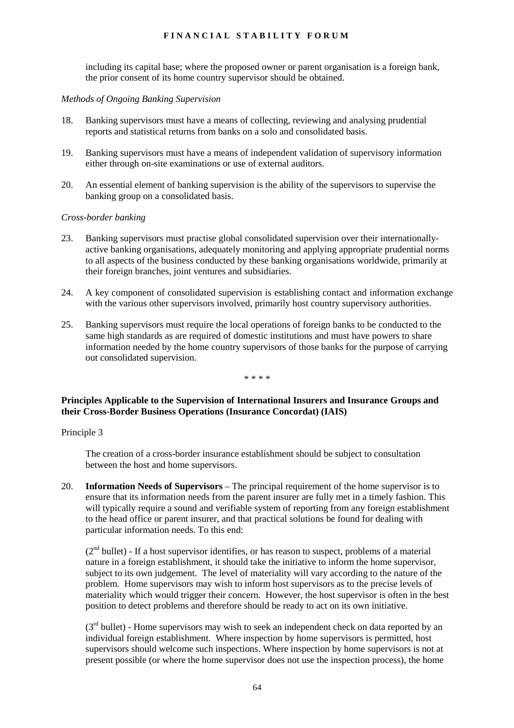including its capital base; where the proposed owner or parent organisation is a foreign bank, the prior consent of its home country supervisor should be obtained.

*Methods of Ongoing Banking Supervision*

18. Banking supervisors must have a means of collecting, reviewing and analysing prudential reports and statistical returns from banks on a solo and consolidated basis.

19. Banking supervisors must have a means of independent validation of supervisory information either through on-site examinations or use of external auditors.

20. An essential element of banking supervision is the ability of the supervisors to supervise the banking group on a consolidated basis.

*Cross-border banking*

23. Banking supervisors must practise global consolidated supervision over their internationally-active banking organisations, adequately monitoring and applying appropriate prudential norms to all aspects of the business conducted by these banking organisations worldwide, primarily at their foreign branches, joint ventures and subsidiaries.

24. A key component of consolidated supervision is establishing contact and information exchange with the various other supervisors involved, primarily host country supervisory authorities.

25. Banking supervisors must require the local operations of foreign banks to be conducted to the same high standards as are required of domestic institutions and must have powers to share information needed by the home country supervisors of those banks for the purpose of carrying out consolidated supervision.

\* \* \* \*

**Principles Applicable to the Supervision of International Insurers and Insurance Groups and their Cross-Border Business Operations (Insurance Concordat) (IAIS)**

Principle 3

The creation of a cross-border insurance establishment should be subject to consultation between the host and home supervisors.

20. **Information Needs of Supervisors** – The principal requirement of the home supervisor is to ensure that its information needs from the parent insurer are fully met in a timely fashion. This will typically require a sound and verifiable system of reporting from any foreign establishment to the head office or parent insurer, and that practical solutions be found for dealing with particular information needs. To this end:

(2nd bullet) - If a host supervisor identifies, or has reason to suspect, problems of a material nature in a foreign establishment, it should take the initiative to inform the home supervisor, subject to its own judgement. The level of materiality will vary according to the nature of the problem. Home supervisors may wish to inform host supervisors as to the precise levels of materiality which would trigger their concern. However, the host supervisor is often in the best position to detect problems and therefore should be ready to act on its own initiative.

(3rd bullet) - Home supervisors may wish to seek an independent check on data reported by an individual foreign establishment. Where inspection by home supervisors is permitted, host supervisors should welcome such inspections. Where inspection by home supervisors is not at present possible (or where the home supervisor does not use the inspection process), the home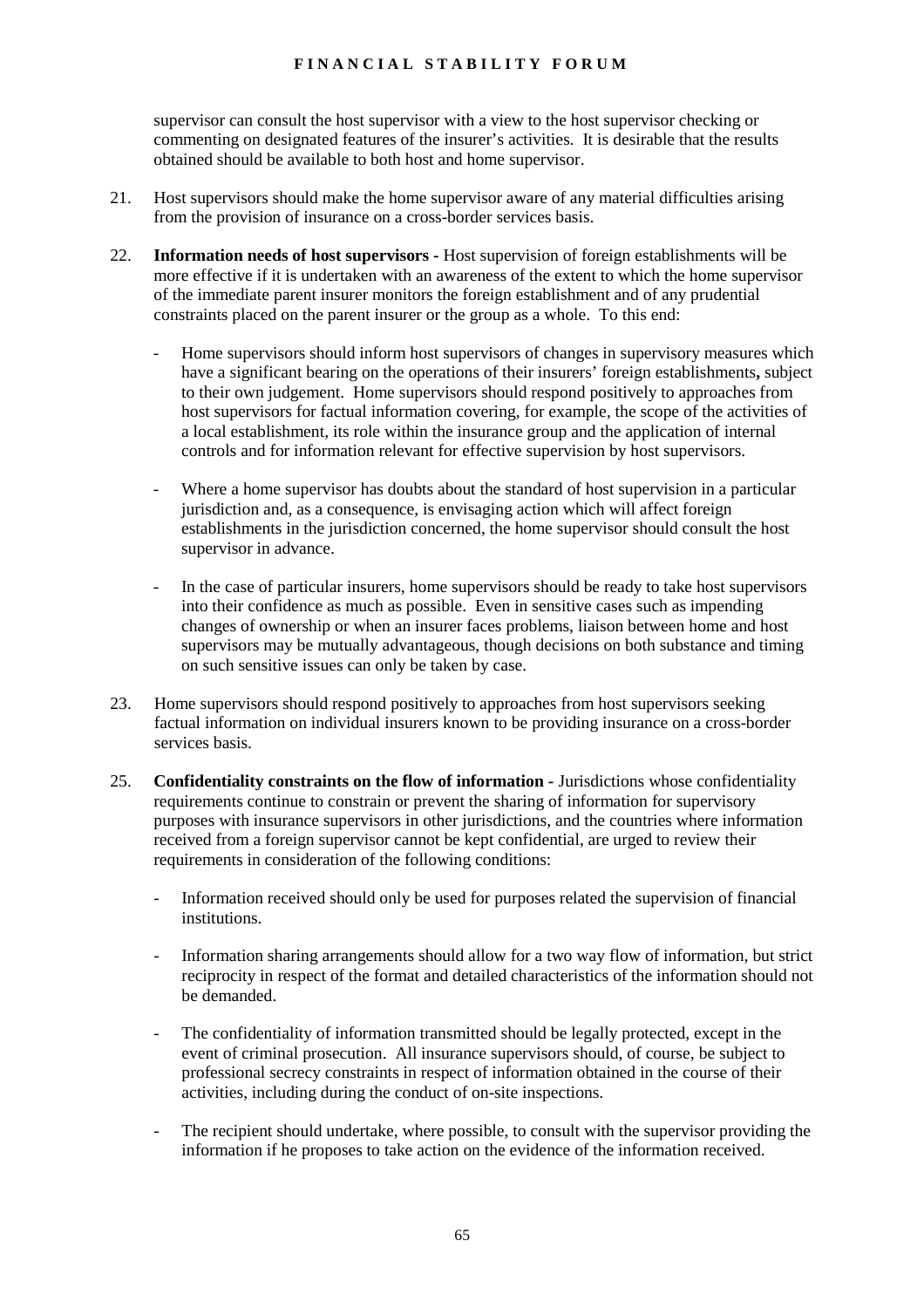supervisor can consult the host supervisor with a view to the host supervisor checking or commenting on designated features of the insurer's activities. It is desirable that the results obtained should be available to both host and home supervisor.

21. Host supervisors should make the home supervisor aware of any material difficulties arising from the provision of insurance on a cross-border services basis.

22. **Information needs of host supervisors** - Host supervision of foreign establishments will be more effective if it is undertaken with an awareness of the extent to which the home supervisor of the immediate parent insurer monitors the foreign establishment and of any prudential constraints placed on the parent insurer or the group as a whole. To this end:

    - Home supervisors should inform host supervisors of changes in supervisory measures which have a significant bearing on the operations of their insurers' foreign establishments**,** subject to their own judgement. Home supervisors should respond positively to approaches from host supervisors for factual information covering, for example, the scope of the activities of a local establishment, its role within the insurance group and the application of internal controls and for information relevant for effective supervision by host supervisors.

    - Where a home supervisor has doubts about the standard of host supervision in a particular jurisdiction and, as a consequence, is envisaging action which will affect foreign establishments in the jurisdiction concerned, the home supervisor should consult the host supervisor in advance.

    - In the case of particular insurers, home supervisors should be ready to take host supervisors into their confidence as much as possible. Even in sensitive cases such as impending changes of ownership or when an insurer faces problems, liaison between home and host supervisors may be mutually advantageous, though decisions on both substance and timing on such sensitive issues can only be taken by case.

23. Home supervisors should respond positively to approaches from host supervisors seeking factual information on individual insurers known to be providing insurance on a cross-border services basis.

25. **Confidentiality constraints on the flow of information** - Jurisdictions whose confidentiality requirements continue to constrain or prevent the sharing of information for supervisory purposes with insurance supervisors in other jurisdictions, and the countries where information received from a foreign supervisor cannot be kept confidential, are urged to review their requirements in consideration of the following conditions:

    - Information received should only be used for purposes related the supervision of financial institutions.

    - Information sharing arrangements should allow for a two way flow of information, but strict reciprocity in respect of the format and detailed characteristics of the information should not be demanded.

    - The confidentiality of information transmitted should be legally protected, except in the event of criminal prosecution. All insurance supervisors should, of course, be subject to professional secrecy constraints in respect of information obtained in the course of their activities, including during the conduct of on-site inspections.

    - The recipient should undertake, where possible, to consult with the supervisor providing the information if he proposes to take action on the evidence of the information received.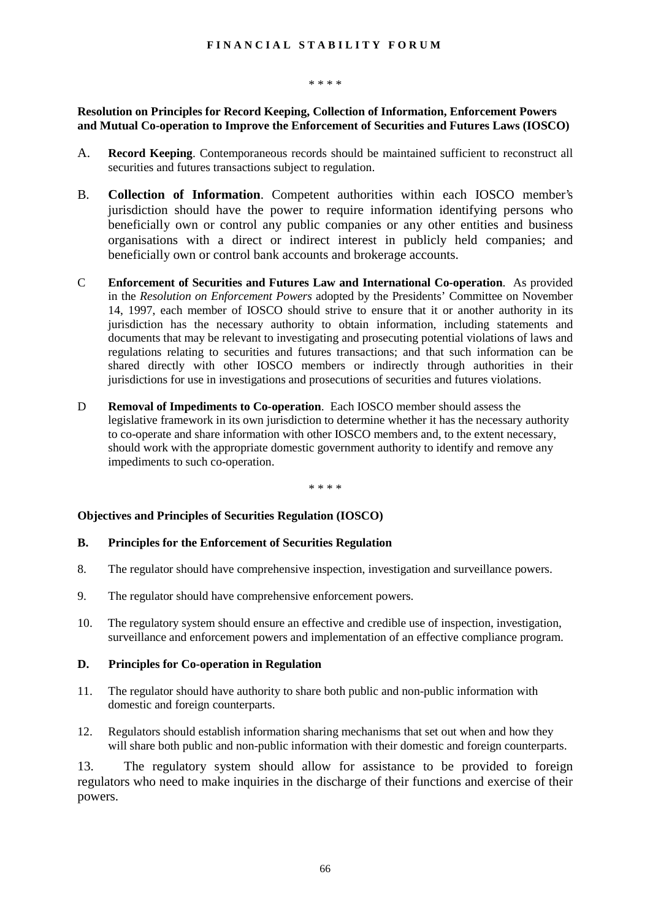\* \* \* \*

**Resolution on Principles for Record Keeping, Collection of Information, Enforcement Powers and Mutual Co-operation to Improve the Enforcement of Securities and Futures Laws (IOSCO)**

A. **Record Keeping**. Contemporaneous records should be maintained sufficient to reconstruct all securities and futures transactions subject to regulation.

B. **Collection of Information**. Competent authorities within each IOSCO member's jurisdiction should have the power to require information identifying persons who beneficially own or control any public companies or any other entities and business organisations with a direct or indirect interest in publicly held companies; and beneficially own or control bank accounts and brokerage accounts.

C **Enforcement of Securities and Futures Law and International Co-operation**. As provided in the *Resolution on Enforcement Powers* adopted by the Presidents' Committee on November 14, 1997, each member of IOSCO should strive to ensure that it or another authority in its jurisdiction has the necessary authority to obtain information, including statements and documents that may be relevant to investigating and prosecuting potential violations of laws and regulations relating to securities and futures transactions; and that such information can be shared directly with other IOSCO members or indirectly through authorities in their jurisdictions for use in investigations and prosecutions of securities and futures violations.

D **Removal of Impediments to Co-operation**. Each IOSCO member should assess the legislative framework in its own jurisdiction to determine whether it has the necessary authority to co-operate and share information with other IOSCO members and, to the extent necessary, should work with the appropriate domestic government authority to identify and remove any impediments to such co-operation.

\* \* \* \*

**Objectives and Principles of Securities Regulation (IOSCO)**

**B. Principles for the Enforcement of Securities Regulation**

8. The regulator should have comprehensive inspection, investigation and surveillance powers.

9. The regulator should have comprehensive enforcement powers.

10. The regulatory system should ensure an effective and credible use of inspection, investigation, surveillance and enforcement powers and implementation of an effective compliance program.

**D. Principles for Co-operation in Regulation**

11. The regulator should have authority to share both public and non-public information with domestic and foreign counterparts.

12. Regulators should establish information sharing mechanisms that set out when and how they will share both public and non-public information with their domestic and foreign counterparts.

13. The regulatory system should allow for assistance to be provided to foreign regulators who need to make inquiries in the discharge of their functions and exercise of their powers.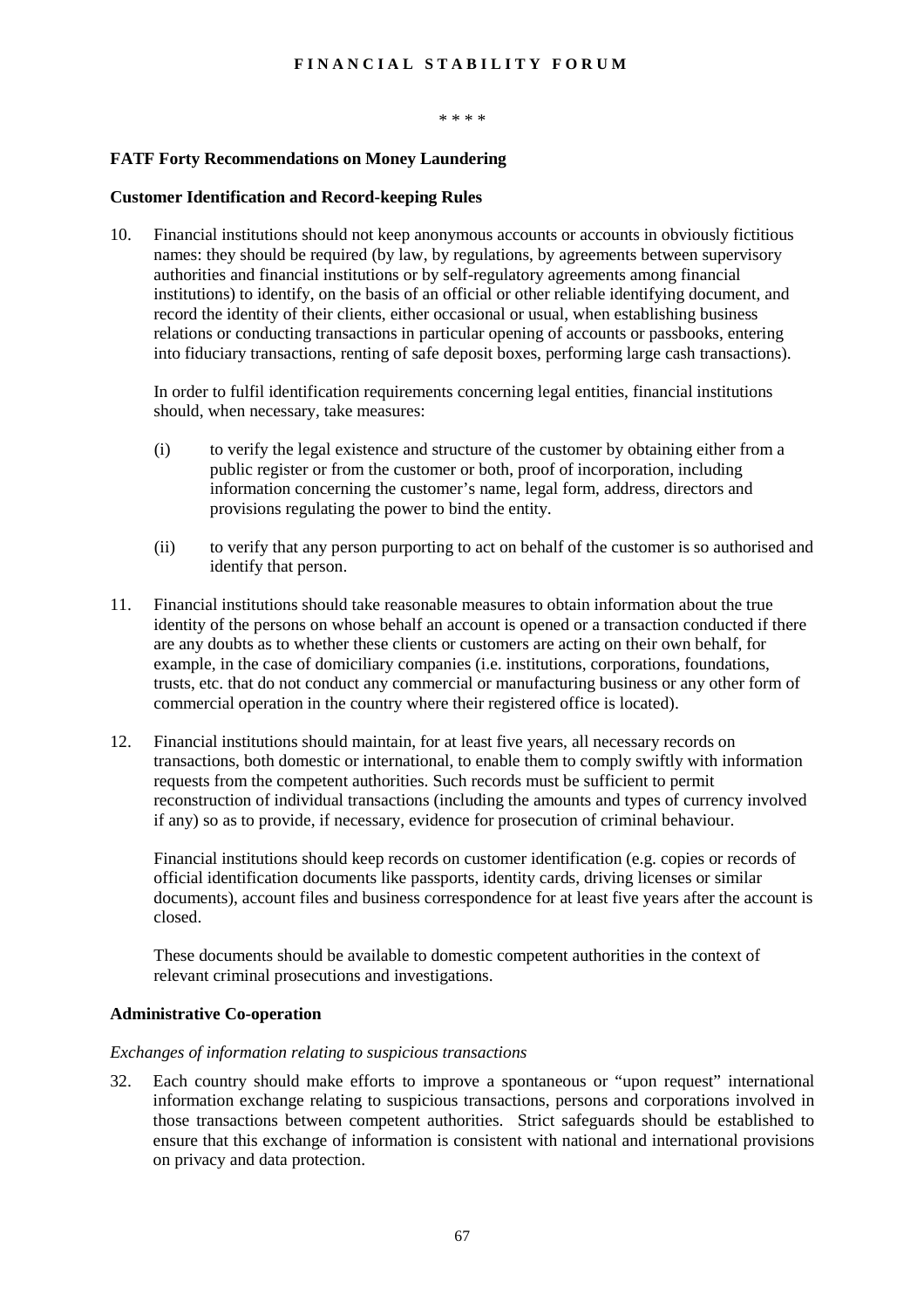\* \* \* \*

**FATF Forty Recommendations on Money Laundering**

**Customer Identification and Record-keeping Rules**

10. Financial institutions should not keep anonymous accounts or accounts in obviously fictitious names: they should be required (by law, by regulations, by agreements between supervisory authorities and financial institutions or by self-regulatory agreements among financial institutions) to identify, on the basis of an official or other reliable identifying document, and record the identity of their clients, either occasional or usual, when establishing business relations or conducting transactions in particular opening of accounts or passbooks, entering into fiduciary transactions, renting of safe deposit boxes, performing large cash transactions).

    In order to fulfil identification requirements concerning legal entities, financial institutions should, when necessary, take measures:

    (i) to verify the legal existence and structure of the customer by obtaining either from a public register or from the customer or both, proof of incorporation, including information concerning the customer's name, legal form, address, directors and provisions regulating the power to bind the entity.

    (ii) to verify that any person purporting to act on behalf of the customer is so authorised and identify that person.

11. Financial institutions should take reasonable measures to obtain information about the true identity of the persons on whose behalf an account is opened or a transaction conducted if there are any doubts as to whether these clients or customers are acting on their own behalf, for example, in the case of domiciliary companies (i.e. institutions, corporations, foundations, trusts, etc. that do not conduct any commercial or manufacturing business or any other form of commercial operation in the country where their registered office is located).

12. Financial institutions should maintain, for at least five years, all necessary records on transactions, both domestic or international, to enable them to comply swiftly with information requests from the competent authorities. Such records must be sufficient to permit reconstruction of individual transactions (including the amounts and types of currency involved if any) so as to provide, if necessary, evidence for prosecution of criminal behaviour.

    Financial institutions should keep records on customer identification (e.g. copies or records of official identification documents like passports, identity cards, driving licenses or similar documents), account files and business correspondence for at least five years after the account is closed.

    These documents should be available to domestic competent authorities in the context of relevant criminal prosecutions and investigations.

**Administrative Co-operation**

*Exchanges of information relating to suspicious transactions*

32. Each country should make efforts to improve a spontaneous or "upon request" international information exchange relating to suspicious transactions, persons and corporations involved in those transactions between competent authorities. Strict safeguards should be established to ensure that this exchange of information is consistent with national and international provisions on privacy and data protection.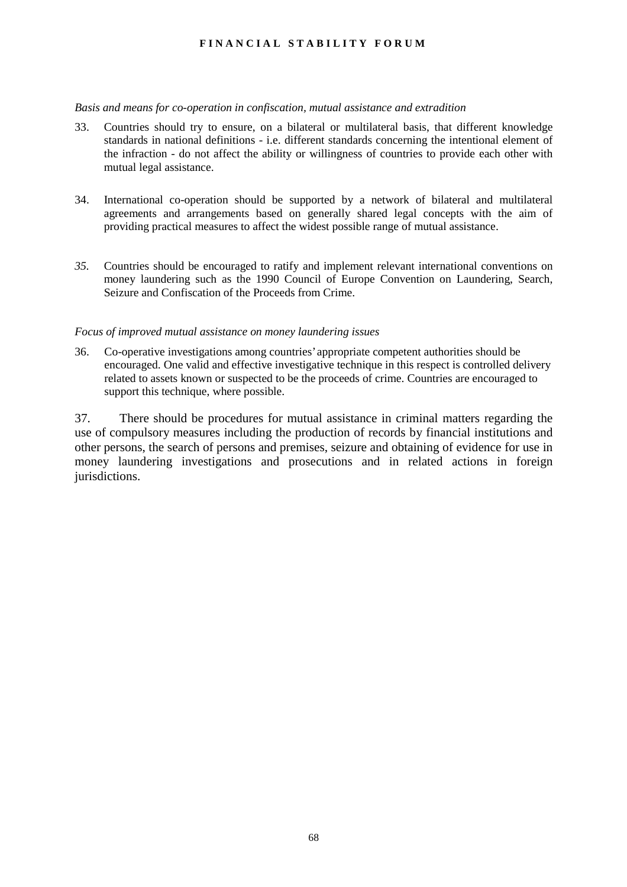*Basis and means for co-operation in confiscation, mutual assistance and extradition*

33. Countries should try to ensure, on a bilateral or multilateral basis, that different knowledge standards in national definitions - i.e. different standards concerning the intentional element of the infraction - do not affect the ability or willingness of countries to provide each other with mutual legal assistance.

34. International co-operation should be supported by a network of bilateral and multilateral agreements and arrangements based on generally shared legal concepts with the aim of providing practical measures to affect the widest possible range of mutual assistance.

*35.* Countries should be encouraged to ratify and implement relevant international conventions on money laundering such as the 1990 Council of Europe Convention on Laundering, Search, Seizure and Confiscation of the Proceeds from Crime.

*Focus of improved mutual assistance on money laundering issues*

36. Co-operative investigations among countries' appropriate competent authorities should be encouraged. One valid and effective investigative technique in this respect is controlled delivery related to assets known or suspected to be the proceeds of crime. Countries are encouraged to support this technique, where possible.

37. There should be procedures for mutual assistance in criminal matters regarding the use of compulsory measures including the production of records by financial institutions and other persons, the search of persons and premises, seizure and obtaining of evidence for use in money laundering investigations and prosecutions and in related actions in foreign jurisdictions.